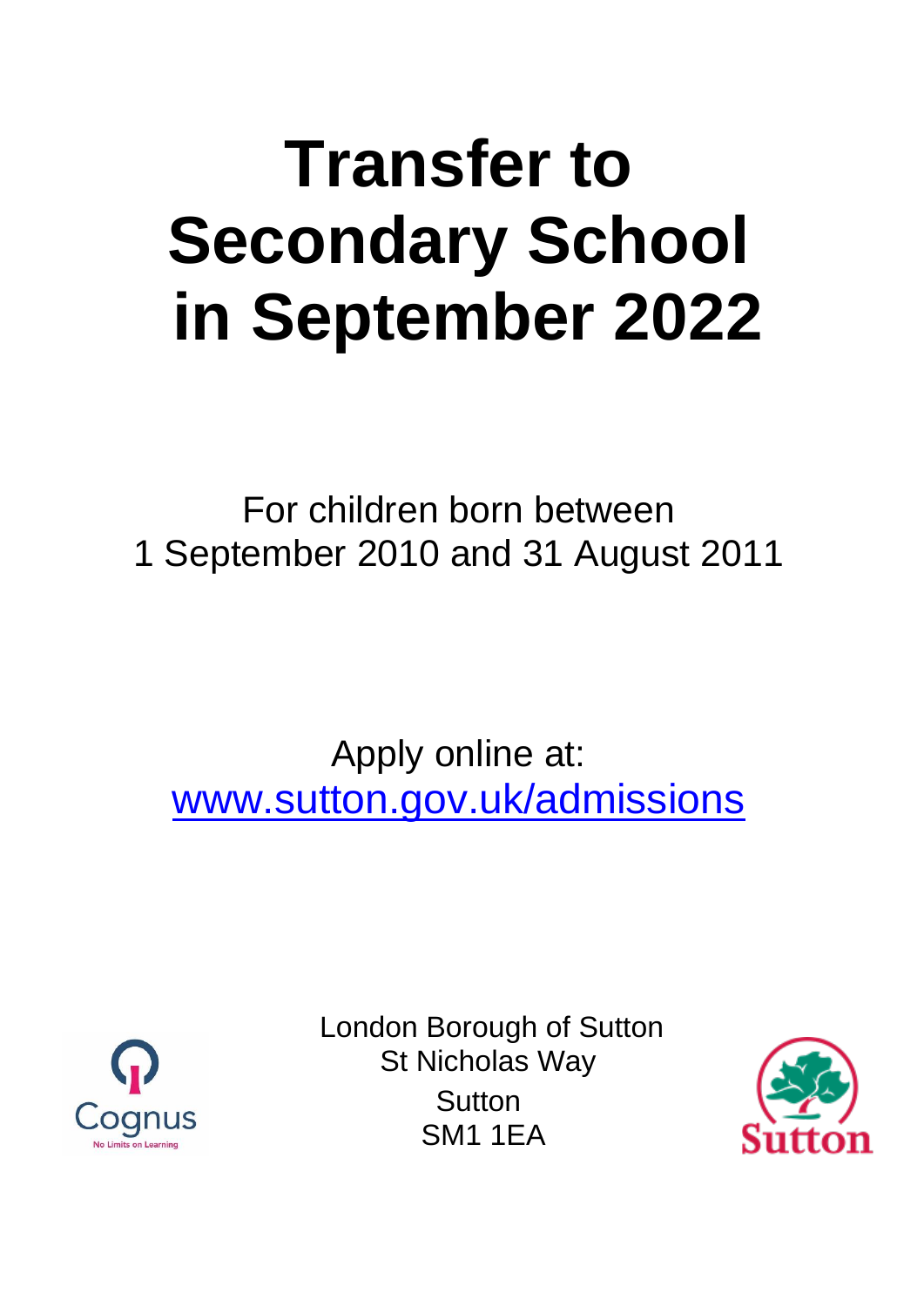# Transfer to Secondary School in September 2022

For children born between
1 September 2010 and 31 August 2011

Apply online at:
www.sutton.gov.uk/admissions

London Borough of Sutton
St Nicholas Way
Sutton
SM1 1EA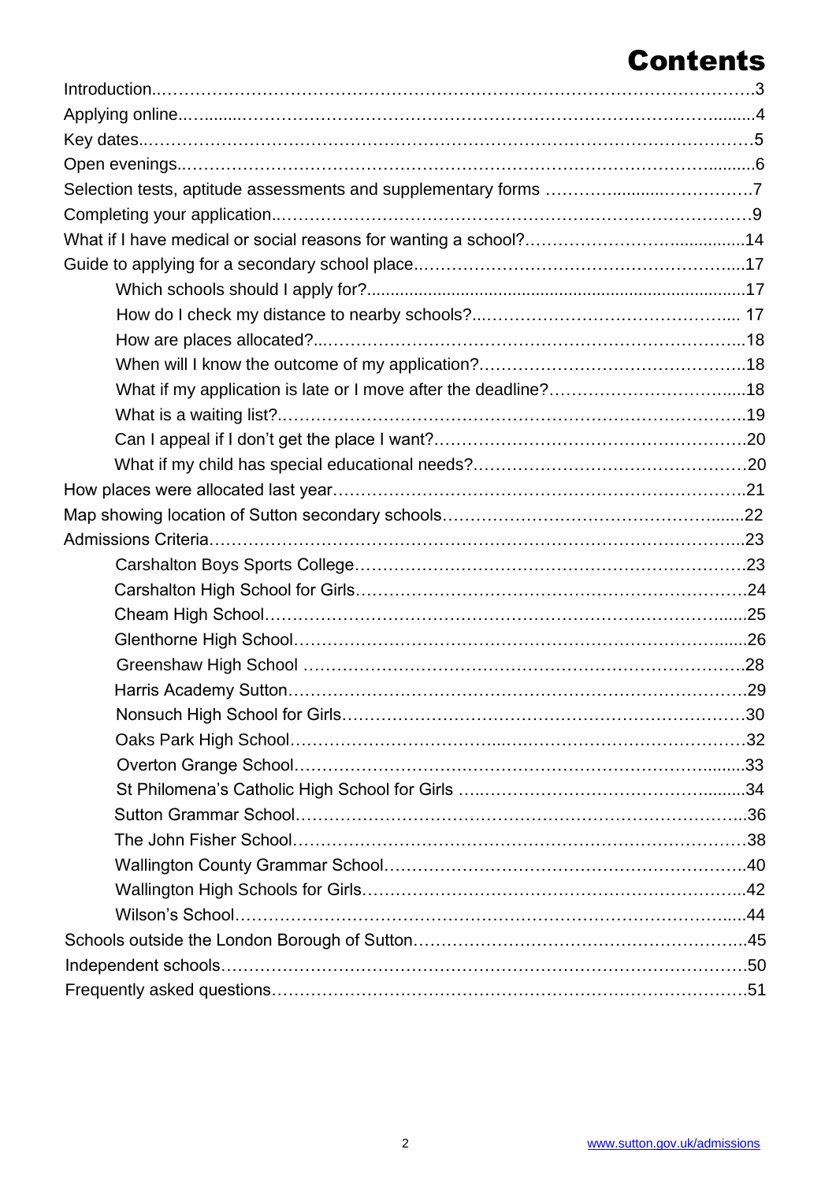# Contents

- Introduction ... 3
- Applying online ... 4
- Key dates ... 5
- Open evenings ... 6
- Selection tests, aptitude assessments and supplementary forms ... 7
- Completing your application ... 9
- What if I have medical or social reasons for wanting a school? ... 14
- Guide to applying for a secondary school place ... 17
  - Which schools should I apply for? ... 17
  - How do I check my distance to nearby schools? ... 17
  - How are places allocated? ... 18
  - When will I know the outcome of my application? ... 18
  - What if my application is late or I move after the deadline? ... 18
  - What is a waiting list? ... 19
  - Can I appeal if I don't get the place I want? ... 20
  - What if my child has special educational needs? ... 20
- How places were allocated last year ... 21
- Map showing location of Sutton secondary schools ... 22
- Admissions Criteria ... 23
  - Carshalton Boys Sports College ... 23
  - Carshalton High School for Girls ... 24
  - Cheam High School ... 25
  - Glenthorne High School ... 26
  - Greenshaw High School ... 28
  - Harris Academy Sutton ... 29
  - Nonsuch High School for Girls ... 30
  - Oaks Park High School ... 32
  - Overton Grange School ... 33
  - St Philomena's Catholic High School for Girls ... 34
  - Sutton Grammar School ... 36
  - The John Fisher School ... 38
  - Wallington County Grammar School ... 40
  - Wallington High Schools for Girls ... 42
  - Wilson's School ... 44
- Schools outside the London Borough of Sutton ... 45
- Independent schools ... 50
- Frequently asked questions ... 51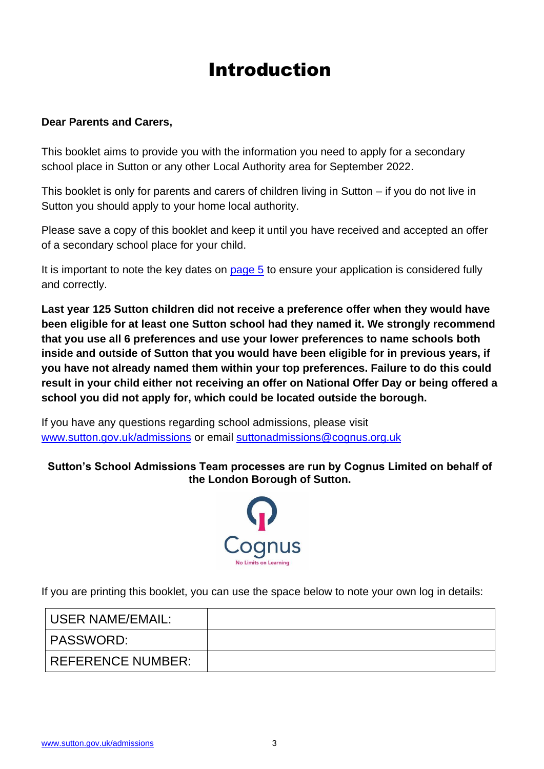# Introduction

**Dear Parents and Carers,**

This booklet aims to provide you with the information you need to apply for a secondary school place in Sutton or any other Local Authority area for September 2022.

This booklet is only for parents and carers of children living in Sutton – if you do not live in Sutton you should apply to your home local authority.

Please save a copy of this booklet and keep it until you have received and accepted an offer of a secondary school place for your child.

It is important to note the key dates on page 5 to ensure your application is considered fully and correctly.

**Last year 125 Sutton children did not receive a preference offer when they would have been eligible for at least one Sutton school had they named it. We strongly recommend that you use all 6 preferences and use your lower preferences to name schools both inside and outside of Sutton that you would have been eligible for in previous years, if you have not already named them within your top preferences. Failure to do this could result in your child either not receiving an offer on National Offer Day or being offered a school you did not apply for, which could be located outside the borough.**

If you have any questions regarding school admissions, please visit www.sutton.gov.uk/admissions or email suttonadmissions@cognus.org.uk

**Sutton's School Admissions Team processes are run by Cognus Limited on behalf of the London Borough of Sutton.**

Cognus
No Limits on Learning

If you are printing this booklet, you can use the space below to note your own log in details:

| USER NAME/EMAIL: | |
|---|---|
| PASSWORD: | |
| REFERENCE NUMBER: | |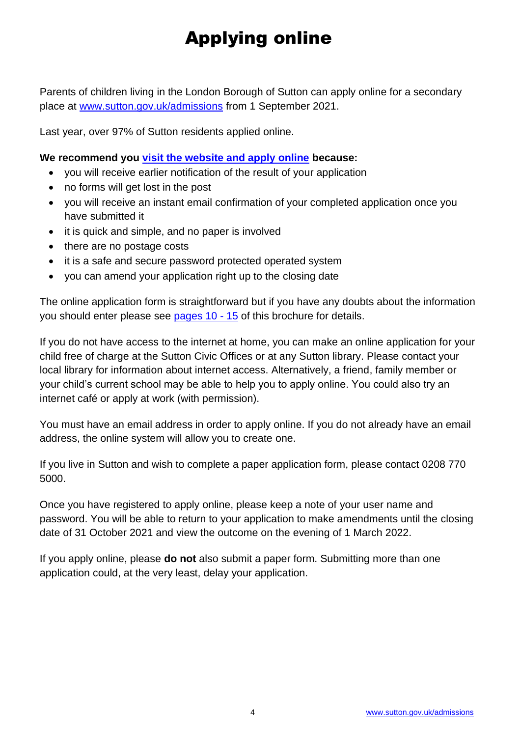# Applying online

Parents of children living in the London Borough of Sutton can apply online for a secondary place at [www.sutton.gov.uk/admissions](www.sutton.gov.uk/admissions) from 1 September 2021.

Last year, over 97% of Sutton residents applied online.

**We recommend you [visit the website and apply online](www.sutton.gov.uk/admissions) because:**

- you will receive earlier notification of the result of your application
- no forms will get lost in the post
- you will receive an instant email confirmation of your completed application once you have submitted it
- it is quick and simple, and no paper is involved
- there are no postage costs
- it is a safe and secure password protected operated system
- you can amend your application right up to the closing date

The online application form is straightforward but if you have any doubts about the information you should enter please see pages 10 - 15 of this brochure for details.

If you do not have access to the internet at home, you can make an online application for your child free of charge at the Sutton Civic Offices or at any Sutton library. Please contact your local library for information about internet access. Alternatively, a friend, family member or your child's current school may be able to help you to apply online. You could also try an internet café or apply at work (with permission).

You must have an email address in order to apply online. If you do not already have an email address, the online system will allow you to create one.

If you live in Sutton and wish to complete a paper application form, please contact 0208 770 5000.

Once you have registered to apply online, please keep a note of your user name and password. You will be able to return to your application to make amendments until the closing date of 31 October 2021 and view the outcome on the evening of 1 March 2022.

If you apply online, please **do not** also submit a paper form. Submitting more than one application could, at the very least, delay your application.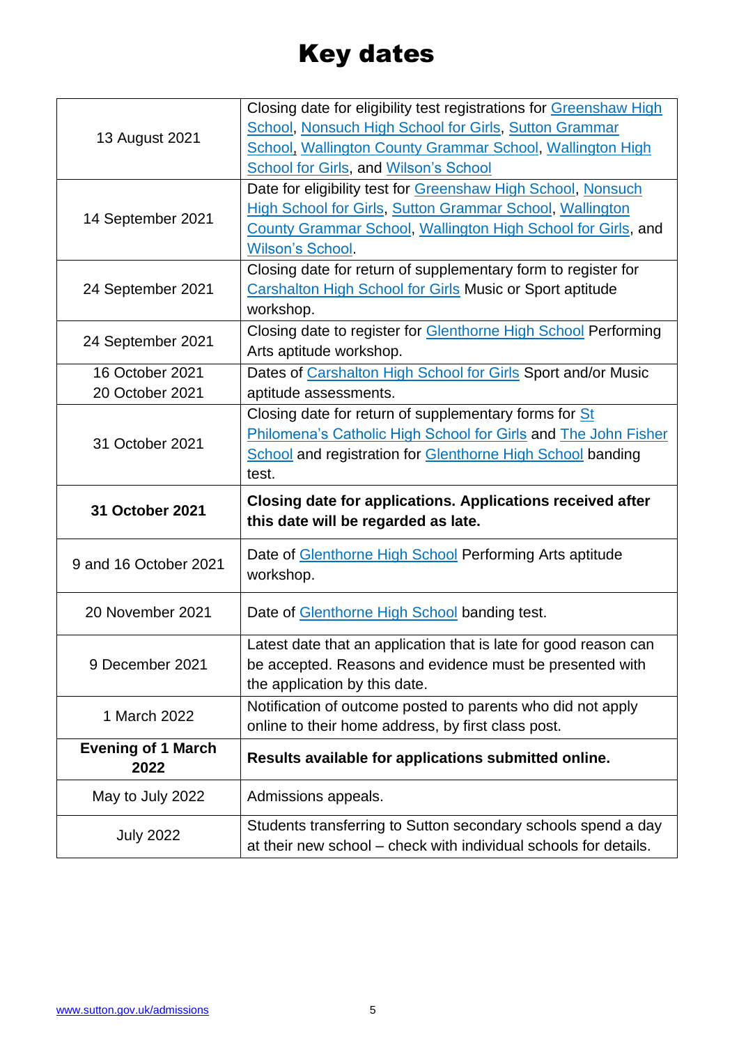# Key dates

| | |
|---|---|
| 13 August 2021 | Closing date for eligibility test registrations for Greenshaw High School, Nonsuch High School for Girls, Sutton Grammar School, Wallington County Grammar School, Wallington High School for Girls, and Wilson's School |
| 14 September 2021 | Date for eligibility test for Greenshaw High School, Nonsuch High School for Girls, Sutton Grammar School, Wallington County Grammar School, Wallington High School for Girls, and Wilson's School. |
| 24 September 2021 | Closing date for return of supplementary form to register for Carshalton High School for Girls Music or Sport aptitude workshop. |
| 24 September 2021 | Closing date to register for Glenthorne High School Performing Arts aptitude workshop. |
| 16 October 2021<br>20 October 2021 | Dates of Carshalton High School for Girls Sport and/or Music aptitude assessments. |
| 31 October 2021 | Closing date for return of supplementary forms for St Philomena's Catholic High School for Girls and The John Fisher School and registration for Glenthorne High School banding test. |
| **31 October 2021** | **Closing date for applications. Applications received after this date will be regarded as late.** |
| 9 and 16 October 2021 | Date of Glenthorne High School Performing Arts aptitude workshop. |
| 20 November 2021 | Date of Glenthorne High School banding test. |
| 9 December 2021 | Latest date that an application that is late for good reason can be accepted. Reasons and evidence must be presented with the application by this date. |
| 1 March 2022 | Notification of outcome posted to parents who did not apply online to their home address, by first class post. |
| **Evening of 1 March 2022** | **Results available for applications submitted online.** |
| May to July 2022 | Admissions appeals. |
| July 2022 | Students transferring to Sutton secondary schools spend a day at their new school – check with individual schools for details. |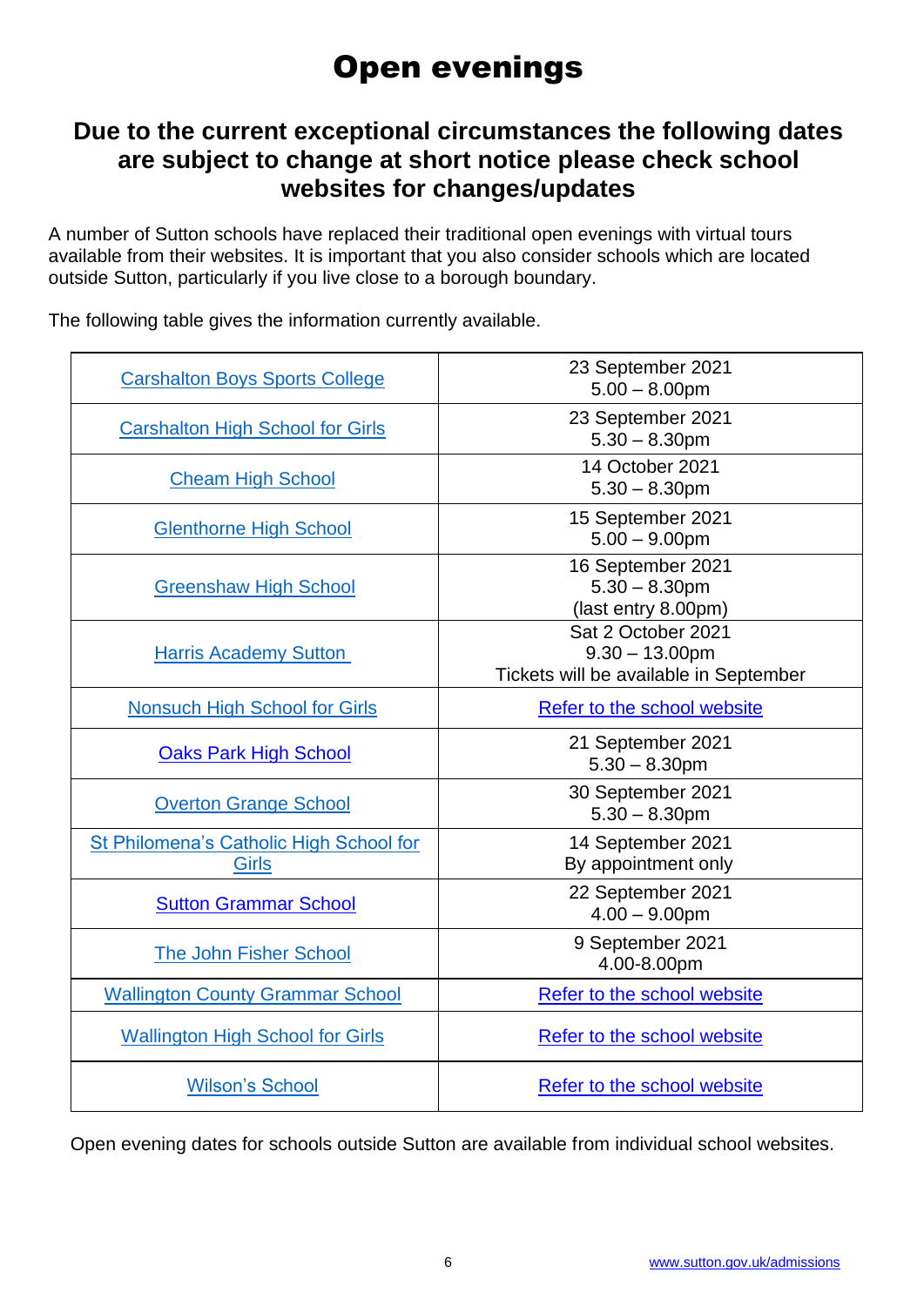# Open evenings

## Due to the current exceptional circumstances the following dates are subject to change at short notice please check school websites for changes/updates

A number of Sutton schools have replaced their traditional open evenings with virtual tours available from their websites. It is important that you also consider schools which are located outside Sutton, particularly if you live close to a borough boundary.

The following table gives the information currently available.

| School | Date |
|---|---|
| Carshalton Boys Sports College | 23 September 2021<br>5.00 – 8.00pm |
| Carshalton High School for Girls | 23 September 2021<br>5.30 – 8.30pm |
| Cheam High School | 14 October 2021<br>5.30 – 8.30pm |
| Glenthorne High School | 15 September 2021<br>5.00 – 9.00pm |
| Greenshaw High School | 16 September 2021<br>5.30 – 8.30pm<br>(last entry 8.00pm) |
| Harris Academy Sutton | Sat 2 October 2021<br>9.30 – 13.00pm<br>Tickets will be available in September |
| Nonsuch High School for Girls | Refer to the school website |
| Oaks Park High School | 21 September 2021<br>5.30 – 8.30pm |
| Overton Grange School | 30 September 2021<br>5.30 – 8.30pm |
| St Philomena's Catholic High School for Girls | 14 September 2021<br>By appointment only |
| Sutton Grammar School | 22 September 2021<br>4.00 – 9.00pm |
| The John Fisher School | 9 September 2021<br>4.00-8.00pm |
| Wallington County Grammar School | Refer to the school website |
| Wallington High School for Girls | Refer to the school website |
| Wilson's School | Refer to the school website |

Open evening dates for schools outside Sutton are available from individual school websites.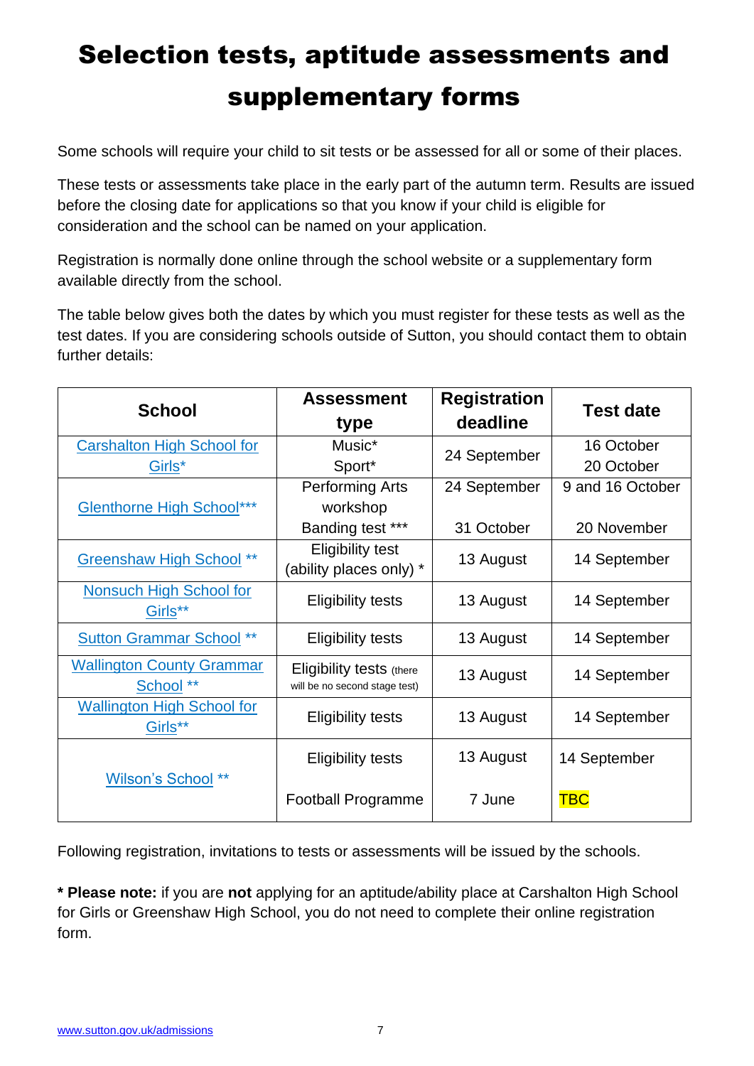# Selection tests, aptitude assessments and supplementary forms

Some schools will require your child to sit tests or be assessed for all or some of their places.

These tests or assessments take place in the early part of the autumn term. Results are issued before the closing date for applications so that you know if your child is eligible for consideration and the school can be named on your application.

Registration is normally done online through the school website or a supplementary form available directly from the school.

The table below gives both the dates by which you must register for these tests as well as the test dates. If you are considering schools outside of Sutton, you should contact them to obtain further details:

| School | Assessment type | Registration deadline | Test date |
|---|---|---|---|
| Carshalton High School for Girls* | Music*<br>Sport* | 24 September | 16 October<br>20 October |
| Glenthorne High School*** | Performing Arts workshop<br>Banding test *** | 24 September<br>31 October | 9 and 16 October<br>20 November |
| Greenshaw High School ** | Eligibility test (ability places only) * | 13 August | 14 September |
| Nonsuch High School for Girls** | Eligibility tests | 13 August | 14 September |
| Sutton Grammar School ** | Eligibility tests | 13 August | 14 September |
| Wallington County Grammar School ** | Eligibility tests (there will be no second stage test) | 13 August | 14 September |
| Wallington High School for Girls** | Eligibility tests | 13 August | 14 September |
| Wilson's School ** | Eligibility tests<br>Football Programme | 13 August<br>7 June | 14 September<br>TBC |

Following registration, invitations to tests or assessments will be issued by the schools.

**\* Please note:** if you are **not** applying for an aptitude/ability place at Carshalton High School for Girls or Greenshaw High School, you do not need to complete their online registration form.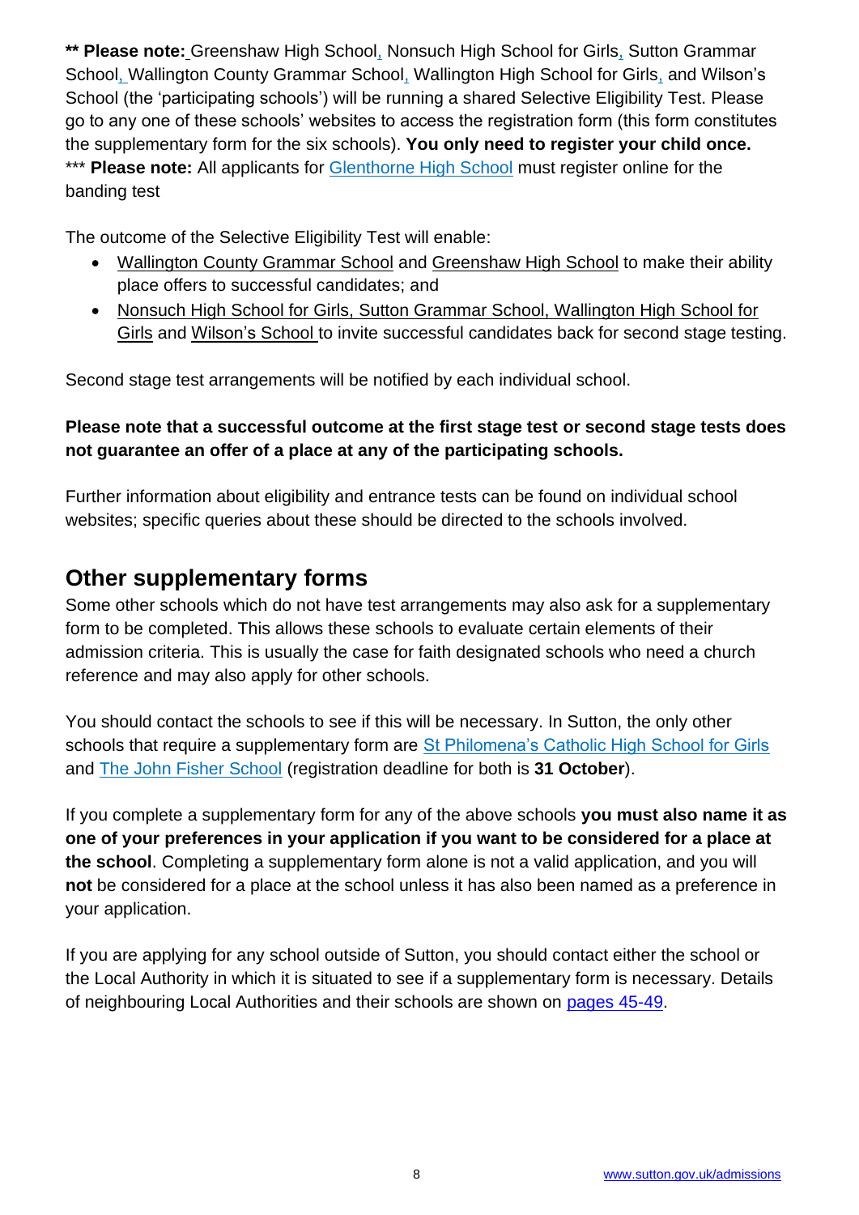**** Please note:** Greenshaw High School, Nonsuch High School for Girls, Sutton Grammar School, Wallington County Grammar School, Wallington High School for Girls, and Wilson's School (the 'participating schools') will be running a shared Selective Eligibility Test. Please go to any one of these schools' websites to access the registration form (this form constitutes the supplementary form for the six schools). **You only need to register your child once.**
*** **Please note:** All applicants for Glenthorne High School must register online for the banding test

The outcome of the Selective Eligibility Test will enable:

- Wallington County Grammar School and Greenshaw High School to make their ability place offers to successful candidates; and
- Nonsuch High School for Girls, Sutton Grammar School, Wallington High School for Girls and Wilson's School to invite successful candidates back for second stage testing.

Second stage test arrangements will be notified by each individual school.

**Please note that a successful outcome at the first stage test or second stage tests does not guarantee an offer of a place at any of the participating schools.**

Further information about eligibility and entrance tests can be found on individual school websites; specific queries about these should be directed to the schools involved.

## Other supplementary forms

Some other schools which do not have test arrangements may also ask for a supplementary form to be completed. This allows these schools to evaluate certain elements of their admission criteria. This is usually the case for faith designated schools who need a church reference and may also apply for other schools.

You should contact the schools to see if this will be necessary. In Sutton, the only other schools that require a supplementary form are St Philomena's Catholic High School for Girls and The John Fisher School (registration deadline for both is **31 October**).

If you complete a supplementary form for any of the above schools **you must also name it as one of your preferences in your application if you want to be considered for a place at the school**. Completing a supplementary form alone is not a valid application, and you will **not** be considered for a place at the school unless it has also been named as a preference in your application.

If you are applying for any school outside of Sutton, you should contact either the school or the Local Authority in which it is situated to see if a supplementary form is necessary. Details of neighbouring Local Authorities and their schools are shown on pages 45-49.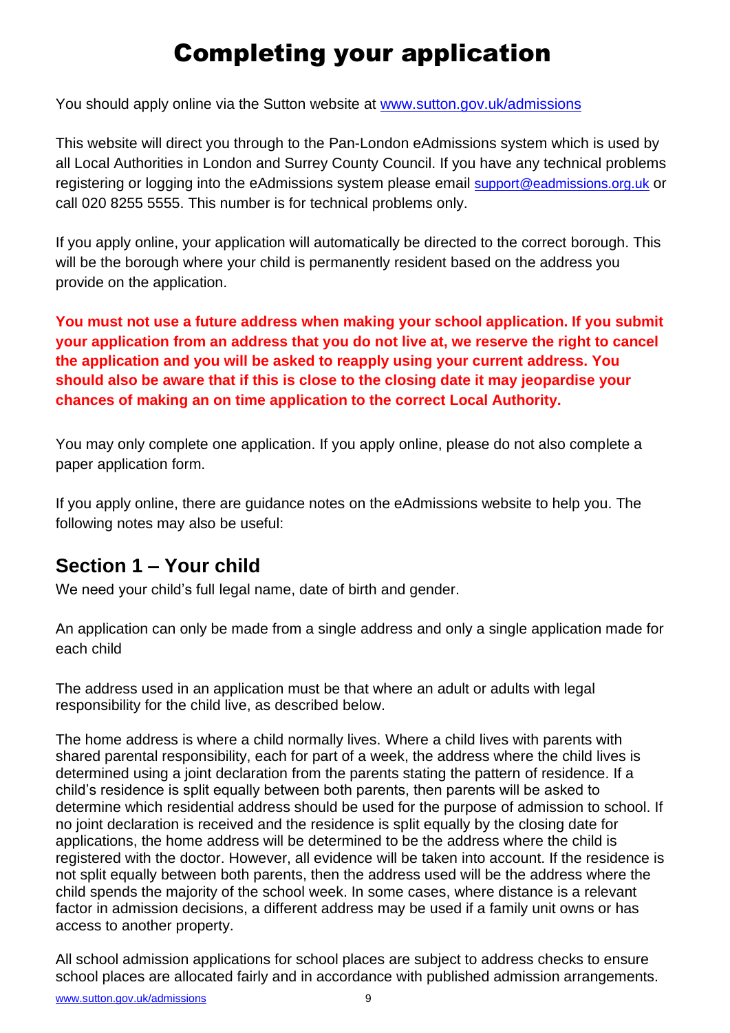# Completing your application

You should apply online via the Sutton website at [www.sutton.gov.uk/admissions](www.sutton.gov.uk/admissions)

This website will direct you through to the Pan-London eAdmissions system which is used by all Local Authorities in London and Surrey County Council. If you have any technical problems registering or logging into the eAdmissions system please email support@eadmissions.org.uk or call 020 8255 5555. This number is for technical problems only.

If you apply online, your application will automatically be directed to the correct borough. This will be the borough where your child is permanently resident based on the address you provide on the application.

**You must not use a future address when making your school application. If you submit your application from an address that you do not live at, we reserve the right to cancel the application and you will be asked to reapply using your current address. You should also be aware that if this is close to the closing date it may jeopardise your chances of making an on time application to the correct Local Authority.**

You may only complete one application. If you apply online, please do not also complete a paper application form.

If you apply online, there are guidance notes on the eAdmissions website to help you. The following notes may also be useful:

## Section 1 – Your child

We need your child's full legal name, date of birth and gender.

An application can only be made from a single address and only a single application made for each child

The address used in an application must be that where an adult or adults with legal responsibility for the child live, as described below.

The home address is where a child normally lives. Where a child lives with parents with shared parental responsibility, each for part of a week, the address where the child lives is determined using a joint declaration from the parents stating the pattern of residence. If a child's residence is split equally between both parents, then parents will be asked to determine which residential address should be used for the purpose of admission to school. If no joint declaration is received and the residence is split equally by the closing date for applications, the home address will be determined to be the address where the child is registered with the doctor. However, all evidence will be taken into account. If the residence is not split equally between both parents, then the address used will be the address where the child spends the majority of the school week. In some cases, where distance is a relevant factor in admission decisions, a different address may be used if a family unit owns or has access to another property.

All school admission applications for school places are subject to address checks to ensure school places are allocated fairly and in accordance with published admission arrangements.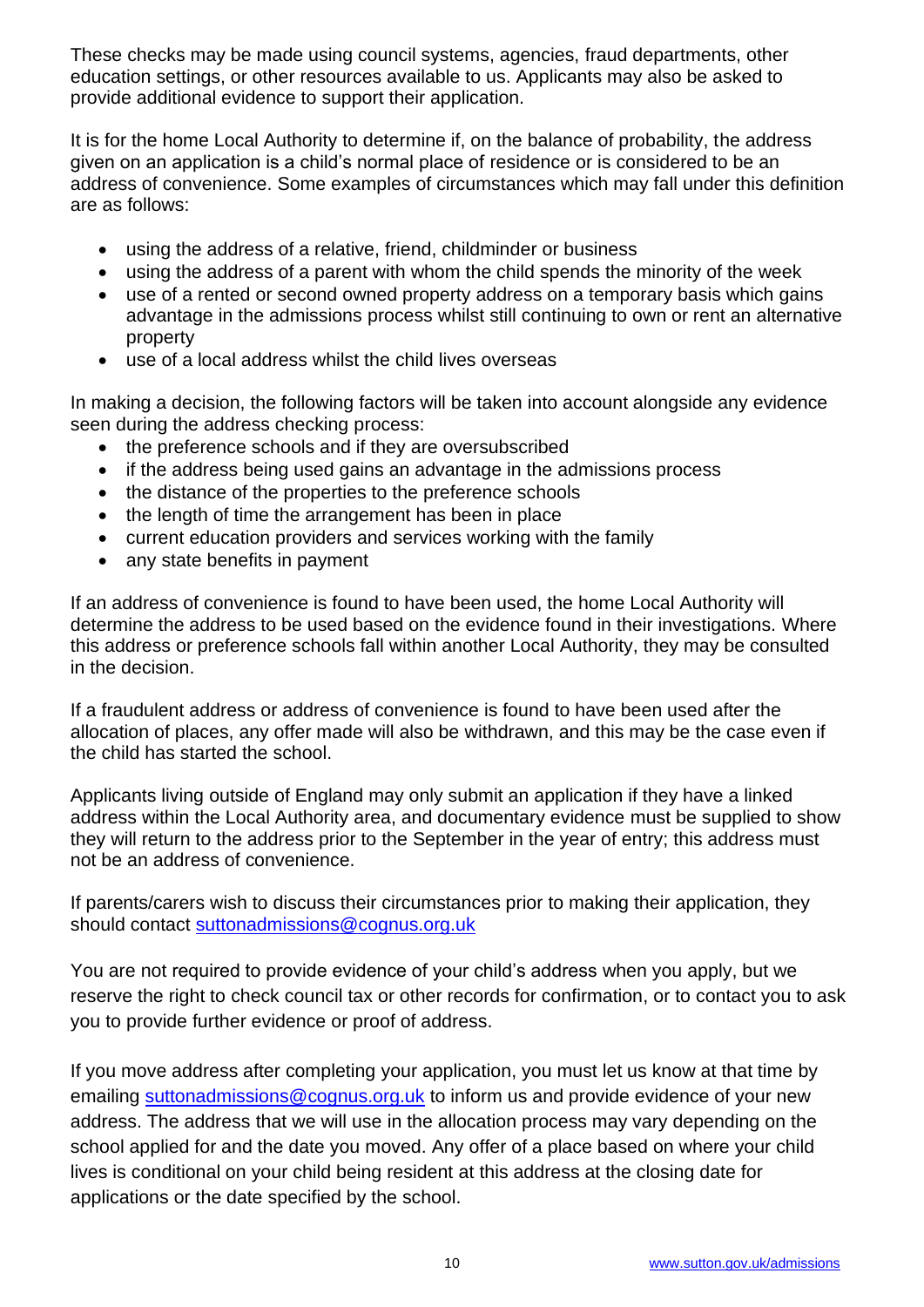These checks may be made using council systems, agencies, fraud departments, other education settings, or other resources available to us. Applicants may also be asked to provide additional evidence to support their application.

It is for the home Local Authority to determine if, on the balance of probability, the address given on an application is a child's normal place of residence or is considered to be an address of convenience. Some examples of circumstances which may fall under this definition are as follows:

- using the address of a relative, friend, childminder or business
- using the address of a parent with whom the child spends the minority of the week
- use of a rented or second owned property address on a temporary basis which gains advantage in the admissions process whilst still continuing to own or rent an alternative property
- use of a local address whilst the child lives overseas

In making a decision, the following factors will be taken into account alongside any evidence seen during the address checking process:

- the preference schools and if they are oversubscribed
- if the address being used gains an advantage in the admissions process
- the distance of the properties to the preference schools
- the length of time the arrangement has been in place
- current education providers and services working with the family
- any state benefits in payment

If an address of convenience is found to have been used, the home Local Authority will determine the address to be used based on the evidence found in their investigations. Where this address or preference schools fall within another Local Authority, they may be consulted in the decision.

If a fraudulent address or address of convenience is found to have been used after the allocation of places, any offer made will also be withdrawn, and this may be the case even if the child has started the school.

Applicants living outside of England may only submit an application if they have a linked address within the Local Authority area, and documentary evidence must be supplied to show they will return to the address prior to the September in the year of entry; this address must not be an address of convenience.

If parents/carers wish to discuss their circumstances prior to making their application, they should contact suttonadmissions@cognus.org.uk

You are not required to provide evidence of your child's address when you apply, but we reserve the right to check council tax or other records for confirmation, or to contact you to ask you to provide further evidence or proof of address.

If you move address after completing your application, you must let us know at that time by emailing suttonadmissions@cognus.org.uk to inform us and provide evidence of your new address. The address that we will use in the allocation process may vary depending on the school applied for and the date you moved. Any offer of a place based on where your child lives is conditional on your child being resident at this address at the closing date for applications or the date specified by the school.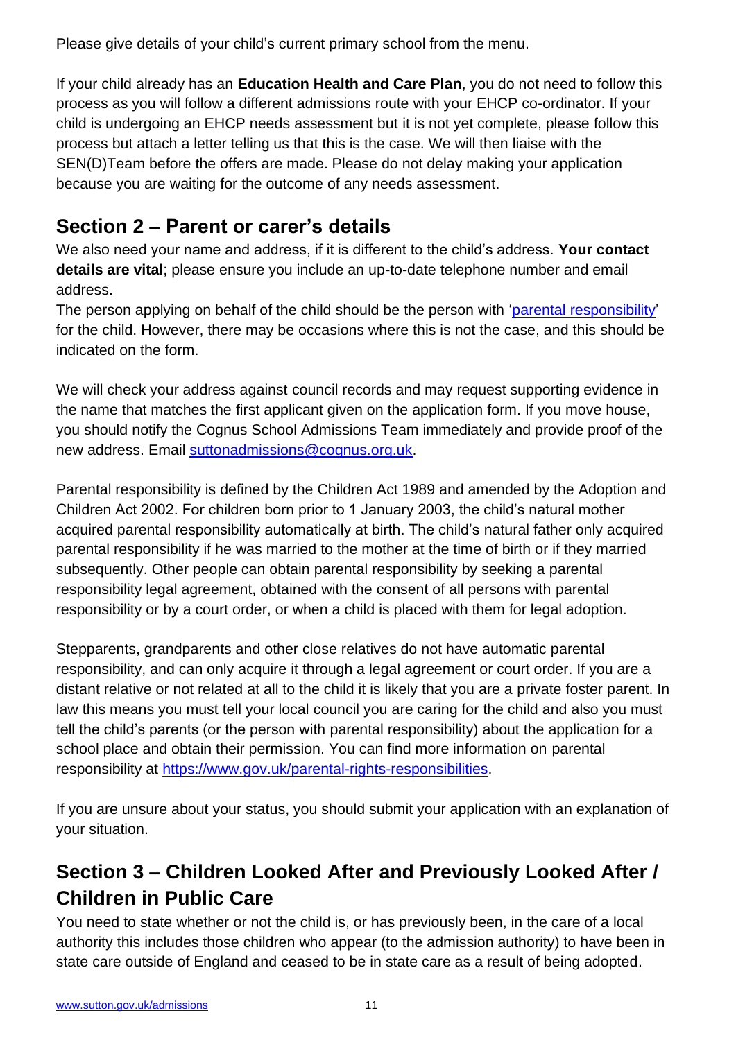Please give details of your child's current primary school from the menu.

If your child already has an **Education Health and Care Plan**, you do not need to follow this process as you will follow a different admissions route with your EHCP co-ordinator. If your child is undergoing an EHCP needs assessment but it is not yet complete, please follow this process but attach a letter telling us that this is the case. We will then liaise with the SEN(D)Team before the offers are made. Please do not delay making your application because you are waiting for the outcome of any needs assessment.

## Section 2 – Parent or carer's details

We also need your name and address, if it is different to the child's address. **Your contact details are vital**; please ensure you include an up-to-date telephone number and email address.

The person applying on behalf of the child should be the person with '[parental responsibility](https://www.gov.uk/parental-rights-responsibilities)' for the child. However, there may be occasions where this is not the case, and this should be indicated on the form.

We will check your address against council records and may request supporting evidence in the name that matches the first applicant given on the application form. If you move house, you should notify the Cognus School Admissions Team immediately and provide proof of the new address. Email [suttonadmissions@cognus.org.uk](mailto:suttonadmissions@cognus.org.uk).

Parental responsibility is defined by the Children Act 1989 and amended by the Adoption and Children Act 2002. For children born prior to 1 January 2003, the child's natural mother acquired parental responsibility automatically at birth. The child's natural father only acquired parental responsibility if he was married to the mother at the time of birth or if they married subsequently. Other people can obtain parental responsibility by seeking a parental responsibility legal agreement, obtained with the consent of all persons with parental responsibility or by a court order, or when a child is placed with them for legal adoption.

Stepparents, grandparents and other close relatives do not have automatic parental responsibility, and can only acquire it through a legal agreement or court order. If you are a distant relative or not related at all to the child it is likely that you are a private foster parent. In law this means you must tell your local council you are caring for the child and also you must tell the child's parents (or the person with parental responsibility) about the application for a school place and obtain their permission. You can find more information on parental responsibility at [https://www.gov.uk/parental-rights-responsibilities](https://www.gov.uk/parental-rights-responsibilities).

If you are unsure about your status, you should submit your application with an explanation of your situation.

## Section 3 – Children Looked After and Previously Looked After / Children in Public Care

You need to state whether or not the child is, or has previously been, in the care of a local authority this includes those children who appear (to the admission authority) to have been in state care outside of England and ceased to be in state care as a result of being adopted.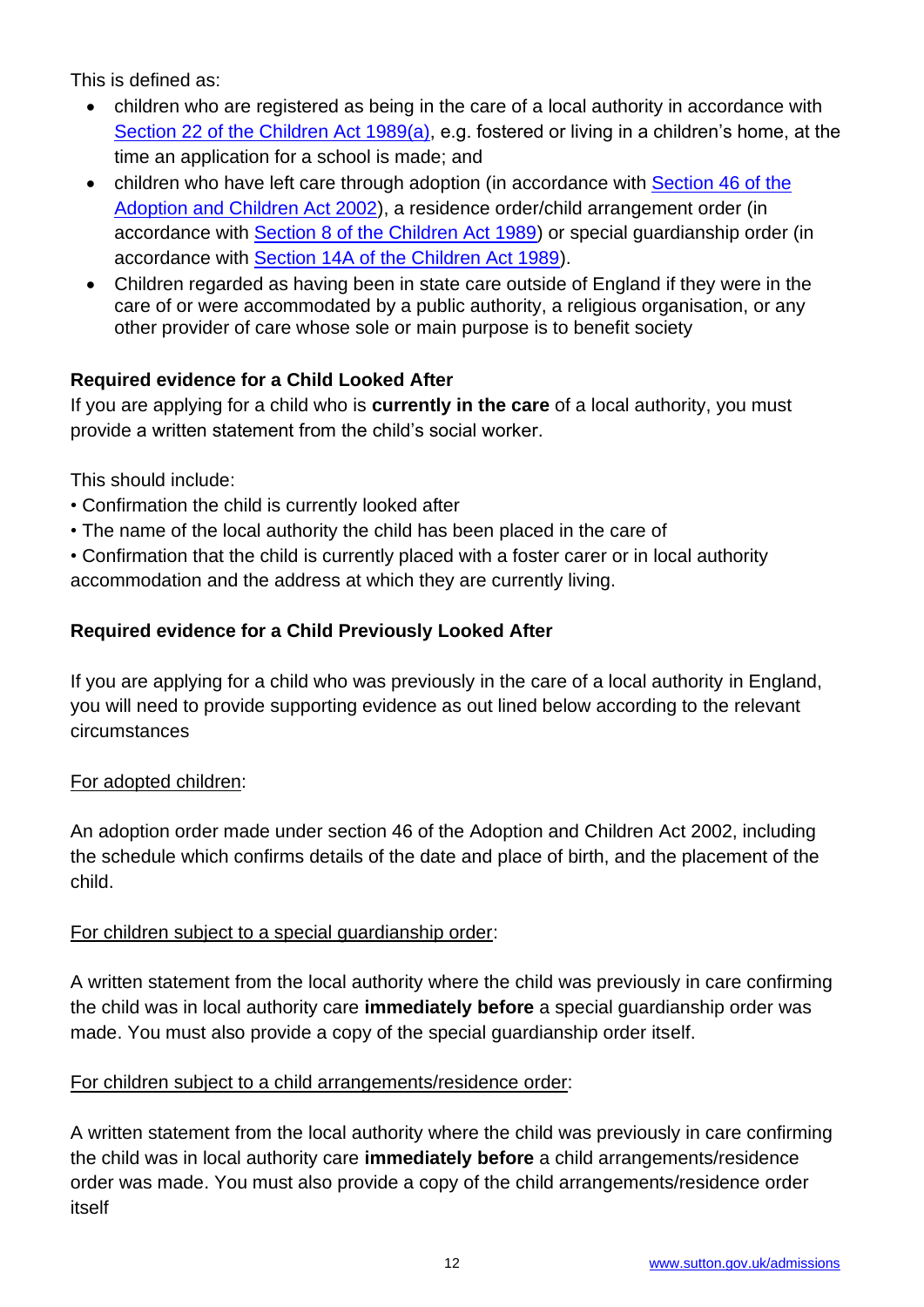This is defined as:

- children who are registered as being in the care of a local authority in accordance with [Section 22 of the Children Act 1989(a)](), e.g. fostered or living in a children's home, at the time an application for a school is made; and
- children who have left care through adoption (in accordance with [Section 46 of the Adoption and Children Act 2002]()), a residence order/child arrangement order (in accordance with [Section 8 of the Children Act 1989]()) or special guardianship order (in accordance with [Section 14A of the Children Act 1989]()).
- Children regarded as having been in state care outside of England if they were in the care of or were accommodated by a public authority, a religious organisation, or any other provider of care whose sole or main purpose is to benefit society

**Required evidence for a Child Looked After**

If you are applying for a child who is **currently in the care** of a local authority, you must provide a written statement from the child's social worker.

This should include:

- Confirmation the child is currently looked after
- The name of the local authority the child has been placed in the care of
- Confirmation that the child is currently placed with a foster carer or in local authority accommodation and the address at which they are currently living.

**Required evidence for a Child Previously Looked After**

If you are applying for a child who was previously in the care of a local authority in England, you will need to provide supporting evidence as out lined below according to the relevant circumstances

For adopted children:

An adoption order made under section 46 of the Adoption and Children Act 2002, including the schedule which confirms details of the date and place of birth, and the placement of the child.

For children subject to a special guardianship order:

A written statement from the local authority where the child was previously in care confirming the child was in local authority care **immediately before** a special guardianship order was made. You must also provide a copy of the special guardianship order itself.

For children subject to a child arrangements/residence order:

A written statement from the local authority where the child was previously in care confirming the child was in local authority care **immediately before** a child arrangements/residence order was made. You must also provide a copy of the child arrangements/residence order itself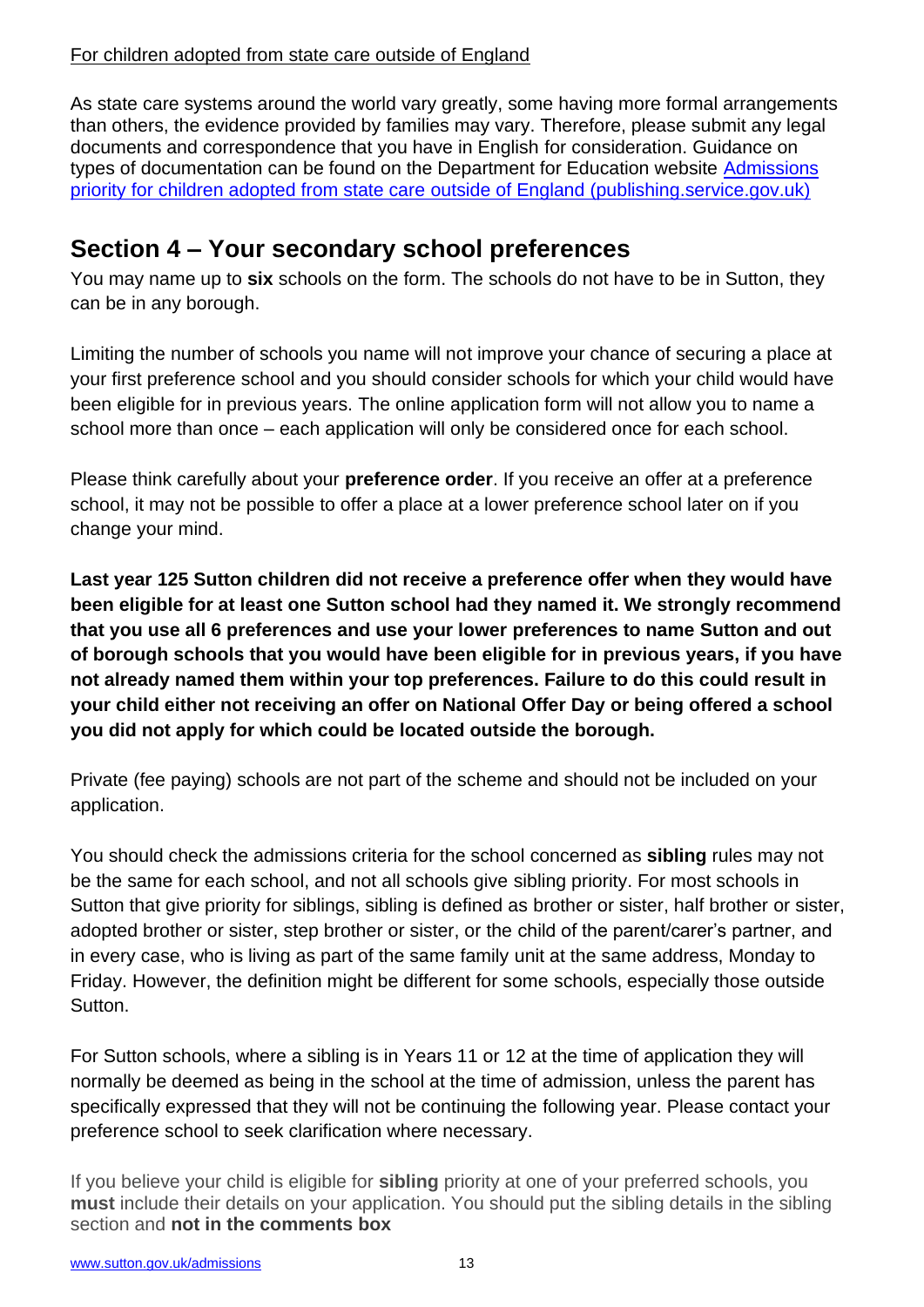For children adopted from state care outside of England

As state care systems around the world vary greatly, some having more formal arrangements than others, the evidence provided by families may vary. Therefore, please submit any legal documents and correspondence that you have in English for consideration. Guidance on types of documentation can be found on the Department for Education website [Admissions priority for children adopted from state care outside of England (publishing.service.gov.uk)]

## Section 4 – Your secondary school preferences

You may name up to **six** schools on the form. The schools do not have to be in Sutton, they can be in any borough.

Limiting the number of schools you name will not improve your chance of securing a place at your first preference school and you should consider schools for which your child would have been eligible for in previous years. The online application form will not allow you to name a school more than once – each application will only be considered once for each school.

Please think carefully about your **preference order**. If you receive an offer at a preference school, it may not be possible to offer a place at a lower preference school later on if you change your mind.

**Last year 125 Sutton children did not receive a preference offer when they would have been eligible for at least one Sutton school had they named it. We strongly recommend that you use all 6 preferences and use your lower preferences to name Sutton and out of borough schools that you would have been eligible for in previous years, if you have not already named them within your top preferences. Failure to do this could result in your child either not receiving an offer on National Offer Day or being offered a school you did not apply for which could be located outside the borough.**

Private (fee paying) schools are not part of the scheme and should not be included on your application.

You should check the admissions criteria for the school concerned as **sibling** rules may not be the same for each school, and not all schools give sibling priority. For most schools in Sutton that give priority for siblings, sibling is defined as brother or sister, half brother or sister, adopted brother or sister, step brother or sister, or the child of the parent/carer's partner, and in every case, who is living as part of the same family unit at the same address, Monday to Friday. However, the definition might be different for some schools, especially those outside Sutton.

For Sutton schools, where a sibling is in Years 11 or 12 at the time of application they will normally be deemed as being in the school at the time of admission, unless the parent has specifically expressed that they will not be continuing the following year. Please contact your preference school to seek clarification where necessary.

If you believe your child is eligible for **sibling** priority at one of your preferred schools, you **must** include their details on your application. You should put the sibling details in the sibling section and **not in the comments box**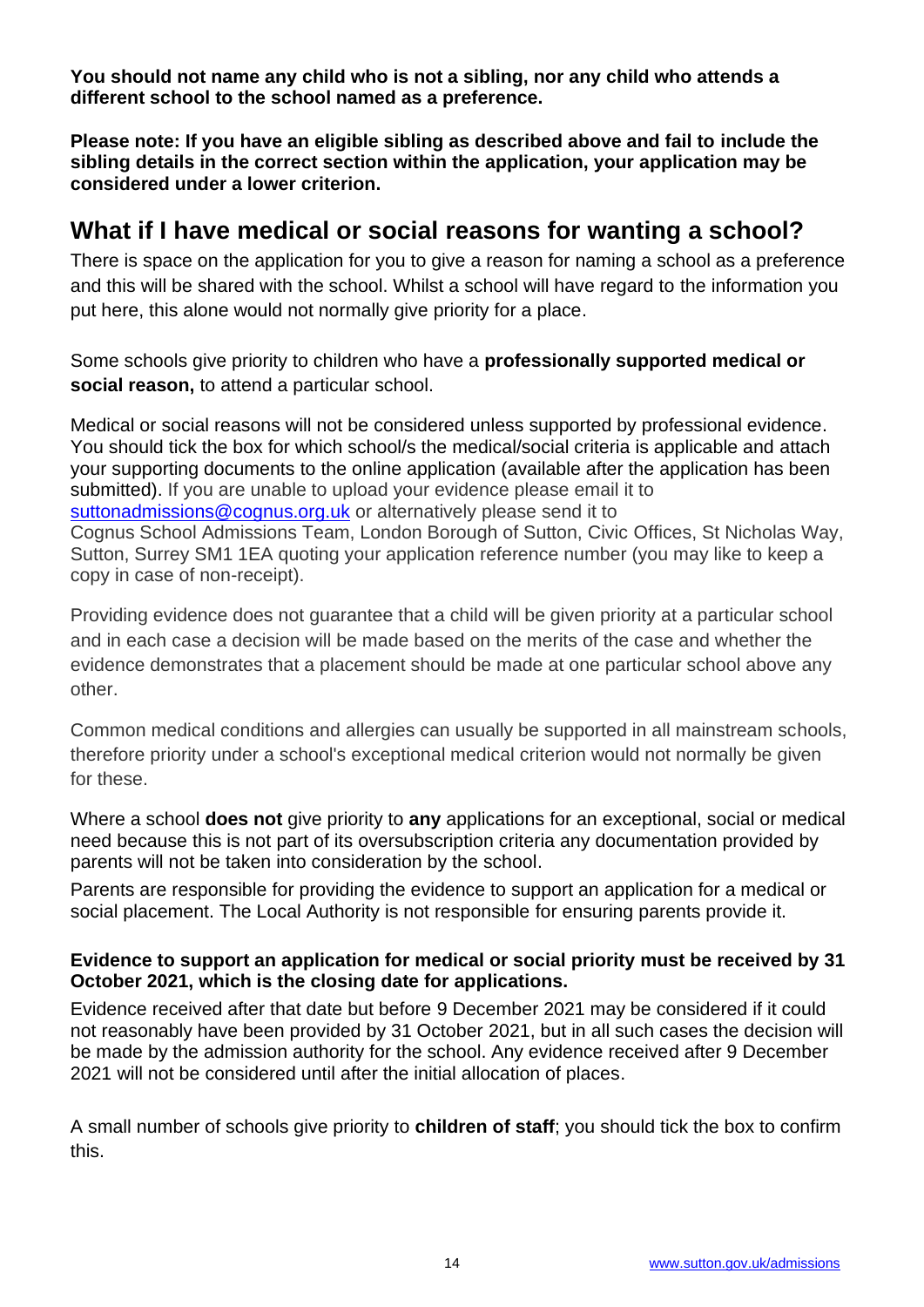**You should not name any child who is not a sibling, nor any child who attends a different school to the school named as a preference.**

**Please note: If you have an eligible sibling as described above and fail to include the sibling details in the correct section within the application, your application may be considered under a lower criterion.**

## What if I have medical or social reasons for wanting a school?

There is space on the application for you to give a reason for naming a school as a preference and this will be shared with the school. Whilst a school will have regard to the information you put here, this alone would not normally give priority for a place.

Some schools give priority to children who have a **professionally supported medical or social reason,** to attend a particular school.

Medical or social reasons will not be considered unless supported by professional evidence. You should tick the box for which school/s the medical/social criteria is applicable and attach your supporting documents to the online application (available after the application has been submitted). If you are unable to upload your evidence please email it to suttonadmissions@cognus.org.uk or alternatively please send it to Cognus School Admissions Team, London Borough of Sutton, Civic Offices, St Nicholas Way, Sutton, Surrey SM1 1EA quoting your application reference number (you may like to keep a copy in case of non-receipt).

Providing evidence does not guarantee that a child will be given priority at a particular school and in each case a decision will be made based on the merits of the case and whether the evidence demonstrates that a placement should be made at one particular school above any other.

Common medical conditions and allergies can usually be supported in all mainstream schools, therefore priority under a school's exceptional medical criterion would not normally be given for these.

Where a school **does not** give priority to **any** applications for an exceptional, social or medical need because this is not part of its oversubscription criteria any documentation provided by parents will not be taken into consideration by the school.

Parents are responsible for providing the evidence to support an application for a medical or social placement. The Local Authority is not responsible for ensuring parents provide it.

**Evidence to support an application for medical or social priority must be received by 31 October 2021, which is the closing date for applications.**

Evidence received after that date but before 9 December 2021 may be considered if it could not reasonably have been provided by 31 October 2021, but in all such cases the decision will be made by the admission authority for the school. Any evidence received after 9 December 2021 will not be considered until after the initial allocation of places.

A small number of schools give priority to **children of staff**; you should tick the box to confirm this.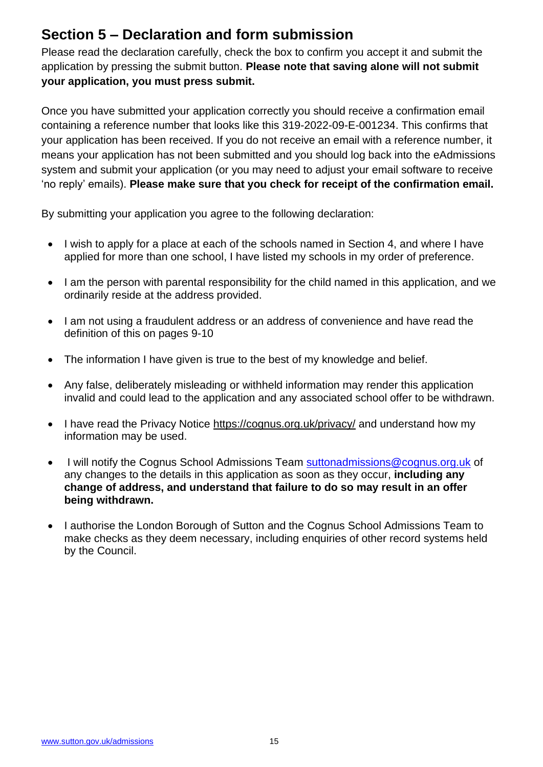## Section 5 – Declaration and form submission

Please read the declaration carefully, check the box to confirm you accept it and submit the application by pressing the submit button. **Please note that saving alone will not submit your application, you must press submit.**

Once you have submitted your application correctly you should receive a confirmation email containing a reference number that looks like this 319-2022-09-E-001234. This confirms that your application has been received. If you do not receive an email with a reference number, it means your application has not been submitted and you should log back into the eAdmissions system and submit your application (or you may need to adjust your email software to receive 'no reply' emails). **Please make sure that you check for receipt of the confirmation email.**

By submitting your application you agree to the following declaration:

- I wish to apply for a place at each of the schools named in Section 4, and where I have applied for more than one school, I have listed my schools in my order of preference.
- I am the person with parental responsibility for the child named in this application, and we ordinarily reside at the address provided.
- I am not using a fraudulent address or an address of convenience and have read the definition of this on pages 9-10
- The information I have given is true to the best of my knowledge and belief.
- Any false, deliberately misleading or withheld information may render this application invalid and could lead to the application and any associated school offer to be withdrawn.
- I have read the Privacy Notice https://cognus.org.uk/privacy/ and understand how my information may be used.
- I will notify the Cognus School Admissions Team suttonadmissions@cognus.org.uk of any changes to the details in this application as soon as they occur, **including any change of address, and understand that failure to do so may result in an offer being withdrawn.**
- I authorise the London Borough of Sutton and the Cognus School Admissions Team to make checks as they deem necessary, including enquiries of other record systems held by the Council.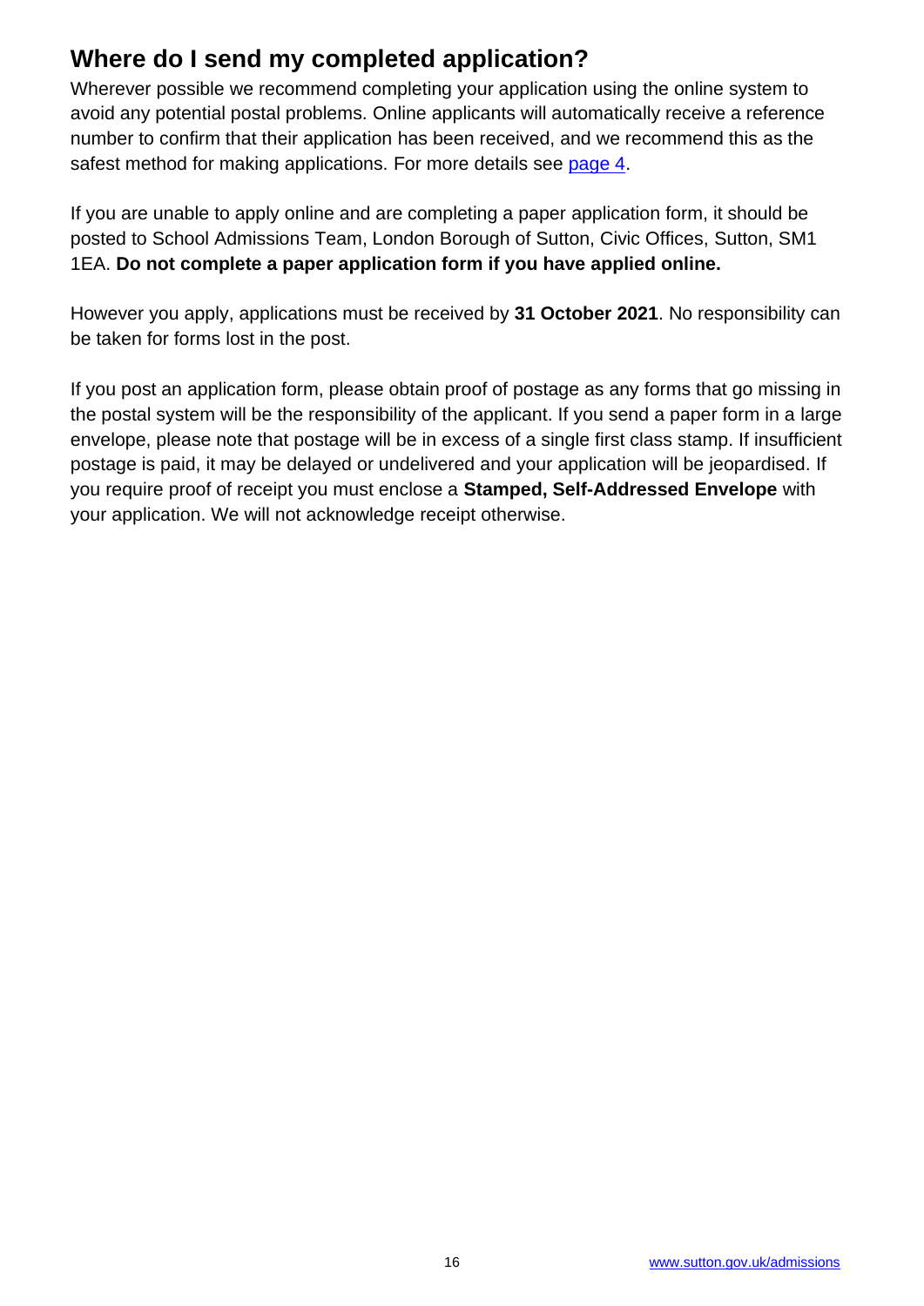## Where do I send my completed application?

Wherever possible we recommend completing your application using the online system to avoid any potential postal problems. Online applicants will automatically receive a reference number to confirm that their application has been received, and we recommend this as the safest method for making applications. For more details see [page 4](#).

If you are unable to apply online and are completing a paper application form, it should be posted to School Admissions Team, London Borough of Sutton, Civic Offices, Sutton, SM1 1EA. **Do not complete a paper application form if you have applied online.**

However you apply, applications must be received by **31 October 2021**. No responsibility can be taken for forms lost in the post.

If you post an application form, please obtain proof of postage as any forms that go missing in the postal system will be the responsibility of the applicant. If you send a paper form in a large envelope, please note that postage will be in excess of a single first class stamp. If insufficient postage is paid, it may be delayed or undelivered and your application will be jeopardised. If you require proof of receipt you must enclose a **Stamped, Self-Addressed Envelope** with your application. We will not acknowledge receipt otherwise.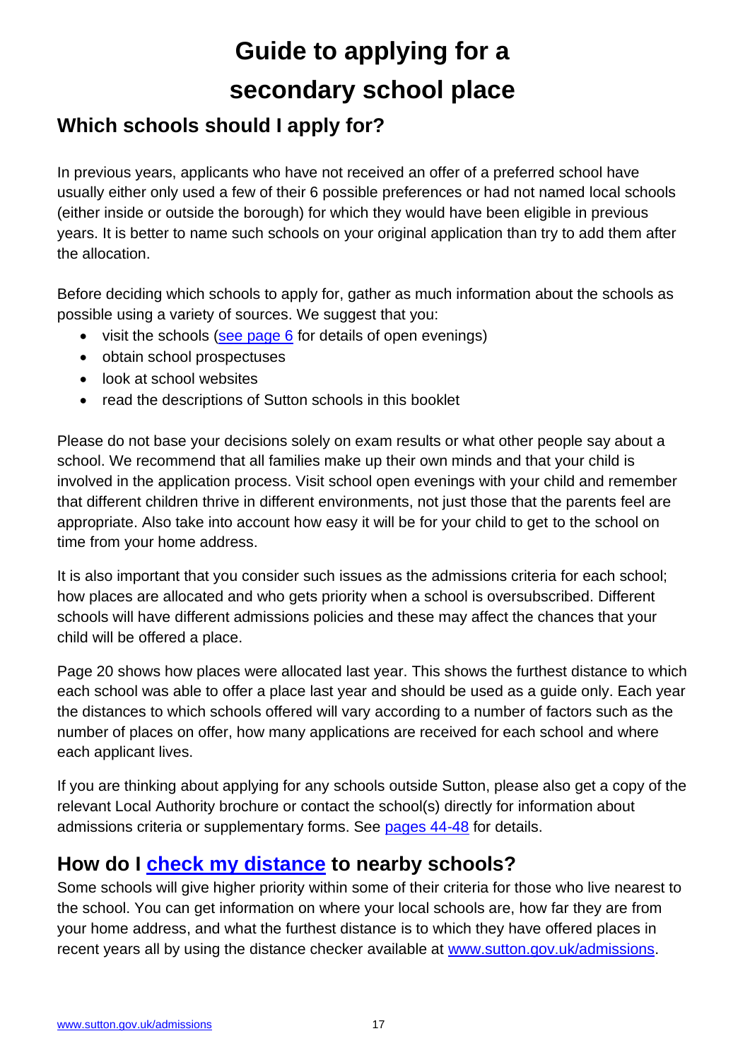# Guide to applying for a secondary school place

## Which schools should I apply for?

In previous years, applicants who have not received an offer of a preferred school have usually either only used a few of their 6 possible preferences or had not named local schools (either inside or outside the borough) for which they would have been eligible in previous years. It is better to name such schools on your original application than try to add them after the allocation.

Before deciding which schools to apply for, gather as much information about the schools as possible using a variety of sources. We suggest that you:

- visit the schools (see page 6 for details of open evenings)
- obtain school prospectuses
- look at school websites
- read the descriptions of Sutton schools in this booklet

Please do not base your decisions solely on exam results or what other people say about a school. We recommend that all families make up their own minds and that your child is involved in the application process. Visit school open evenings with your child and remember that different children thrive in different environments, not just those that the parents feel are appropriate. Also take into account how easy it will be for your child to get to the school on time from your home address.

It is also important that you consider such issues as the admissions criteria for each school; how places are allocated and who gets priority when a school is oversubscribed. Different schools will have different admissions policies and these may affect the chances that your child will be offered a place.

Page 20 shows how places were allocated last year. This shows the furthest distance to which each school was able to offer a place last year and should be used as a guide only. Each year the distances to which schools offered will vary according to a number of factors such as the number of places on offer, how many applications are received for each school and where each applicant lives.

If you are thinking about applying for any schools outside Sutton, please also get a copy of the relevant Local Authority brochure or contact the school(s) directly for information about admissions criteria or supplementary forms. See pages 44-48 for details.

## How do I check my distance to nearby schools?

Some schools will give higher priority within some of their criteria for those who live nearest to the school. You can get information on where your local schools are, how far they are from your home address, and what the furthest distance is to which they have offered places in recent years all by using the distance checker available at www.sutton.gov.uk/admissions.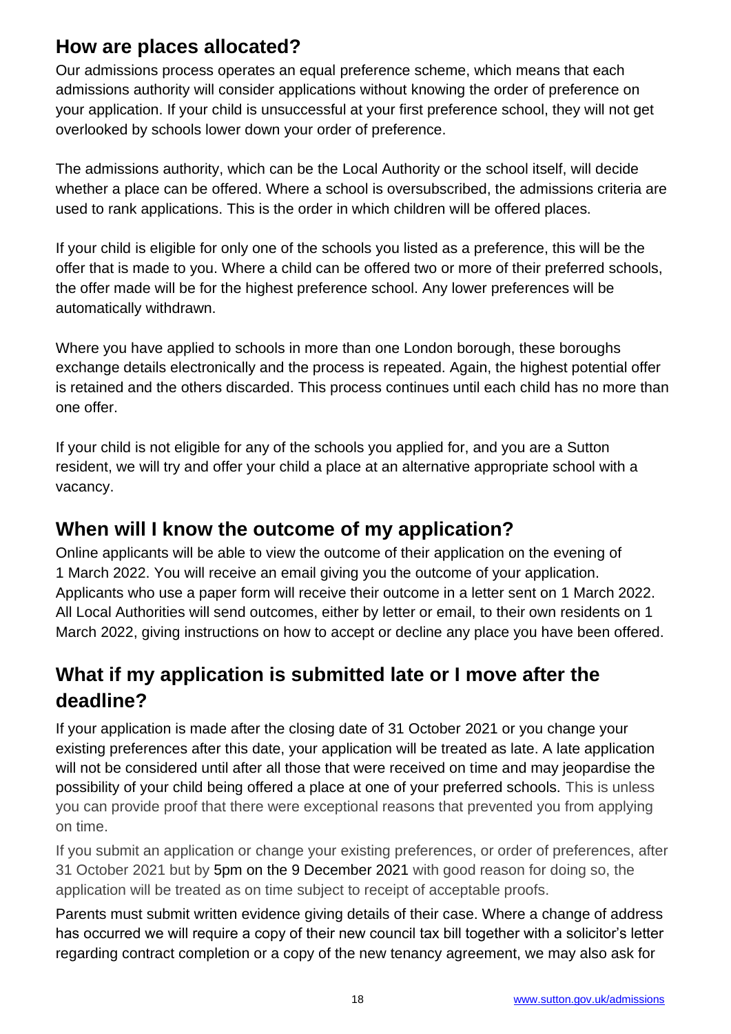## How are places allocated?

Our admissions process operates an equal preference scheme, which means that each admissions authority will consider applications without knowing the order of preference on your application. If your child is unsuccessful at your first preference school, they will not get overlooked by schools lower down your order of preference.

The admissions authority, which can be the Local Authority or the school itself, will decide whether a place can be offered. Where a school is oversubscribed, the admissions criteria are used to rank applications. This is the order in which children will be offered places.

If your child is eligible for only one of the schools you listed as a preference, this will be the offer that is made to you. Where a child can be offered two or more of their preferred schools, the offer made will be for the highest preference school. Any lower preferences will be automatically withdrawn.

Where you have applied to schools in more than one London borough, these boroughs exchange details electronically and the process is repeated. Again, the highest potential offer is retained and the others discarded. This process continues until each child has no more than one offer.

If your child is not eligible for any of the schools you applied for, and you are a Sutton resident, we will try and offer your child a place at an alternative appropriate school with a vacancy.

## When will I know the outcome of my application?

Online applicants will be able to view the outcome of their application on the evening of 1 March 2022. You will receive an email giving you the outcome of your application. Applicants who use a paper form will receive their outcome in a letter sent on 1 March 2022. All Local Authorities will send outcomes, either by letter or email, to their own residents on 1 March 2022, giving instructions on how to accept or decline any place you have been offered.

## What if my application is submitted late or I move after the deadline?

If your application is made after the closing date of 31 October 2021 or you change your existing preferences after this date, your application will be treated as late. A late application will not be considered until after all those that were received on time and may jeopardise the possibility of your child being offered a place at one of your preferred schools. This is unless you can provide proof that there were exceptional reasons that prevented you from applying on time.

If you submit an application or change your existing preferences, or order of preferences, after 31 October 2021 but by 5pm on the 9 December 2021 with good reason for doing so, the application will be treated as on time subject to receipt of acceptable proofs.

Parents must submit written evidence giving details of their case. Where a change of address has occurred we will require a copy of their new council tax bill together with a solicitor's letter regarding contract completion or a copy of the new tenancy agreement, we may also ask for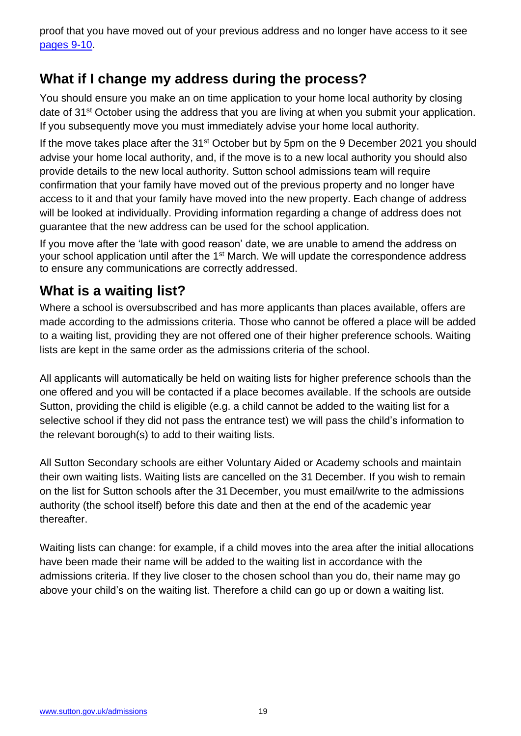proof that you have moved out of your previous address and no longer have access to it see [pages 9-10](#).

## What if I change my address during the process?

You should ensure you make an on time application to your home local authority by closing date of 31st October using the address that you are living at when you submit your application. If you subsequently move you must immediately advise your home local authority.

If the move takes place after the 31st October but by 5pm on the 9 December 2021 you should advise your home local authority, and, if the move is to a new local authority you should also provide details to the new local authority. Sutton school admissions team will require confirmation that your family have moved out of the previous property and no longer have access to it and that your family have moved into the new property. Each change of address will be looked at individually. Providing information regarding a change of address does not guarantee that the new address can be used for the school application.

If you move after the 'late with good reason' date, we are unable to amend the address on your school application until after the 1st March. We will update the correspondence address to ensure any communications are correctly addressed.

## What is a waiting list?

Where a school is oversubscribed and has more applicants than places available, offers are made according to the admissions criteria. Those who cannot be offered a place will be added to a waiting list, providing they are not offered one of their higher preference schools. Waiting lists are kept in the same order as the admissions criteria of the school.

All applicants will automatically be held on waiting lists for higher preference schools than the one offered and you will be contacted if a place becomes available. If the schools are outside Sutton, providing the child is eligible (e.g. a child cannot be added to the waiting list for a selective school if they did not pass the entrance test) we will pass the child's information to the relevant borough(s) to add to their waiting lists.

All Sutton Secondary schools are either Voluntary Aided or Academy schools and maintain their own waiting lists. Waiting lists are cancelled on the 31 December. If you wish to remain on the list for Sutton schools after the 31 December, you must email/write to the admissions authority (the school itself) before this date and then at the end of the academic year thereafter.

Waiting lists can change: for example, if a child moves into the area after the initial allocations have been made their name will be added to the waiting list in accordance with the admissions criteria. If they live closer to the chosen school than you do, their name may go above your child's on the waiting list. Therefore a child can go up or down a waiting list.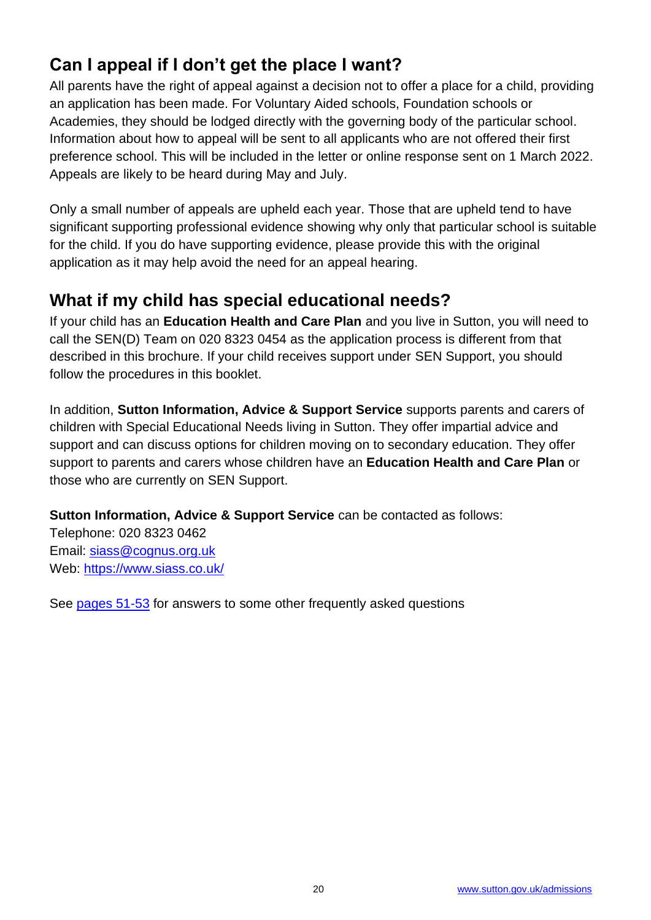## Can I appeal if I don't get the place I want?

All parents have the right of appeal against a decision not to offer a place for a child, providing an application has been made. For Voluntary Aided schools, Foundation schools or Academies, they should be lodged directly with the governing body of the particular school. Information about how to appeal will be sent to all applicants who are not offered their first preference school. This will be included in the letter or online response sent on 1 March 2022. Appeals are likely to be heard during May and July.

Only a small number of appeals are upheld each year. Those that are upheld tend to have significant supporting professional evidence showing why only that particular school is suitable for the child. If you do have supporting evidence, please provide this with the original application as it may help avoid the need for an appeal hearing.

## What if my child has special educational needs?

If your child has an **Education Health and Care Plan** and you live in Sutton, you will need to call the SEN(D) Team on 020 8323 0454 as the application process is different from that described in this brochure. If your child receives support under SEN Support, you should follow the procedures in this booklet.

In addition, **Sutton Information, Advice & Support Service** supports parents and carers of children with Special Educational Needs living in Sutton. They offer impartial advice and support and can discuss options for children moving on to secondary education. They offer support to parents and carers whose children have an **Education Health and Care Plan** or those who are currently on SEN Support.

**Sutton Information, Advice & Support Service** can be contacted as follows:
Telephone: 020 8323 0462
Email: [siass@cognus.org.uk](mailto:siass@cognus.org.uk)
Web: [https://www.siass.co.uk/](https://www.siass.co.uk/)

See pages 51-53 for answers to some other frequently asked questions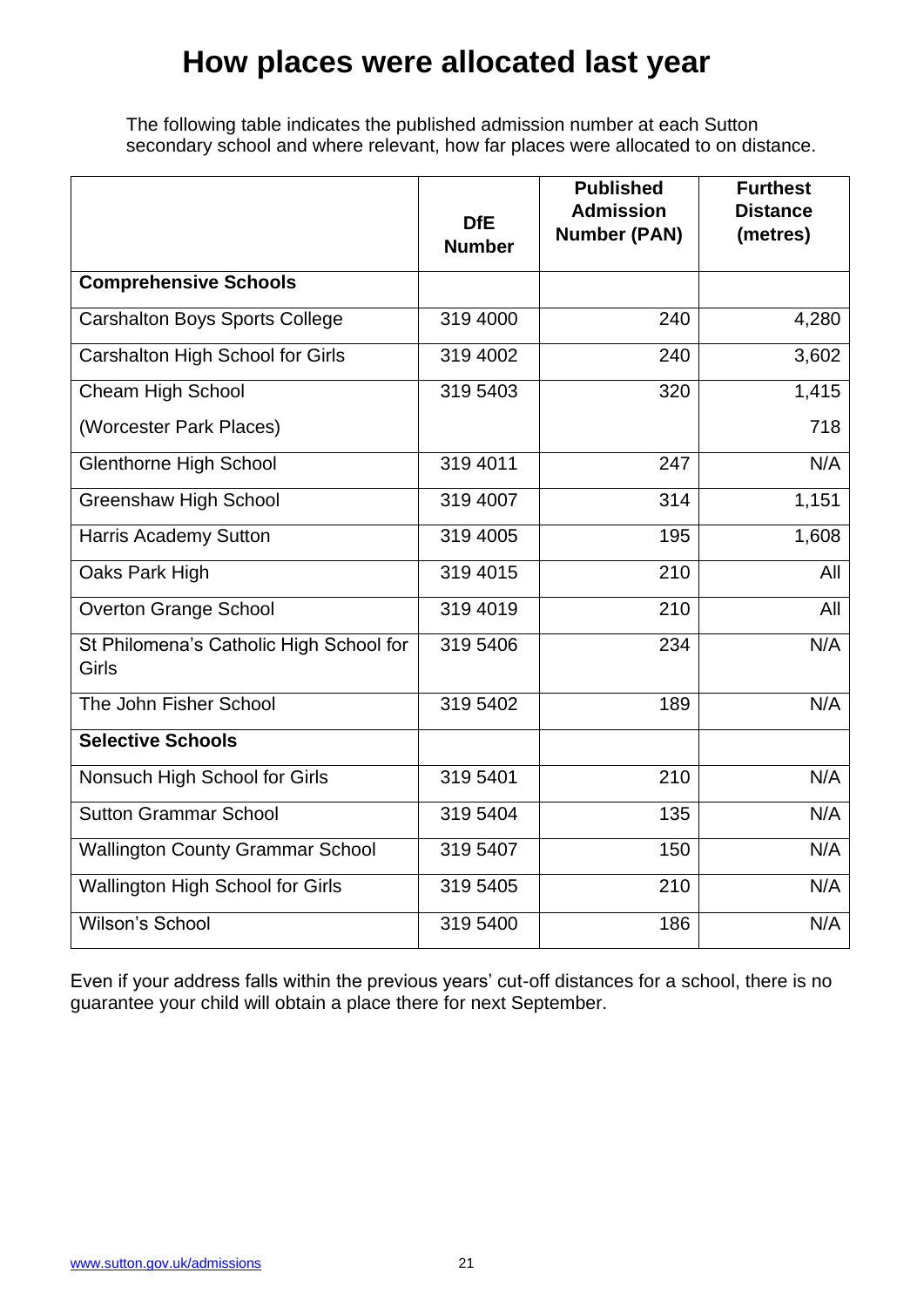# How places were allocated last year

The following table indicates the published admission number at each Sutton secondary school and where relevant, how far places were allocated to on distance.

| | DfE Number | Published Admission Number (PAN) | Furthest Distance (metres) |
|---|---|---|---|
| **Comprehensive Schools** | | | |
| Carshalton Boys Sports College | 319 4000 | 240 | 4,280 |
| Carshalton High School for Girls | 319 4002 | 240 | 3,602 |
| Cheam High School | 319 5403 | 320 | 1,415 |
| (Worcester Park Places) | | | 718 |
| Glenthorne High School | 319 4011 | 247 | N/A |
| Greenshaw High School | 319 4007 | 314 | 1,151 |
| Harris Academy Sutton | 319 4005 | 195 | 1,608 |
| Oaks Park High | 319 4015 | 210 | All |
| Overton Grange School | 319 4019 | 210 | All |
| St Philomena's Catholic High School for Girls | 319 5406 | 234 | N/A |
| The John Fisher School | 319 5402 | 189 | N/A |
| **Selective Schools** | | | |
| Nonsuch High School for Girls | 319 5401 | 210 | N/A |
| Sutton Grammar School | 319 5404 | 135 | N/A |
| Wallington County Grammar School | 319 5407 | 150 | N/A |
| Wallington High School for Girls | 319 5405 | 210 | N/A |
| Wilson's School | 319 5400 | 186 | N/A |

Even if your address falls within the previous years' cut-off distances for a school, there is no guarantee your child will obtain a place there for next September.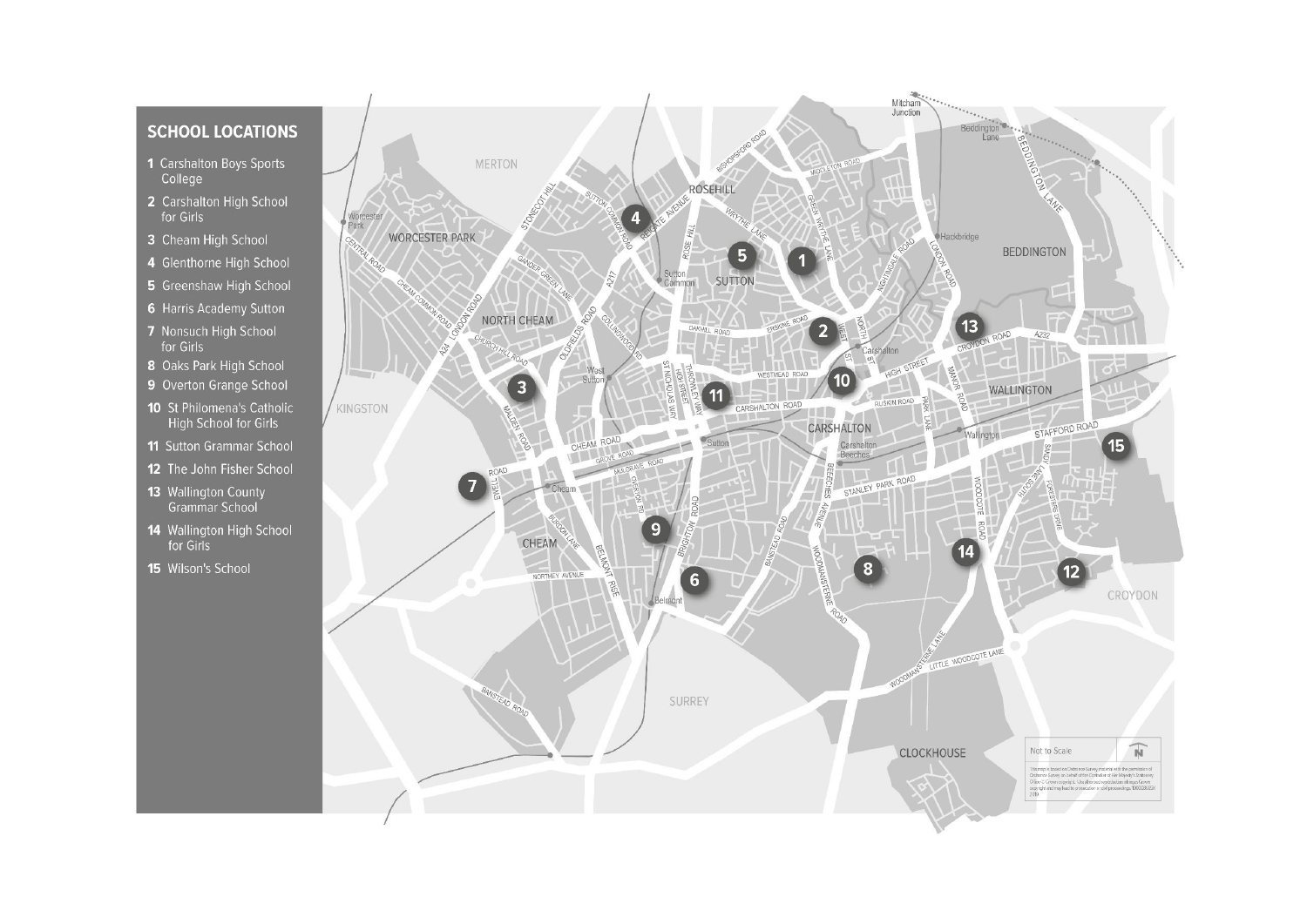## SCHOOL LOCATIONS

1 Carshalton Boys Sports College
2 Carshalton High School for Girls
3 Cheam High School
4 Glenthorne High School
5 Greenshaw High School
6 Harris Academy Sutton
7 Nonsuch High School for Girls
8 Oaks Park High School
9 Overton Grange School
10 St Philomena's Catholic High School for Girls
11 Sutton Grammar School
12 The John Fisher School
13 Wallington County Grammar School
14 Wallington High School for Girls
15 Wilson's School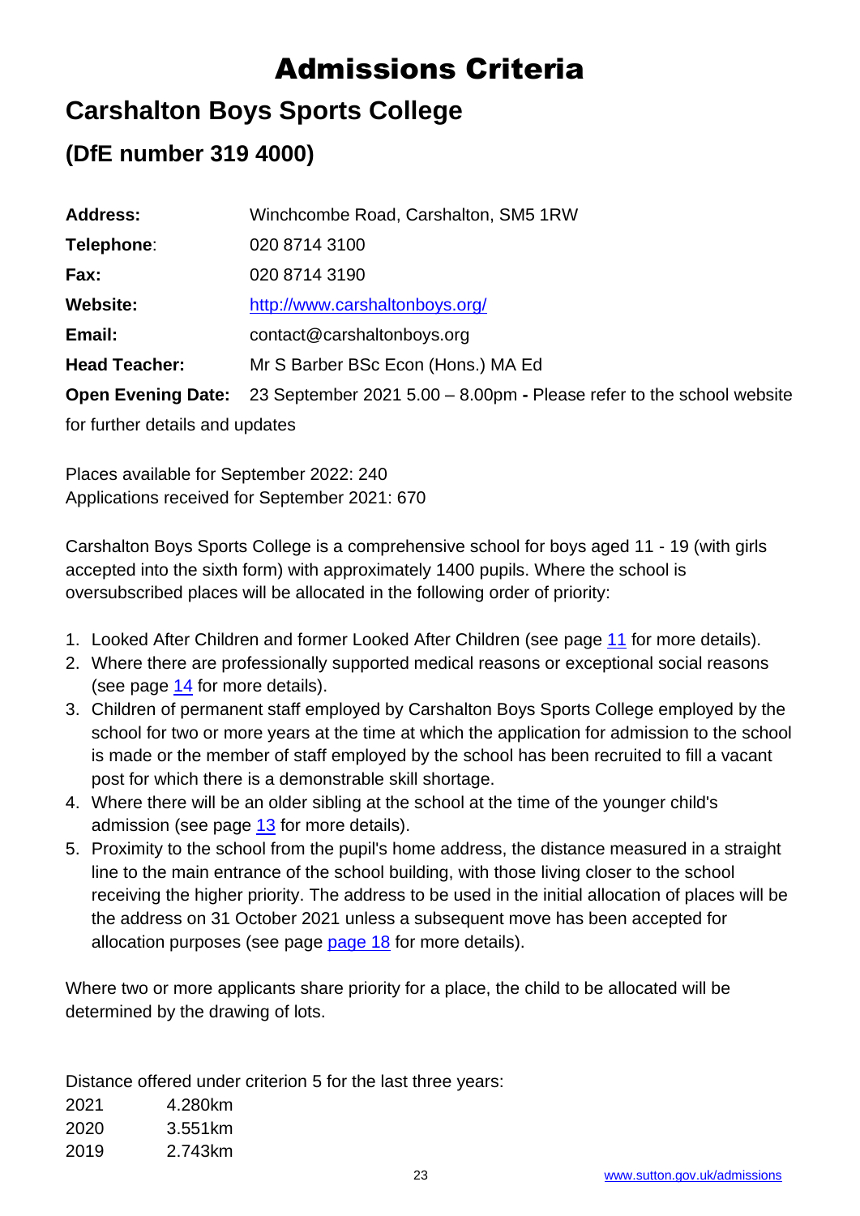# Admissions Criteria

## Carshalton Boys Sports College

### (DfE number 319 4000)

| | |
|---|---|
| **Address:** | Winchcombe Road, Carshalton, SM5 1RW |
| **Telephone**: | 020 8714 3100 |
| **Fax:** | 020 8714 3190 |
| **Website:** | http://www.carshaltonboys.org/ |
| **Email:** | contact@carshaltonboys.org |
| **Head Teacher:** | Mr S Barber BSc Econ (Hons.) MA Ed |
| **Open Evening Date:** | 23 September 2021 5.00 – 8.00pm **-** Please refer to the school website for further details and updates |

Places available for September 2022: 240
Applications received for September 2021: 670

Carshalton Boys Sports College is a comprehensive school for boys aged 11 - 19 (with girls accepted into the sixth form) with approximately 1400 pupils. Where the school is oversubscribed places will be allocated in the following order of priority:

1. Looked After Children and former Looked After Children (see page 11 for more details).
2. Where there are professionally supported medical reasons or exceptional social reasons (see page 14 for more details).
3. Children of permanent staff employed by Carshalton Boys Sports College employed by the school for two or more years at the time at which the application for admission to the school is made or the member of staff employed by the school has been recruited to fill a vacant post for which there is a demonstrable skill shortage.
4. Where there will be an older sibling at the school at the time of the younger child's admission (see page 13 for more details).
5. Proximity to the school from the pupil's home address, the distance measured in a straight line to the main entrance of the school building, with those living closer to the school receiving the higher priority. The address to be used in the initial allocation of places will be the address on 31 October 2021 unless a subsequent move has been accepted for allocation purposes (see page page 18 for more details).

Where two or more applicants share priority for a place, the child to be allocated will be determined by the drawing of lots.

Distance offered under criterion 5 for the last three years:

| | |
|---|---|
| 2021 | 4.280km |
| 2020 | 3.551km |
| 2019 | 2.743km |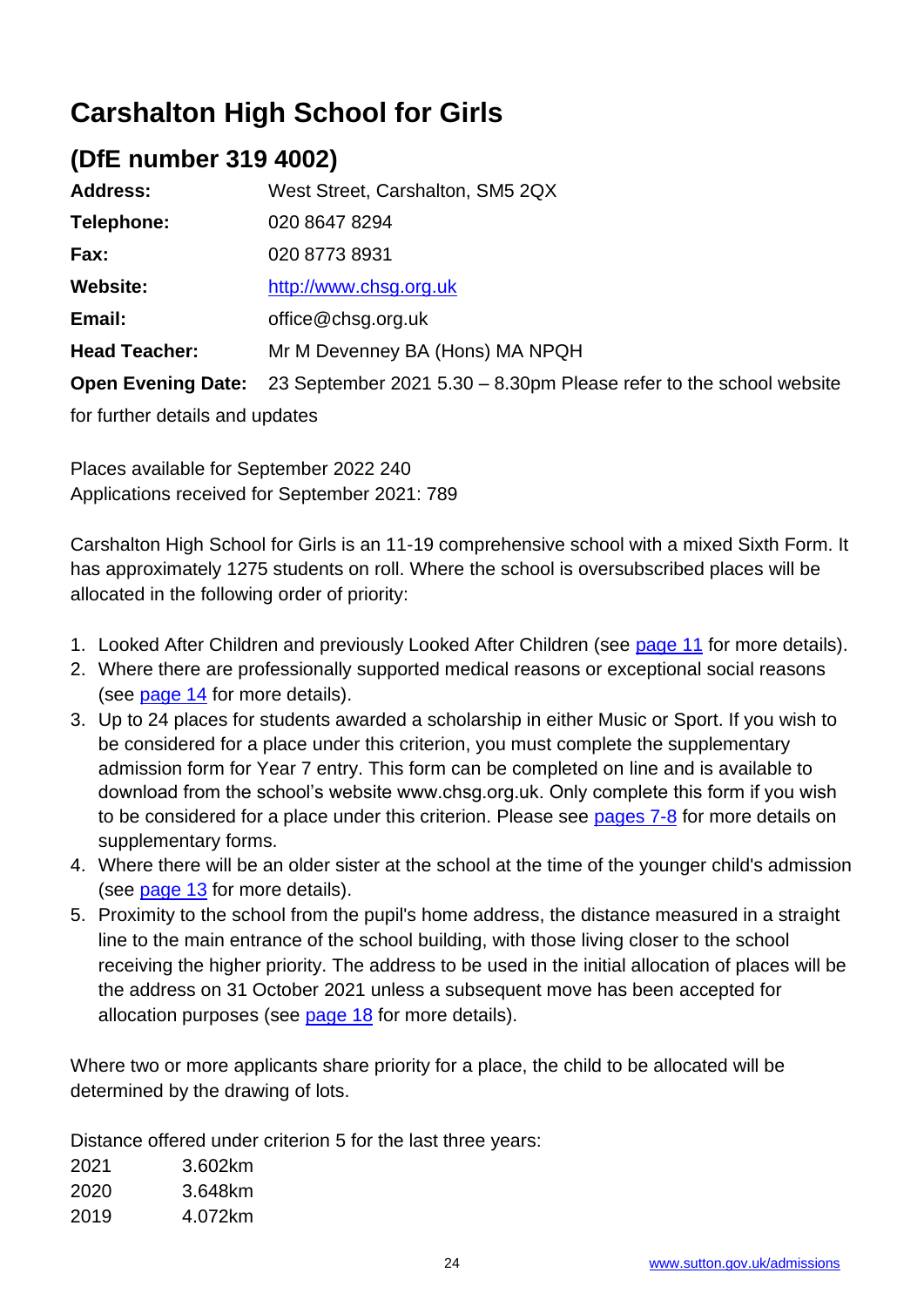# Carshalton High School for Girls

## (DfE number 319 4002)

**Address:** West Street, Carshalton, SM5 2QX

**Telephone:** 020 8647 8294

**Fax:** 020 8773 8931

**Website:** [http://www.chsg.org.uk](http://www.chsg.org.uk)

**Email:** office@chsg.org.uk

**Head Teacher:** Mr M Devenney BA (Hons) MA NPQH

**Open Evening Date:** 23 September 2021 5.30 – 8.30pm Please refer to the school website for further details and updates

Places available for September 2022 240
Applications received for September 2021: 789

Carshalton High School for Girls is an 11-19 comprehensive school with a mixed Sixth Form. It has approximately 1275 students on roll. Where the school is oversubscribed places will be allocated in the following order of priority:

1. Looked After Children and previously Looked After Children (see page 11 for more details).
2. Where there are professionally supported medical reasons or exceptional social reasons (see page 14 for more details).
3. Up to 24 places for students awarded a scholarship in either Music or Sport. If you wish to be considered for a place under this criterion, you must complete the supplementary admission form for Year 7 entry. This form can be completed on line and is available to download from the school's website www.chsg.org.uk. Only complete this form if you wish to be considered for a place under this criterion. Please see pages 7-8 for more details on supplementary forms.
4. Where there will be an older sister at the school at the time of the younger child's admission (see page 13 for more details).
5. Proximity to the school from the pupil's home address, the distance measured in a straight line to the main entrance of the school building, with those living closer to the school receiving the higher priority. The address to be used in the initial allocation of places will be the address on 31 October 2021 unless a subsequent move has been accepted for allocation purposes (see page 18 for more details).

Where two or more applicants share priority for a place, the child to be allocated will be determined by the drawing of lots.

Distance offered under criterion 5 for the last three years:

| | |
|---|---|
| 2021 | 3.602km |
| 2020 | 3.648km |
| 2019 | 4.072km |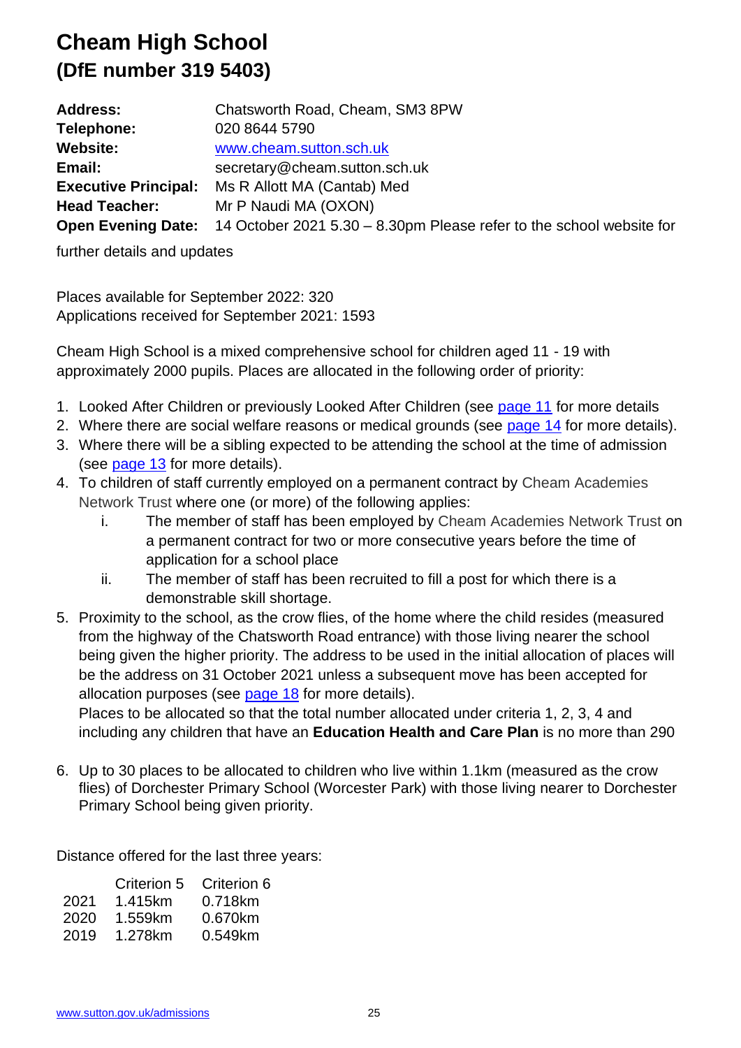# Cheam High School
## (DfE number 319 5403)

**Address:** Chatsworth Road, Cheam, SM3 8PW
**Telephone:** 020 8644 5790
**Website:** www.cheam.sutton.sch.uk
**Email:** secretary@cheam.sutton.sch.uk
**Executive Principal:** Ms R Allott MA (Cantab) Med
**Head Teacher:** Mr P Naudi MA (OXON)
**Open Evening Date:** 14 October 2021 5.30 – 8.30pm Please refer to the school website for further details and updates

Places available for September 2022: 320
Applications received for September 2021: 1593

Cheam High School is a mixed comprehensive school for children aged 11 - 19 with approximately 2000 pupils. Places are allocated in the following order of priority:

1. Looked After Children or previously Looked After Children (see page 11 for more details
2. Where there are social welfare reasons or medical grounds (see page 14 for more details).
3. Where there will be a sibling expected to be attending the school at the time of admission (see page 13 for more details).
4. To children of staff currently employed on a permanent contract by Cheam Academies Network Trust where one (or more) of the following applies:
   i. The member of staff has been employed by Cheam Academies Network Trust on a permanent contract for two or more consecutive years before the time of application for a school place
   ii. The member of staff has been recruited to fill a post for which there is a demonstrable skill shortage.
5. Proximity to the school, as the crow flies, of the home where the child resides (measured from the highway of the Chatsworth Road entrance) with those living nearer the school being given the higher priority. The address to be used in the initial allocation of places will be the address on 31 October 2021 unless a subsequent move has been accepted for allocation purposes (see page 18 for more details).
   Places to be allocated so that the total number allocated under criteria 1, 2, 3, 4 and including any children that have an **Education Health and Care Plan** is no more than 290
6. Up to 30 places to be allocated to children who live within 1.1km (measured as the crow flies) of Dorchester Primary School (Worcester Park) with those living nearer to Dorchester Primary School being given priority.

Distance offered for the last three years:

| | Criterion 5 | Criterion 6 |
|---|---|---|
| 2021 | 1.415km | 0.718km |
| 2020 | 1.559km | 0.670km |
| 2019 | 1.278km | 0.549km |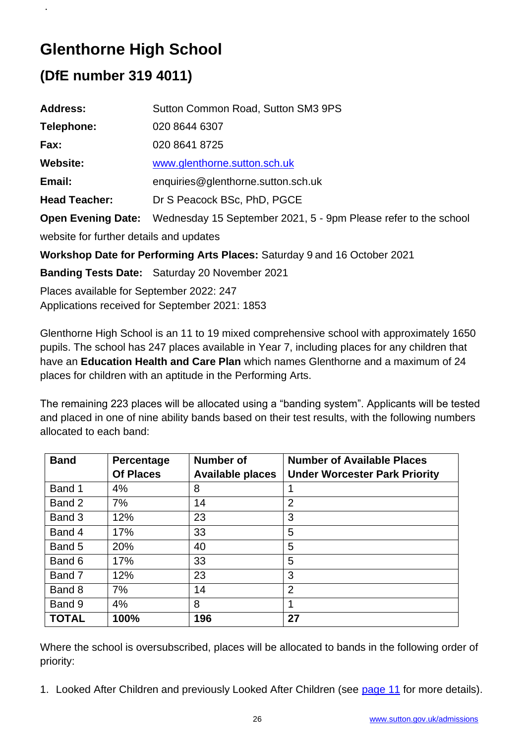# Glenthorne High School

## (DfE number 319 4011)

**Address:** Sutton Common Road, Sutton SM3 9PS

**Telephone:** 020 8644 6307

**Fax:** 020 8641 8725

**Website:** [www.glenthorne.sutton.sch.uk](http://www.glenthorne.sutton.sch.uk)

**Email:** enquiries@glenthorne.sutton.sch.uk

**Head Teacher:** Dr S Peacock BSc, PhD, PGCE

**Open Evening Date:** Wednesday 15 September 2021, 5 - 9pm Please refer to the school website for further details and updates

**Workshop Date for Performing Arts Places:** Saturday 9 and 16 October 2021

**Banding Tests Date:** Saturday 20 November 2021

Places available for September 2022: 247
Applications received for September 2021: 1853

Glenthorne High School is an 11 to 19 mixed comprehensive school with approximately 1650 pupils. The school has 247 places available in Year 7, including places for any children that have an **Education Health and Care Plan** which names Glenthorne and a maximum of 24 places for children with an aptitude in the Performing Arts.

The remaining 223 places will be allocated using a "banding system". Applicants will be tested and placed in one of nine ability bands based on their test results, with the following numbers allocated to each band:

| Band | Percentage Of Places | Number of Available places | Number of Available Places Under Worcester Park Priority |
|---|---|---|---|
| Band 1 | 4% | 8 | 1 |
| Band 2 | 7% | 14 | 2 |
| Band 3 | 12% | 23 | 3 |
| Band 4 | 17% | 33 | 5 |
| Band 5 | 20% | 40 | 5 |
| Band 6 | 17% | 33 | 5 |
| Band 7 | 12% | 23 | 3 |
| Band 8 | 7% | 14 | 2 |
| Band 9 | 4% | 8 | 1 |
| **TOTAL** | **100%** | **196** | **27** |

Where the school is oversubscribed, places will be allocated to bands in the following order of priority:

1. Looked After Children and previously Looked After Children (see page 11 for more details).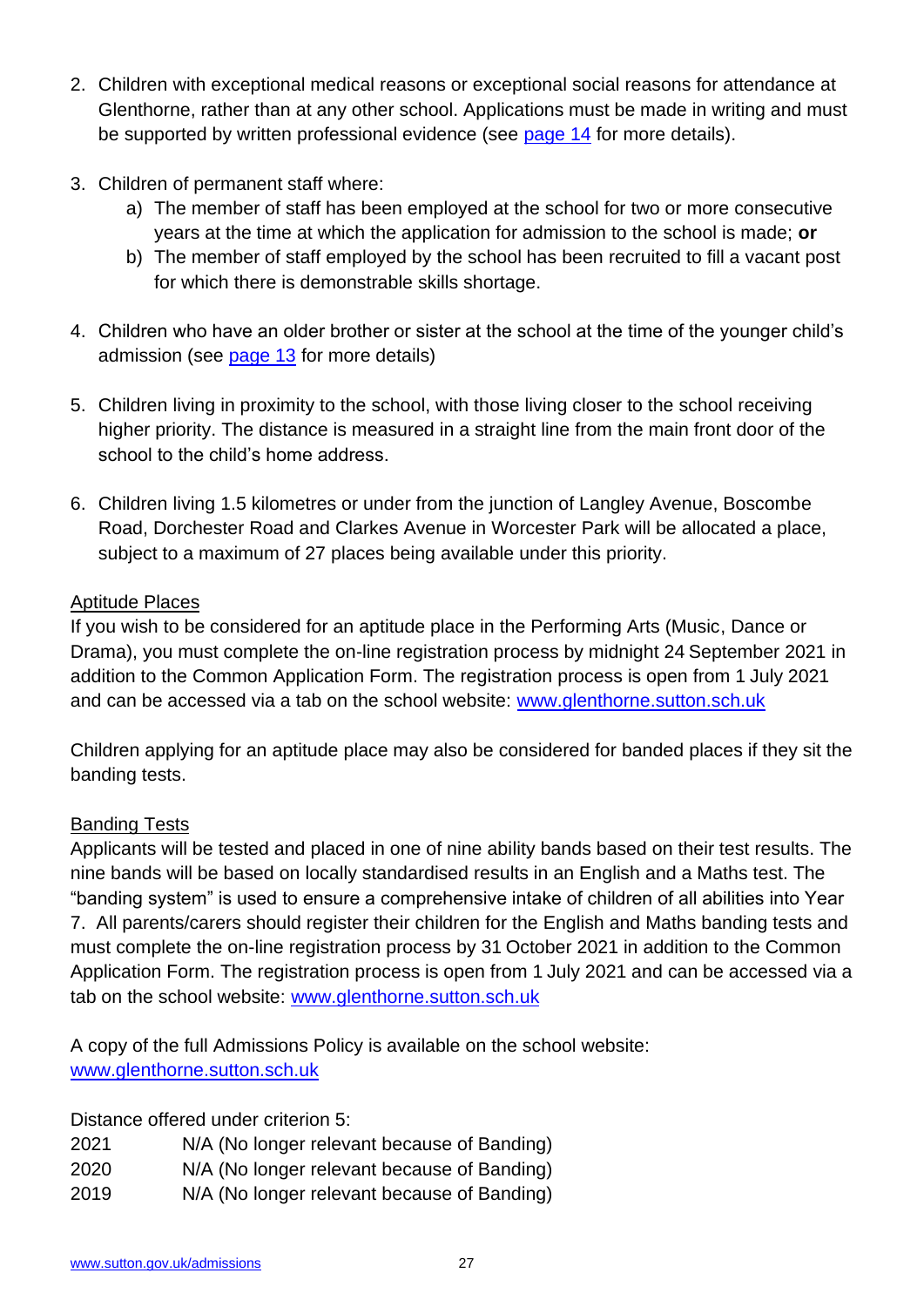2. Children with exceptional medical reasons or exceptional social reasons for attendance at Glenthorne, rather than at any other school. Applications must be made in writing and must be supported by written professional evidence (see page 14 for more details).

3. Children of permanent staff where:
   a) The member of staff has been employed at the school for two or more consecutive years at the time at which the application for admission to the school is made; **or**
   b) The member of staff employed by the school has been recruited to fill a vacant post for which there is demonstrable skills shortage.

4. Children who have an older brother or sister at the school at the time of the younger child's admission (see page 13 for more details)

5. Children living in proximity to the school, with those living closer to the school receiving higher priority. The distance is measured in a straight line from the main front door of the school to the child's home address.

6. Children living 1.5 kilometres or under from the junction of Langley Avenue, Boscombe Road, Dorchester Road and Clarkes Avenue in Worcester Park will be allocated a place, subject to a maximum of 27 places being available under this priority.

Aptitude Places

If you wish to be considered for an aptitude place in the Performing Arts (Music, Dance or Drama), you must complete the on-line registration process by midnight 24 September 2021 in addition to the Common Application Form. The registration process is open from 1 July 2021 and can be accessed via a tab on the school website: www.glenthorne.sutton.sch.uk

Children applying for an aptitude place may also be considered for banded places if they sit the banding tests.

Banding Tests

Applicants will be tested and placed in one of nine ability bands based on their test results. The nine bands will be based on locally standardised results in an English and a Maths test. The "banding system" is used to ensure a comprehensive intake of children of all abilities into Year 7. All parents/carers should register their children for the English and Maths banding tests and must complete the on-line registration process by 31 October 2021 in addition to the Common Application Form. The registration process is open from 1 July 2021 and can be accessed via a tab on the school website: www.glenthorne.sutton.sch.uk

A copy of the full Admissions Policy is available on the school website: www.glenthorne.sutton.sch.uk

Distance offered under criterion 5:

| | |
|---|---|
| 2021 | N/A (No longer relevant because of Banding) |
| 2020 | N/A (No longer relevant because of Banding) |
| 2019 | N/A (No longer relevant because of Banding) |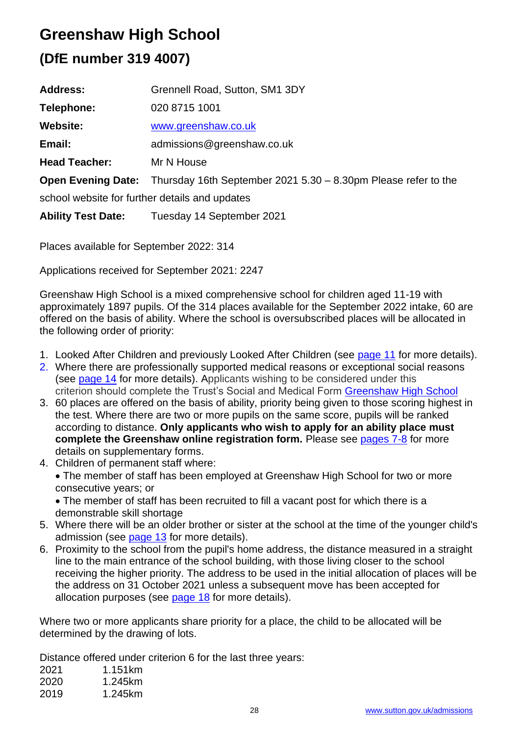# Greenshaw High School

## (DfE number 319 4007)

**Address:** Grennell Road, Sutton, SM1 3DY

**Telephone:** 020 8715 1001

**Website:** [www.greenshaw.co.uk](www.greenshaw.co.uk)

**Email:** admissions@greenshaw.co.uk

**Head Teacher:** Mr N House

**Open Evening Date:** Thursday 16th September 2021 5.30 – 8.30pm Please refer to the school website for further details and updates

**Ability Test Date:** Tuesday 14 September 2021

Places available for September 2022: 314

Applications received for September 2021: 2247

Greenshaw High School is a mixed comprehensive school for children aged 11-19 with approximately 1897 pupils. Of the 314 places available for the September 2022 intake, 60 are offered on the basis of ability. Where the school is oversubscribed places will be allocated in the following order of priority:

1. Looked After Children and previously Looked After Children (see page 11 for more details).
2. Where there are professionally supported medical reasons or exceptional social reasons (see page 14 for more details). Applicants wishing to be considered under this criterion should complete the Trust's Social and Medical Form Greenshaw High School
3. 60 places are offered on the basis of ability, priority being given to those scoring highest in the test. Where there are two or more pupils on the same score, pupils will be ranked according to distance. **Only applicants who wish to apply for an ability place must complete the Greenshaw online registration form.** Please see pages 7-8 for more details on supplementary forms.
4. Children of permanent staff where:
   - The member of staff has been employed at Greenshaw High School for two or more consecutive years; or
   - The member of staff has been recruited to fill a vacant post for which there is a demonstrable skill shortage
5. Where there will be an older brother or sister at the school at the time of the younger child's admission (see page 13 for more details).
6. Proximity to the school from the pupil's home address, the distance measured in a straight line to the main entrance of the school building, with those living closer to the school receiving the higher priority. The address to be used in the initial allocation of places will be the address on 31 October 2021 unless a subsequent move has been accepted for allocation purposes (see page 18 for more details).

Where two or more applicants share priority for a place, the child to be allocated will be determined by the drawing of lots.

Distance offered under criterion 6 for the last three years:

| | |
|---|---|
| 2021 | 1.151km |
| 2020 | 1.245km |
| 2019 | 1.245km |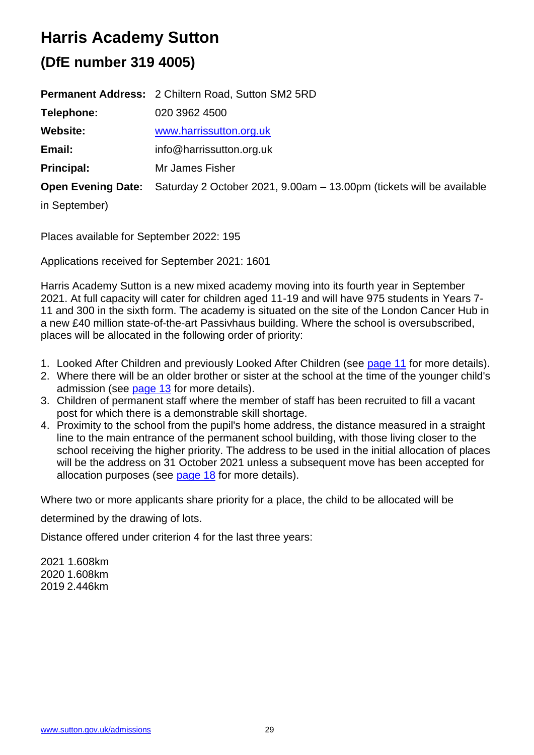# Harris Academy Sutton

## (DfE number 319 4005)

**Permanent Address:** 2 Chiltern Road, Sutton SM2 5RD

**Telephone:** 020 3962 4500

**Website:** [www.harrissutton.org.uk](www.harrissutton.org.uk)

**Email:** info@harrissutton.org.uk

**Principal:** Mr James Fisher

**Open Evening Date:** Saturday 2 October 2021, 9.00am – 13.00pm (tickets will be available in September)

Places available for September 2022: 195

Applications received for September 2021: 1601

Harris Academy Sutton is a new mixed academy moving into its fourth year in September 2021. At full capacity will cater for children aged 11-19 and will have 975 students in Years 7-11 and 300 in the sixth form. The academy is situated on the site of the London Cancer Hub in a new £40 million state-of-the-art Passivhaus building. Where the school is oversubscribed, places will be allocated in the following order of priority:

1. Looked After Children and previously Looked After Children (see page 11 for more details).
2. Where there will be an older brother or sister at the school at the time of the younger child's admission (see page 13 for more details).
3. Children of permanent staff where the member of staff has been recruited to fill a vacant post for which there is a demonstrable skill shortage.
4. Proximity to the school from the pupil's home address, the distance measured in a straight line to the main entrance of the permanent school building, with those living closer to the school receiving the higher priority. The address to be used in the initial allocation of places will be the address on 31 October 2021 unless a subsequent move has been accepted for allocation purposes (see page 18 for more details).

Where two or more applicants share priority for a place, the child to be allocated will be determined by the drawing of lots.

Distance offered under criterion 4 for the last three years:

2021 1.608km
2020 1.608km
2019 2.446km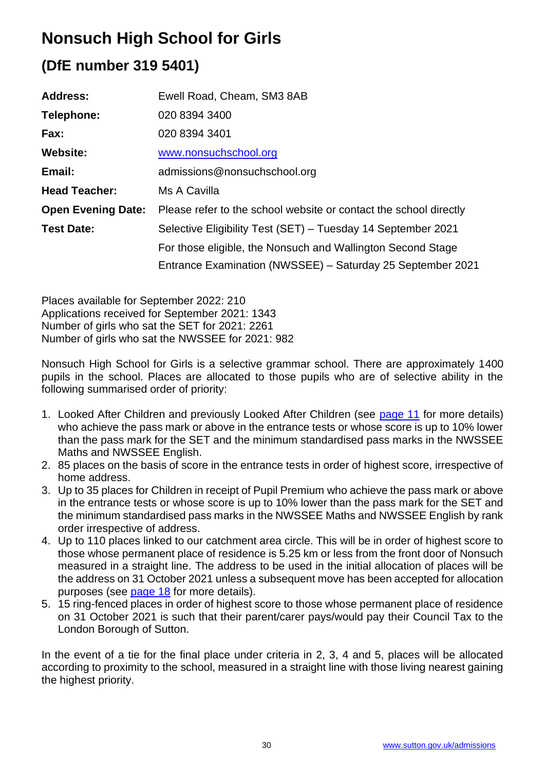# Nonsuch High School for Girls

## (DfE number 319 5401)

| | |
|---|---|
| **Address:** | Ewell Road, Cheam, SM3 8AB |
| **Telephone:** | 020 8394 3400 |
| **Fax:** | 020 8394 3401 |
| **Website:** | www.nonsuchschool.org |
| **Email:** | admissions@nonsuchschool.org |
| **Head Teacher:** | Ms A Cavilla |
| **Open Evening Date:** | Please refer to the school website or contact the school directly |
| **Test Date:** | Selective Eligibility Test (SET) – Tuesday 14 September 2021 |
| | For those eligible, the Nonsuch and Wallington Second Stage Entrance Examination (NWSSEE) – Saturday 25 September 2021 |

Places available for September 2022: 210
Applications received for September 2021: 1343
Number of girls who sat the SET for 2021: 2261
Number of girls who sat the NWSSEE for 2021: 982

Nonsuch High School for Girls is a selective grammar school. There are approximately 1400 pupils in the school. Places are allocated to those pupils who are of selective ability in the following summarised order of priority:

1. Looked After Children and previously Looked After Children (see page 11 for more details) who achieve the pass mark or above in the entrance tests or whose score is up to 10% lower than the pass mark for the SET and the minimum standardised pass marks in the NWSSEE Maths and NWSSEE English.
2. 85 places on the basis of score in the entrance tests in order of highest score, irrespective of home address.
3. Up to 35 places for Children in receipt of Pupil Premium who achieve the pass mark or above in the entrance tests or whose score is up to 10% lower than the pass mark for the SET and the minimum standardised pass marks in the NWSSEE Maths and NWSSEE English by rank order irrespective of address.
4. Up to 110 places linked to our catchment area circle. This will be in order of highest score to those whose permanent place of residence is 5.25 km or less from the front door of Nonsuch measured in a straight line. The address to be used in the initial allocation of places will be the address on 31 October 2021 unless a subsequent move has been accepted for allocation purposes (see page 18 for more details).
5. 15 ring-fenced places in order of highest score to those whose permanent place of residence on 31 October 2021 is such that their parent/carer pays/would pay their Council Tax to the London Borough of Sutton.

In the event of a tie for the final place under criteria in 2, 3, 4 and 5, places will be allocated according to proximity to the school, measured in a straight line with those living nearest gaining the highest priority.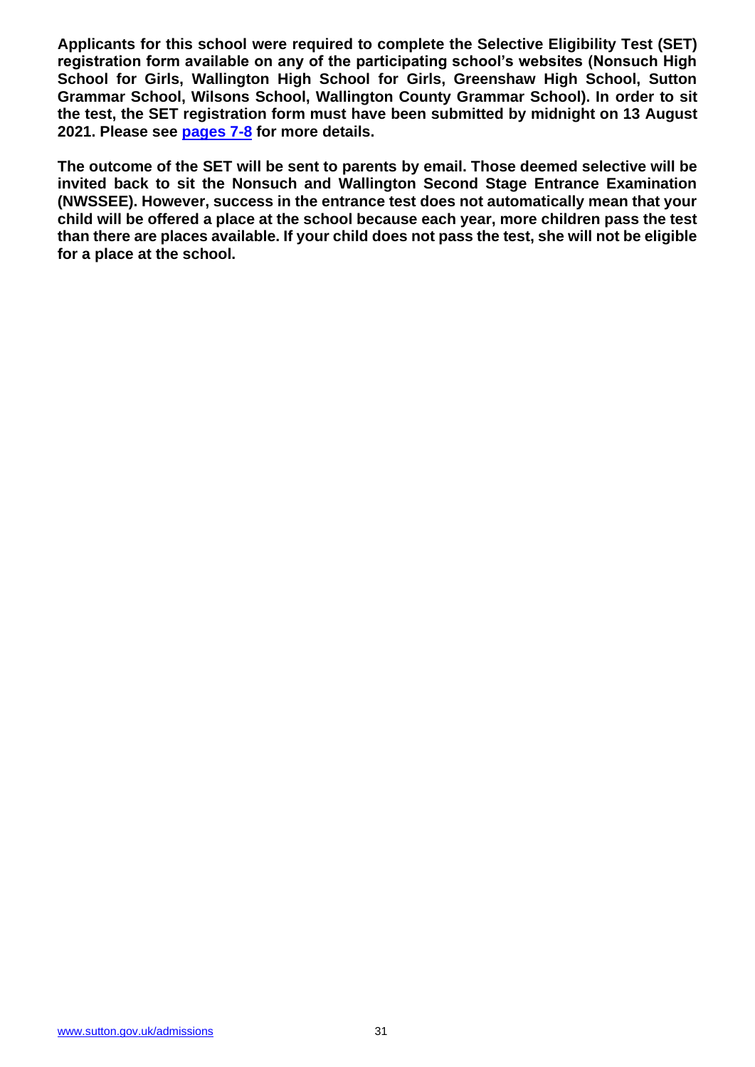**Applicants for this school were required to complete the Selective Eligibility Test (SET) registration form available on any of the participating school's websites (Nonsuch High School for Girls, Wallington High School for Girls, Greenshaw High School, Sutton Grammar School, Wilsons School, Wallington County Grammar School). In order to sit the test, the SET registration form must have been submitted by midnight on 13 August 2021. Please see pages 7-8 for more details.**

**The outcome of the SET will be sent to parents by email. Those deemed selective will be invited back to sit the Nonsuch and Wallington Second Stage Entrance Examination (NWSSEE). However, success in the entrance test does not automatically mean that your child will be offered a place at the school because each year, more children pass the test than there are places available. If your child does not pass the test, she will not be eligible for a place at the school.**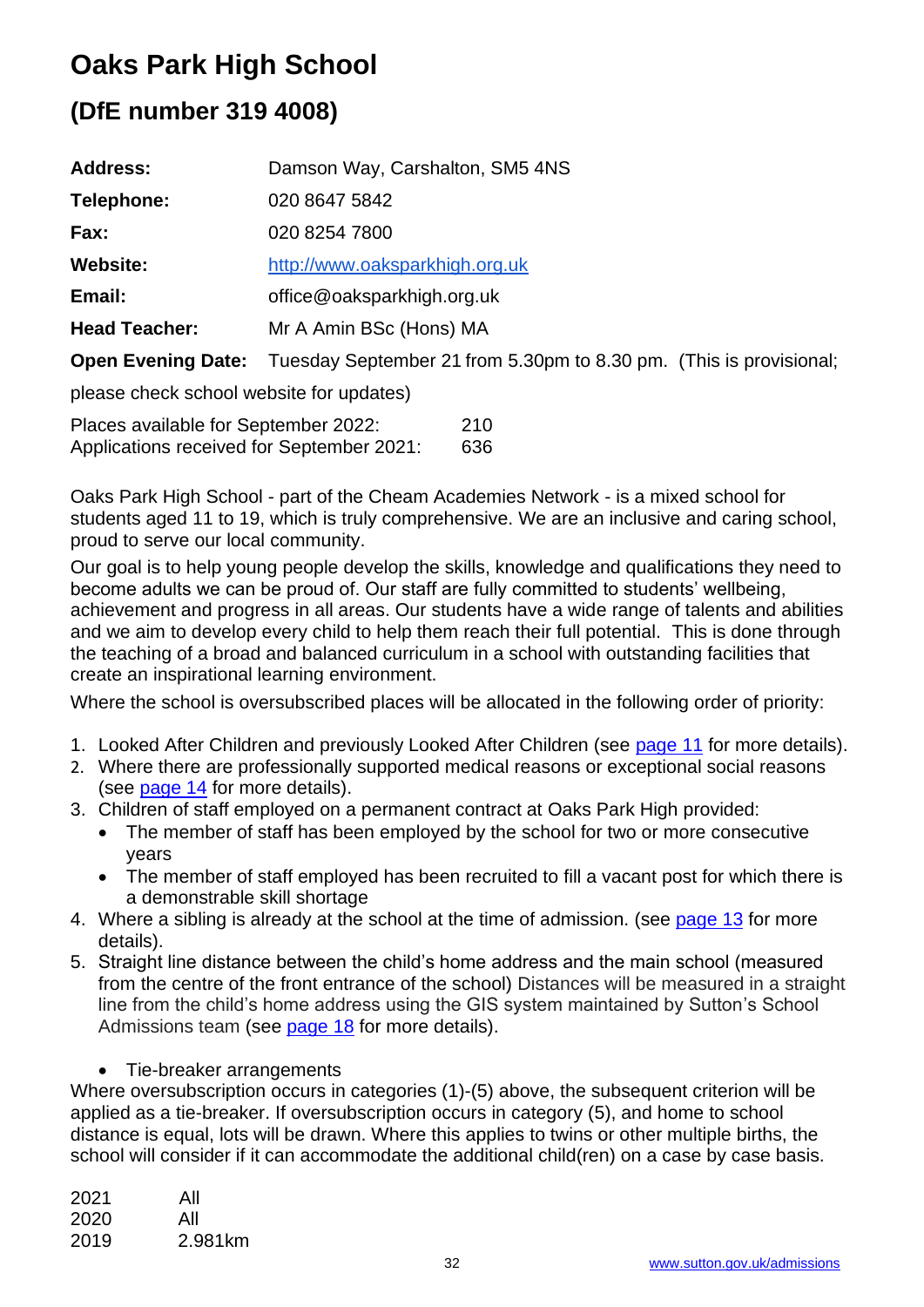# Oaks Park High School

## (DfE number 319 4008)

| | |
|---|---|
| **Address:** | Damson Way, Carshalton, SM5 4NS |
| **Telephone:** | 020 8647 5842 |
| **Fax:** | 020 8254 7800 |
| **Website:** | [http://www.oaksparkhigh.org.uk](http://www.oaksparkhigh.org.uk) |
| **Email:** | office@oaksparkhigh.org.uk |
| **Head Teacher:** | Mr A Amin BSc (Hons) MA |
| **Open Evening Date:** | Tuesday September 21 from 5.30pm to 8.30 pm. (This is provisional; please check school website for updates) |

| | |
|---|---|
| Places available for September 2022: | 210 |
| Applications received for September 2021: | 636 |

Oaks Park High School - part of the Cheam Academies Network - is a mixed school for students aged 11 to 19, which is truly comprehensive. We are an inclusive and caring school, proud to serve our local community.

Our goal is to help young people develop the skills, knowledge and qualifications they need to become adults we can be proud of. Our staff are fully committed to students' wellbeing, achievement and progress in all areas. Our students have a wide range of talents and abilities and we aim to develop every child to help them reach their full potential. This is done through the teaching of a broad and balanced curriculum in a school with outstanding facilities that create an inspirational learning environment.

Where the school is oversubscribed places will be allocated in the following order of priority:

1. Looked After Children and previously Looked After Children (see page 11 for more details).
2. Where there are professionally supported medical reasons or exceptional social reasons (see page 14 for more details).
3. Children of staff employed on a permanent contract at Oaks Park High provided:
   - The member of staff has been employed by the school for two or more consecutive years
   - The member of staff employed has been recruited to fill a vacant post for which there is a demonstrable skill shortage
4. Where a sibling is already at the school at the time of admission. (see page 13 for more details).
5. Straight line distance between the child's home address and the main school (measured from the centre of the front entrance of the school) Distances will be measured in a straight line from the child's home address using the GIS system maintained by Sutton's School Admissions team (see page 18 for more details).

- Tie-breaker arrangements

Where oversubscription occurs in categories (1)-(5) above, the subsequent criterion will be applied as a tie-breaker. If oversubscription occurs in category (5), and home to school distance is equal, lots will be drawn. Where this applies to twins or other multiple births, the school will consider if it can accommodate the additional child(ren) on a case by case basis.

| | |
|---|---|
| 2021 | All |
| 2020 | All |
| 2019 | 2.981km |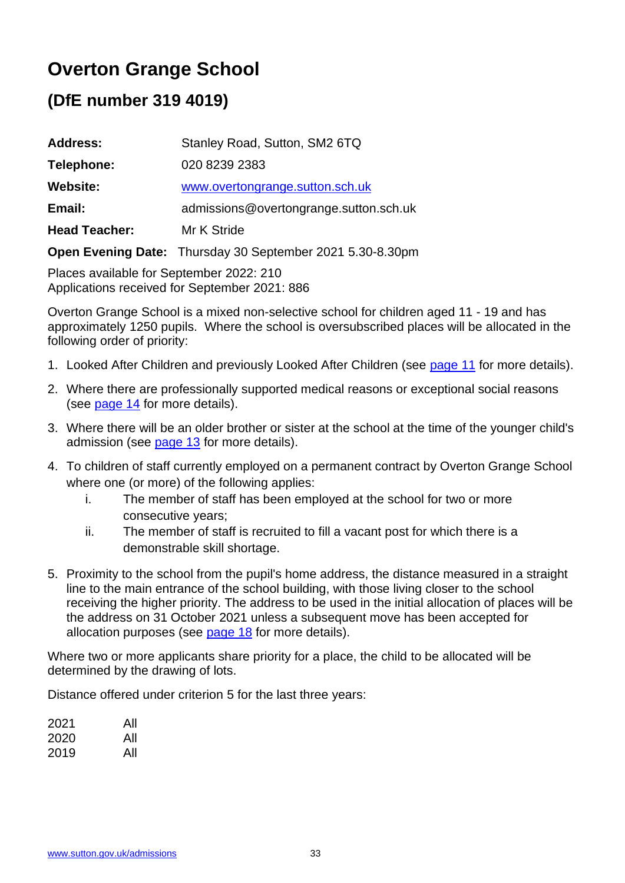# Overton Grange School

## (DfE number 319 4019)

**Address:** Stanley Road, Sutton, SM2 6TQ

**Telephone:** 020 8239 2383

**Website:** www.overtongrange.sutton.sch.uk

**Email:** admissions@overtongrange.sutton.sch.uk

**Head Teacher:** Mr K Stride

**Open Evening Date:** Thursday 30 September 2021 5.30-8.30pm

Places available for September 2022: 210
Applications received for September 2021: 886

Overton Grange School is a mixed non-selective school for children aged 11 - 19 and has approximately 1250 pupils. Where the school is oversubscribed places will be allocated in the following order of priority:

1. Looked After Children and previously Looked After Children (see page 11 for more details).
2. Where there are professionally supported medical reasons or exceptional social reasons (see page 14 for more details).
3. Where there will be an older brother or sister at the school at the time of the younger child's admission (see page 13 for more details).
4. To children of staff currently employed on a permanent contract by Overton Grange School where one (or more) of the following applies:
   i. The member of staff has been employed at the school for two or more consecutive years;
   ii. The member of staff is recruited to fill a vacant post for which there is a demonstrable skill shortage.
5. Proximity to the school from the pupil's home address, the distance measured in a straight line to the main entrance of the school building, with those living closer to the school receiving the higher priority. The address to be used in the initial allocation of places will be the address on 31 October 2021 unless a subsequent move has been accepted for allocation purposes (see page 18 for more details).

Where two or more applicants share priority for a place, the child to be allocated will be determined by the drawing of lots.

Distance offered under criterion 5 for the last three years:

| | |
|---|---|
| 2021 | All |
| 2020 | All |
| 2019 | All |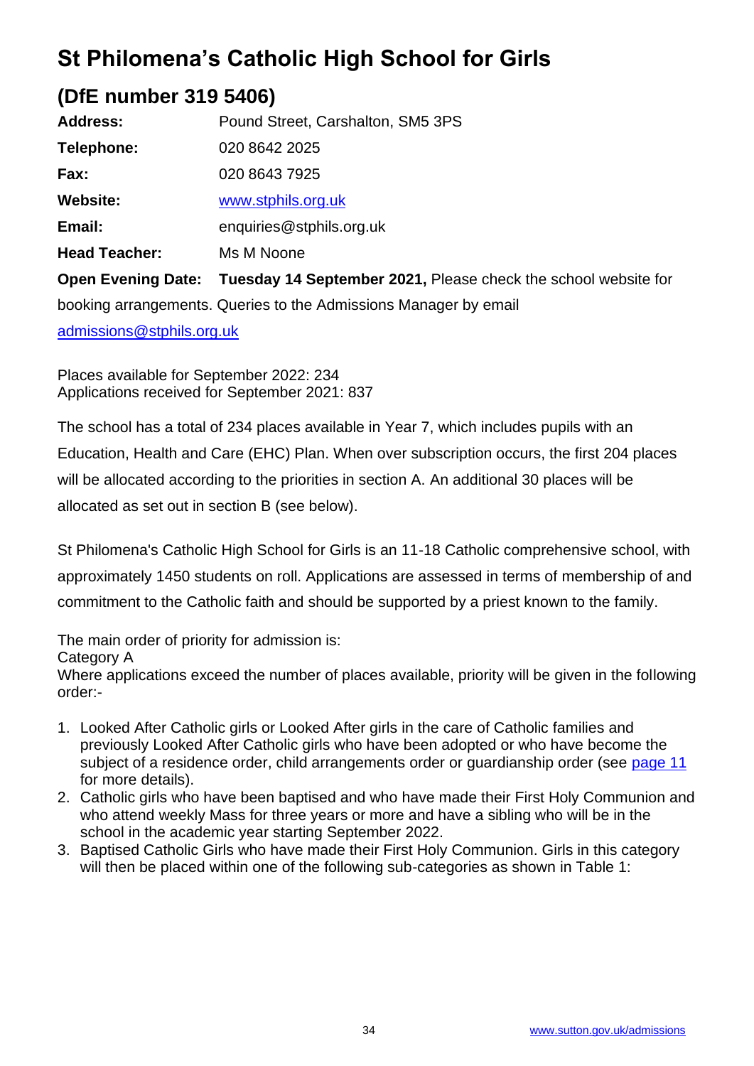# St Philomena's Catholic High School for Girls

## (DfE number 319 5406)

**Address:** Pound Street, Carshalton, SM5 3PS

**Telephone:** 020 8642 2025

**Fax:** 020 8643 7925

**Website:** [www.stphils.org.uk](www.stphils.org.uk)

**Email:** enquiries@stphils.org.uk

**Head Teacher:** Ms M Noone

**Open Evening Date:** **Tuesday 14 September 2021,** Please check the school website for booking arrangements. Queries to the Admissions Manager by email [admissions@stphils.org.uk](mailto:admissions@stphils.org.uk)

Places available for September 2022: 234
Applications received for September 2021: 837

The school has a total of 234 places available in Year 7, which includes pupils with an Education, Health and Care (EHC) Plan. When over subscription occurs, the first 204 places will be allocated according to the priorities in section A. An additional 30 places will be allocated as set out in section B (see below).

St Philomena's Catholic High School for Girls is an 11-18 Catholic comprehensive school, with approximately 1450 students on roll. Applications are assessed in terms of membership of and commitment to the Catholic faith and should be supported by a priest known to the family.

The main order of priority for admission is:
Category A
Where applications exceed the number of places available, priority will be given in the following order:-

1. Looked After Catholic girls or Looked After girls in the care of Catholic families and previously Looked After Catholic girls who have been adopted or who have become the subject of a residence order, child arrangements order or guardianship order (see page 11 for more details).
2. Catholic girls who have been baptised and who have made their First Holy Communion and who attend weekly Mass for three years or more and have a sibling who will be in the school in the academic year starting September 2022.
3. Baptised Catholic Girls who have made their First Holy Communion. Girls in this category will then be placed within one of the following sub-categories as shown in Table 1: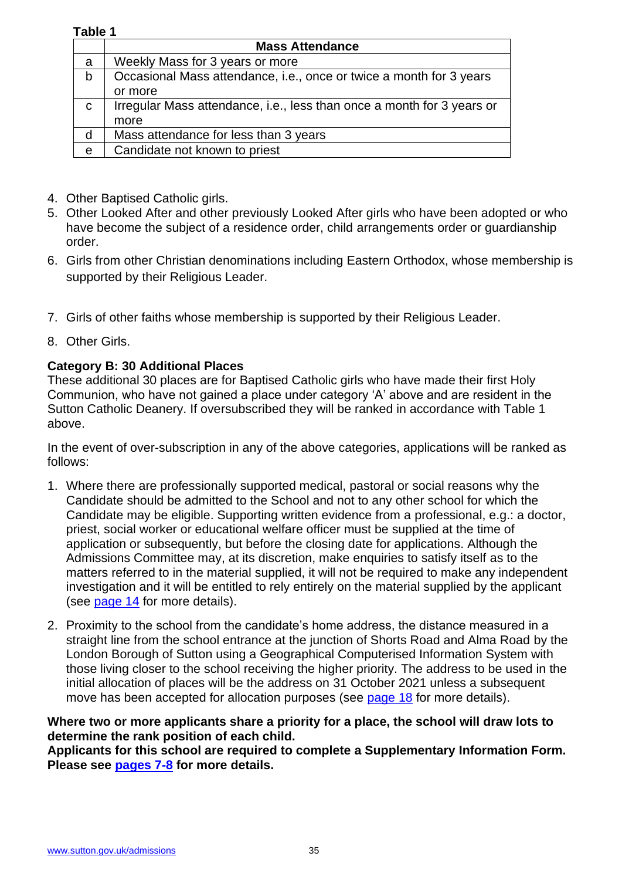**Table 1**

| | Mass Attendance |
|---|---|
| a | Weekly Mass for 3 years or more |
| b | Occasional Mass attendance, i.e., once or twice a month for 3 years or more |
| c | Irregular Mass attendance, i.e., less than once a month for 3 years or more |
| d | Mass attendance for less than 3 years |
| e | Candidate not known to priest |

4. Other Baptised Catholic girls.
5. Other Looked After and other previously Looked After girls who have been adopted or who have become the subject of a residence order, child arrangements order or guardianship order.
6. Girls from other Christian denominations including Eastern Orthodox, whose membership is supported by their Religious Leader.
7. Girls of other faiths whose membership is supported by their Religious Leader.
8. Other Girls.

**Category B: 30 Additional Places**
These additional 30 places are for Baptised Catholic girls who have made their first Holy Communion, who have not gained a place under category 'A' above and are resident in the Sutton Catholic Deanery. If oversubscribed they will be ranked in accordance with Table 1 above.

In the event of over-subscription in any of the above categories, applications will be ranked as follows:

1. Where there are professionally supported medical, pastoral or social reasons why the Candidate should be admitted to the School and not to any other school for which the Candidate may be eligible. Supporting written evidence from a professional, e.g.: a doctor, priest, social worker or educational welfare officer must be supplied at the time of application or subsequently, but before the closing date for applications. Although the Admissions Committee may, at its discretion, make enquiries to satisfy itself as to the matters referred to in the material supplied, it will not be required to make any independent investigation and it will be entitled to rely entirely on the material supplied by the applicant (see page 14 for more details).
2. Proximity to the school from the candidate's home address, the distance measured in a straight line from the school entrance at the junction of Shorts Road and Alma Road by the London Borough of Sutton using a Geographical Computerised Information System with those living closer to the school receiving the higher priority. The address to be used in the initial allocation of places will be the address on 31 October 2021 unless a subsequent move has been accepted for allocation purposes (see page 18 for more details).

**Where two or more applicants share a priority for a place, the school will draw lots to determine the rank position of each child.**
**Applicants for this school are required to complete a Supplementary Information Form. Please see pages 7-8 for more details.**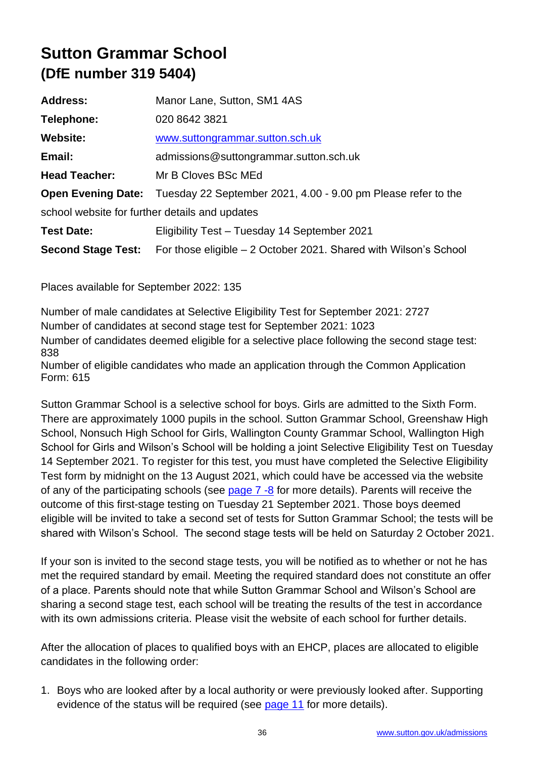# Sutton Grammar School

## (DfE number 319 5404)

| | |
|---|---|
| **Address:** | Manor Lane, Sutton, SM1 4AS |
| **Telephone:** | 020 8642 3821 |
| **Website:** | [www.suttongrammar.sutton.sch.uk](http://www.suttongrammar.sutton.sch.uk) |
| **Email:** | admissions@suttongrammar.sutton.sch.uk |
| **Head Teacher:** | Mr B Cloves BSc MEd |
| **Open Evening Date:** | Tuesday 22 September 2021, 4.00 - 9.00 pm Please refer to the school website for further details and updates |
| **Test Date:** | Eligibility Test – Tuesday 14 September 2021 |
| **Second Stage Test:** | For those eligible – 2 October 2021. Shared with Wilson's School |

Places available for September 2022: 135

Number of male candidates at Selective Eligibility Test for September 2021: 2727
Number of candidates at second stage test for September 2021: 1023
Number of candidates deemed eligible for a selective place following the second stage test: 838
Number of eligible candidates who made an application through the Common Application Form: 615

Sutton Grammar School is a selective school for boys. Girls are admitted to the Sixth Form. There are approximately 1000 pupils in the school. Sutton Grammar School, Greenshaw High School, Nonsuch High School for Girls, Wallington County Grammar School, Wallington High School for Girls and Wilson's School will be holding a joint Selective Eligibility Test on Tuesday 14 September 2021. To register for this test, you must have completed the Selective Eligibility Test form by midnight on the 13 August 2021, which could have be accessed via the website of any of the participating schools (see page 7 -8 for more details). Parents will receive the outcome of this first-stage testing on Tuesday 21 September 2021. Those boys deemed eligible will be invited to take a second set of tests for Sutton Grammar School; the tests will be shared with Wilson's School. The second stage tests will be held on Saturday 2 October 2021.

If your son is invited to the second stage tests, you will be notified as to whether or not he has met the required standard by email. Meeting the required standard does not constitute an offer of a place. Parents should note that while Sutton Grammar School and Wilson's School are sharing a second stage test, each school will be treating the results of the test in accordance with its own admissions criteria. Please visit the website of each school for further details.

After the allocation of places to qualified boys with an EHCP, places are allocated to eligible candidates in the following order:

1. Boys who are looked after by a local authority or were previously looked after. Supporting evidence of the status will be required (see page 11 for more details).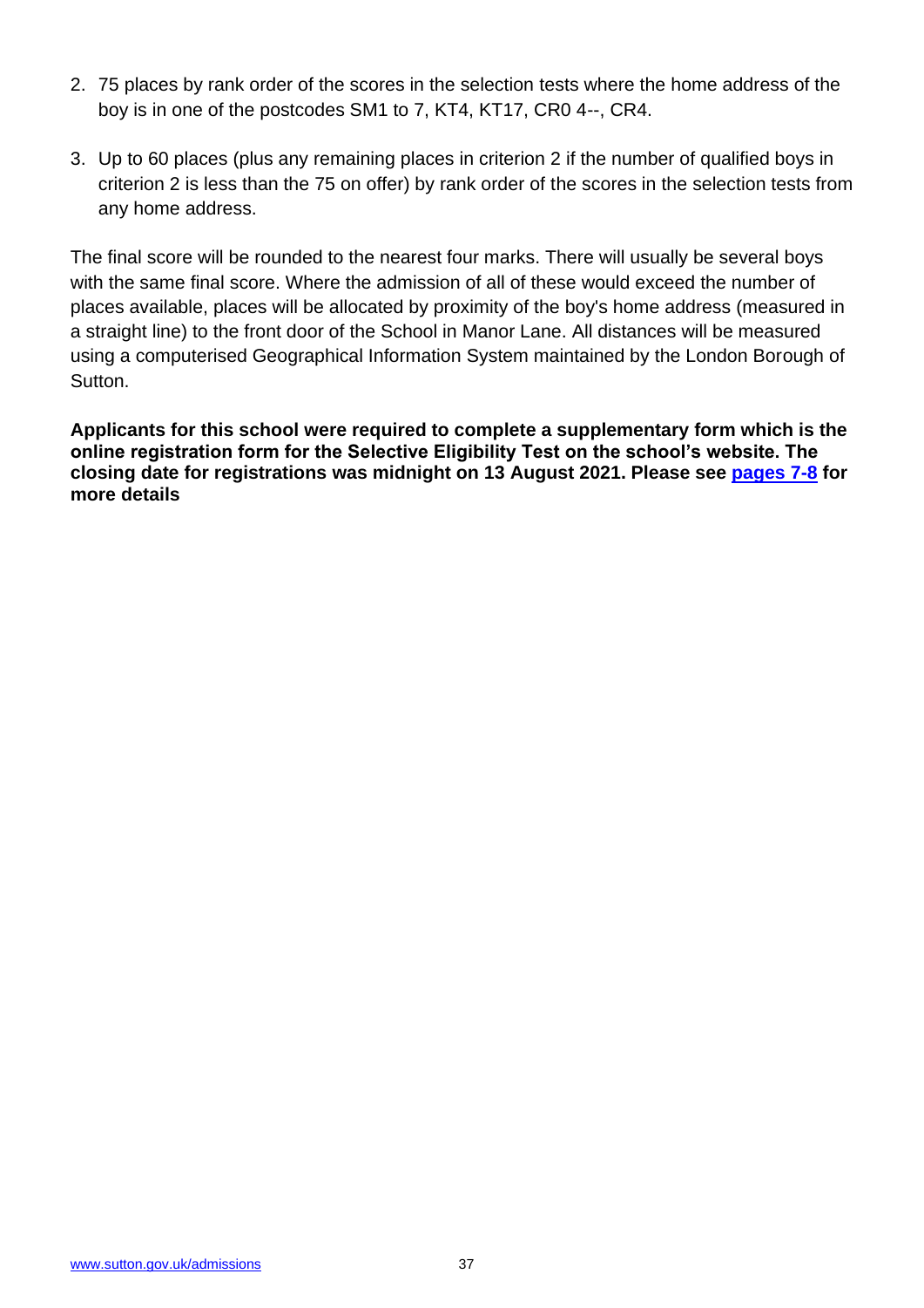2. 75 places by rank order of the scores in the selection tests where the home address of the boy is in one of the postcodes SM1 to 7, KT4, KT17, CR0 4--, CR4.

3. Up to 60 places (plus any remaining places in criterion 2 if the number of qualified boys in criterion 2 is less than the 75 on offer) by rank order of the scores in the selection tests from any home address.

The final score will be rounded to the nearest four marks. There will usually be several boys with the same final score. Where the admission of all of these would exceed the number of places available, places will be allocated by proximity of the boy's home address (measured in a straight line) to the front door of the School in Manor Lane. All distances will be measured using a computerised Geographical Information System maintained by the London Borough of Sutton.

**Applicants for this school were required to complete a supplementary form which is the online registration form for the Selective Eligibility Test on the school's website. The closing date for registrations was midnight on 13 August 2021. Please see pages 7-8 for more details**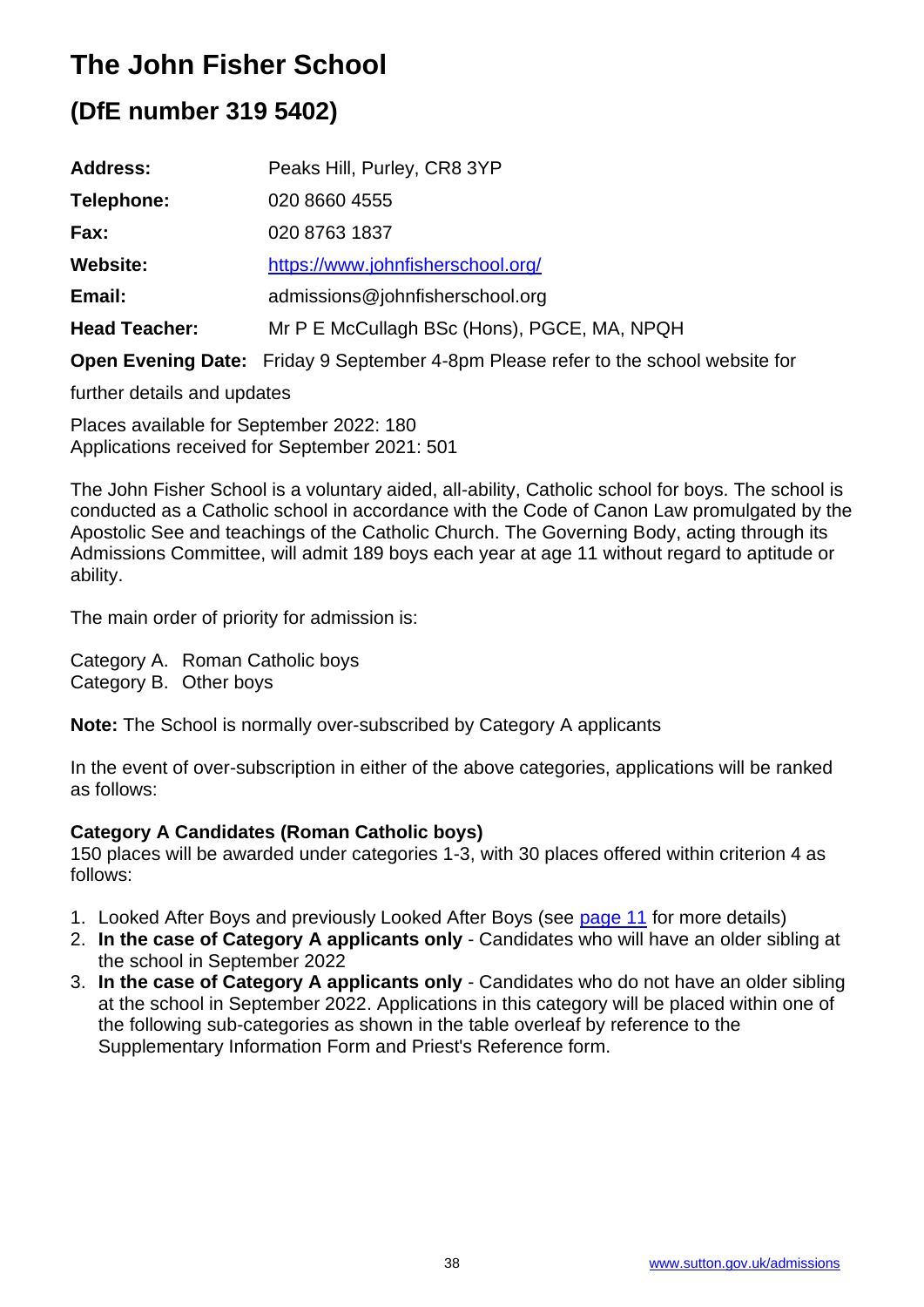# The John Fisher School

## (DfE number 319 5402)

| | |
|---|---|
| **Address:** | Peaks Hill, Purley, CR8 3YP |
| **Telephone:** | 020 8660 4555 |
| **Fax:** | 020 8763 1837 |
| **Website:** | [https://www.johnfisherschool.org/](https://www.johnfisherschool.org/) |
| **Email:** | admissions@johnfisherschool.org |
| **Head Teacher:** | Mr P E McCullagh BSc (Hons), PGCE, MA, NPQH |

**Open Evening Date:** Friday 9 September 4-8pm Please refer to the school website for further details and updates

Places available for September 2022: 180
Applications received for September 2021: 501

The John Fisher School is a voluntary aided, all-ability, Catholic school for boys. The school is conducted as a Catholic school in accordance with the Code of Canon Law promulgated by the Apostolic See and teachings of the Catholic Church. The Governing Body, acting through its Admissions Committee, will admit 189 boys each year at age 11 without regard to aptitude or ability.

The main order of priority for admission is:

Category A. Roman Catholic boys
Category B. Other boys

**Note:** The School is normally over-subscribed by Category A applicants

In the event of over-subscription in either of the above categories, applications will be ranked as follows:

**Category A Candidates (Roman Catholic boys)**
150 places will be awarded under categories 1-3, with 30 places offered within criterion 4 as follows:

1. Looked After Boys and previously Looked After Boys (see page 11 for more details)
2. **In the case of Category A applicants only** - Candidates who will have an older sibling at the school in September 2022
3. **In the case of Category A applicants only** - Candidates who do not have an older sibling at the school in September 2022. Applications in this category will be placed within one of the following sub-categories as shown in the table overleaf by reference to the Supplementary Information Form and Priest's Reference form.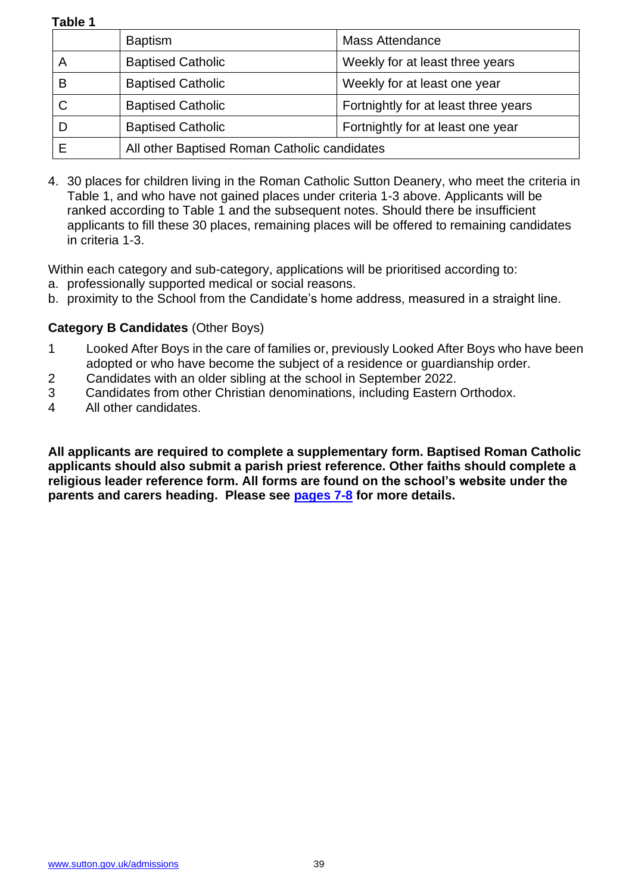**Table 1**

| | Baptism | Mass Attendance |
|---|---|---|
| A | Baptised Catholic | Weekly for at least three years |
| B | Baptised Catholic | Weekly for at least one year |
| C | Baptised Catholic | Fortnightly for at least three years |
| D | Baptised Catholic | Fortnightly for at least one year |
| E | All other Baptised Roman Catholic candidates | |

4. 30 places for children living in the Roman Catholic Sutton Deanery, who meet the criteria in Table 1, and who have not gained places under criteria 1-3 above. Applicants will be ranked according to Table 1 and the subsequent notes. Should there be insufficient applicants to fill these 30 places, remaining places will be offered to remaining candidates in criteria 1-3.

Within each category and sub-category, applications will be prioritised according to:

a. professionally supported medical or social reasons.
b. proximity to the School from the Candidate's home address, measured in a straight line.

**Category B Candidates** (Other Boys)

1. Looked After Boys in the care of families or, previously Looked After Boys who have been adopted or who have become the subject of a residence or guardianship order.
2. Candidates with an older sibling at the school in September 2022.
3. Candidates from other Christian denominations, including Eastern Orthodox.
4. All other candidates.

**All applicants are required to complete a supplementary form. Baptised Roman Catholic applicants should also submit a parish priest reference. Other faiths should complete a religious leader reference form. All forms are found on the school's website under the parents and carers heading. Please see [pages 7-8] for more details.**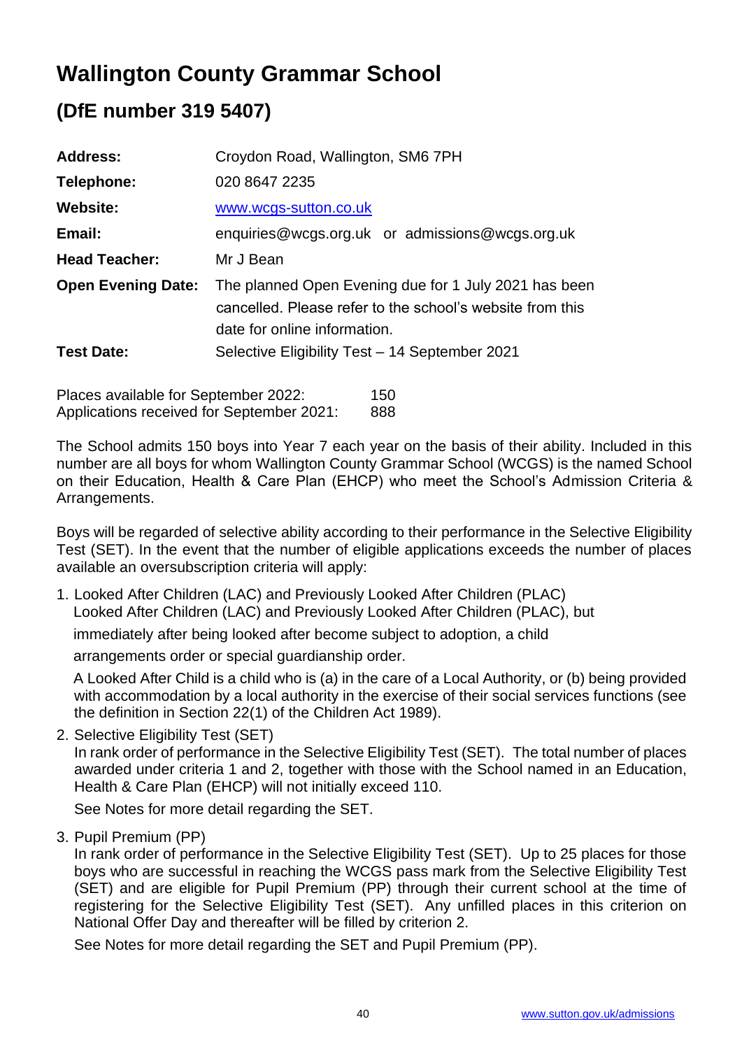# Wallington County Grammar School

## (DfE number 319 5407)

| | |
|---|---|
| **Address:** | Croydon Road, Wallington, SM6 7PH |
| **Telephone:** | 020 8647 2235 |
| **Website:** | www.wcgs-sutton.co.uk |
| **Email:** | enquiries@wcgs.org.uk or admissions@wcgs.org.uk |
| **Head Teacher:** | Mr J Bean |
| **Open Evening Date:** | The planned Open Evening due for 1 July 2021 has been cancelled. Please refer to the school's website from this date for online information. |
| **Test Date:** | Selective Eligibility Test – 14 September 2021 |

| | |
|---|---|
| Places available for September 2022: | 150 |
| Applications received for September 2021: | 888 |

The School admits 150 boys into Year 7 each year on the basis of their ability. Included in this number are all boys for whom Wallington County Grammar School (WCGS) is the named School on their Education, Health & Care Plan (EHCP) who meet the School's Admission Criteria & Arrangements.

Boys will be regarded of selective ability according to their performance in the Selective Eligibility Test (SET). In the event that the number of eligible applications exceeds the number of places available an oversubscription criteria will apply:

1. Looked After Children (LAC) and Previously Looked After Children (PLAC)
   Looked After Children (LAC) and Previously Looked After Children (PLAC), but immediately after being looked after become subject to adoption, a child arrangements order or special guardianship order.

   A Looked After Child is a child who is (a) in the care of a Local Authority, or (b) being provided with accommodation by a local authority in the exercise of their social services functions (see the definition in Section 22(1) of the Children Act 1989).

2. Selective Eligibility Test (SET)
   In rank order of performance in the Selective Eligibility Test (SET). The total number of places awarded under criteria 1 and 2, together with those with the School named in an Education, Health & Care Plan (EHCP) will not initially exceed 110.

   See Notes for more detail regarding the SET.

3. Pupil Premium (PP)
   In rank order of performance in the Selective Eligibility Test (SET). Up to 25 places for those boys who are successful in reaching the WCGS pass mark from the Selective Eligibility Test (SET) and are eligible for Pupil Premium (PP) through their current school at the time of registering for the Selective Eligibility Test (SET). Any unfilled places in this criterion on National Offer Day and thereafter will be filled by criterion 2.

   See Notes for more detail regarding the SET and Pupil Premium (PP).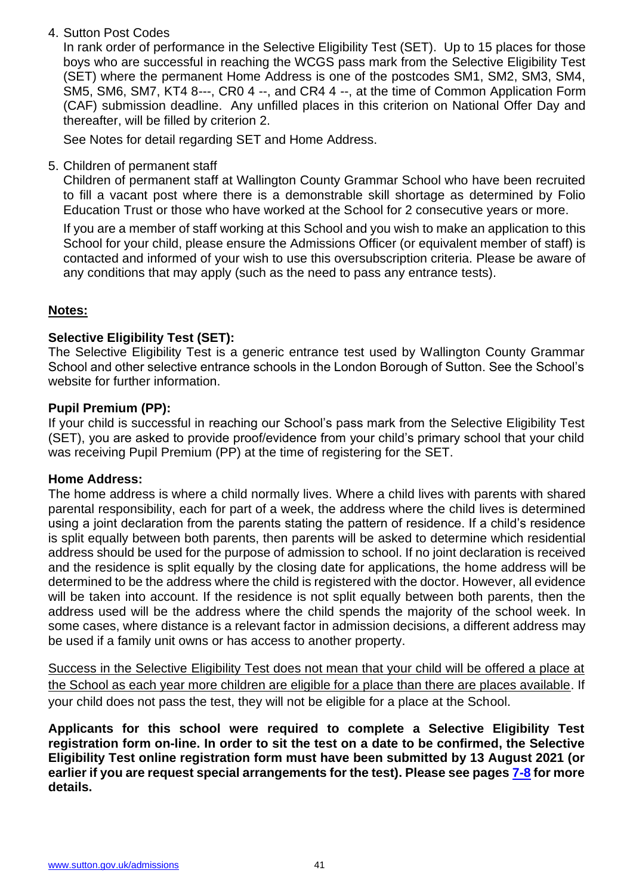4. Sutton Post Codes

   In rank order of performance in the Selective Eligibility Test (SET). Up to 15 places for those boys who are successful in reaching the WCGS pass mark from the Selective Eligibility Test (SET) where the permanent Home Address is one of the postcodes SM1, SM2, SM3, SM4, SM5, SM6, SM7, KT4 8---, CR0 4 --, and CR4 4 --, at the time of Common Application Form (CAF) submission deadline. Any unfilled places in this criterion on National Offer Day and thereafter, will be filled by criterion 2.

   See Notes for detail regarding SET and Home Address.

5. Children of permanent staff

   Children of permanent staff at Wallington County Grammar School who have been recruited to fill a vacant post where there is a demonstrable skill shortage as determined by Folio Education Trust or those who have worked at the School for 2 consecutive years or more.

   If you are a member of staff working at this School and you wish to make an application to this School for your child, please ensure the Admissions Officer (or equivalent member of staff) is contacted and informed of your wish to use this oversubscription criteria. Please be aware of any conditions that may apply (such as the need to pass any entrance tests).

**Notes:**

**Selective Eligibility Test (SET):**
The Selective Eligibility Test is a generic entrance test used by Wallington County Grammar School and other selective entrance schools in the London Borough of Sutton. See the School's website for further information.

**Pupil Premium (PP):**
If your child is successful in reaching our School's pass mark from the Selective Eligibility Test (SET), you are asked to provide proof/evidence from your child's primary school that your child was receiving Pupil Premium (PP) at the time of registering for the SET.

**Home Address:**
The home address is where a child normally lives. Where a child lives with parents with shared parental responsibility, each for part of a week, the address where the child lives is determined using a joint declaration from the parents stating the pattern of residence. If a child's residence is split equally between both parents, then parents will be asked to determine which residential address should be used for the purpose of admission to school. If no joint declaration is received and the residence is split equally by the closing date for applications, the home address will be determined to be the address where the child is registered with the doctor. However, all evidence will be taken into account. If the residence is not split equally between both parents, then the address used will be the address where the child spends the majority of the school week. In some cases, where distance is a relevant factor in admission decisions, a different address may be used if a family unit owns or has access to another property.

Success in the Selective Eligibility Test does not mean that your child will be offered a place at the School as each year more children are eligible for a place than there are places available. If your child does not pass the test, they will not be eligible for a place at the School.

**Applicants for this school were required to complete a Selective Eligibility Test registration form on-line. In order to sit the test on a date to be confirmed, the Selective Eligibility Test online registration form must have been submitted by 13 August 2021 (or earlier if you are request special arrangements for the test). Please see pages 7-8 for more details.**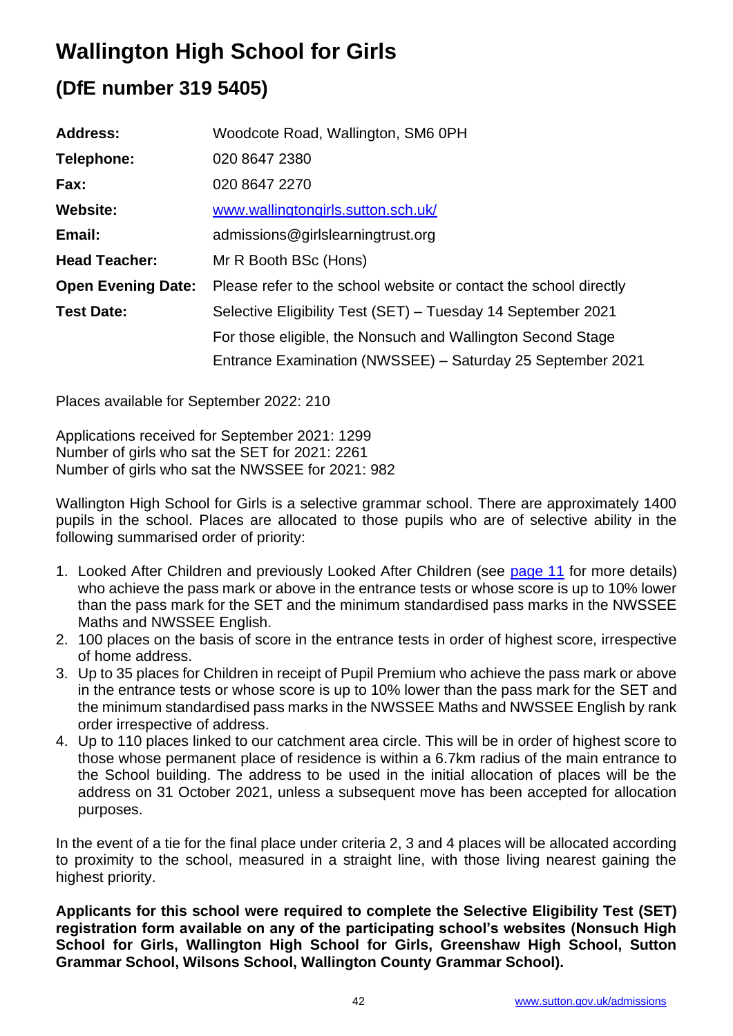# Wallington High School for Girls

## (DfE number 319 5405)

| | |
|---|---|
| **Address:** | Woodcote Road, Wallington, SM6 0PH |
| **Telephone:** | 020 8647 2380 |
| **Fax:** | 020 8647 2270 |
| **Website:** | [www.wallingtongirls.sutton.sch.uk/](www.wallingtongirls.sutton.sch.uk/) |
| **Email:** | admissions@girlslearningtrust.org |
| **Head Teacher:** | Mr R Booth BSc (Hons) |
| **Open Evening Date:** | Please refer to the school website or contact the school directly |
| **Test Date:** | Selective Eligibility Test (SET) – Tuesday 14 September 2021 |
| | For those eligible, the Nonsuch and Wallington Second Stage Entrance Examination (NWSSEE) – Saturday 25 September 2021 |

Places available for September 2022: 210

Applications received for September 2021: 1299
Number of girls who sat the SET for 2021: 2261
Number of girls who sat the NWSSEE for 2021: 982

Wallington High School for Girls is a selective grammar school. There are approximately 1400 pupils in the school. Places are allocated to those pupils who are of selective ability in the following summarised order of priority:

1. Looked After Children and previously Looked After Children (see page 11 for more details) who achieve the pass mark or above in the entrance tests or whose score is up to 10% lower than the pass mark for the SET and the minimum standardised pass marks in the NWSSEE Maths and NWSSEE English.
2. 100 places on the basis of score in the entrance tests in order of highest score, irrespective of home address.
3. Up to 35 places for Children in receipt of Pupil Premium who achieve the pass mark or above in the entrance tests or whose score is up to 10% lower than the pass mark for the SET and the minimum standardised pass marks in the NWSSEE Maths and NWSSEE English by rank order irrespective of address.
4. Up to 110 places linked to our catchment area circle. This will be in order of highest score to those whose permanent place of residence is within a 6.7km radius of the main entrance to the School building. The address to be used in the initial allocation of places will be the address on 31 October 2021, unless a subsequent move has been accepted for allocation purposes.

In the event of a tie for the final place under criteria 2, 3 and 4 places will be allocated according to proximity to the school, measured in a straight line, with those living nearest gaining the highest priority.

**Applicants for this school were required to complete the Selective Eligibility Test (SET) registration form available on any of the participating school's websites (Nonsuch High School for Girls, Wallington High School for Girls, Greenshaw High School, Sutton Grammar School, Wilsons School, Wallington County Grammar School).**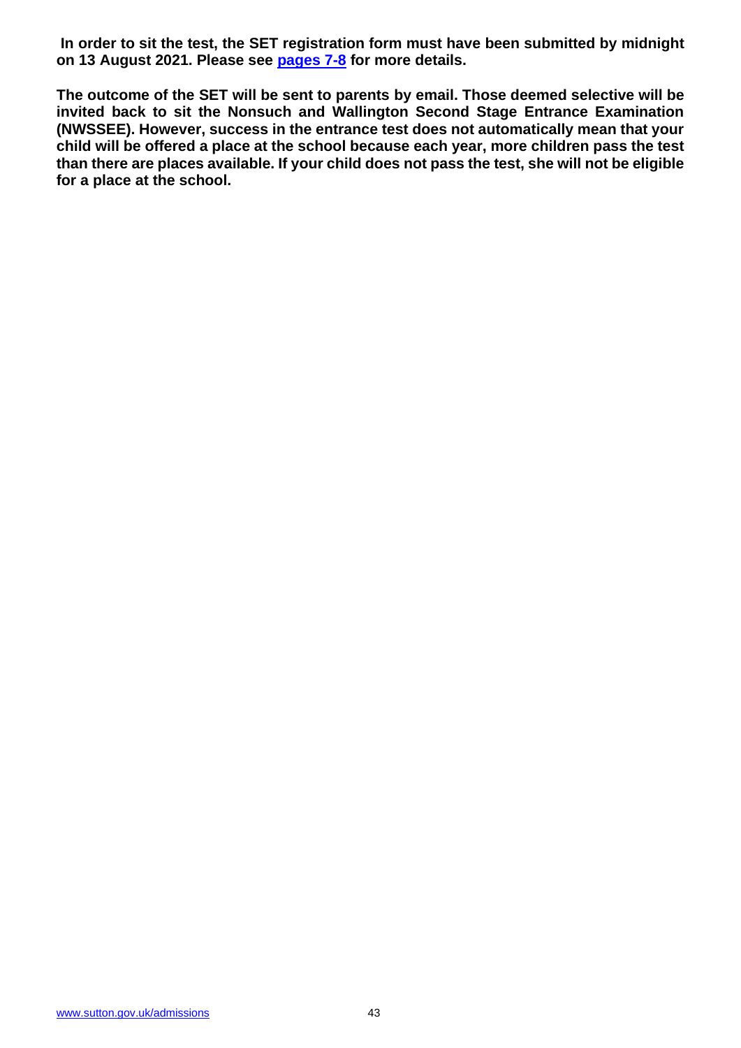**In order to sit the test, the SET registration form must have been submitted by midnight on 13 August 2021. Please see pages 7-8 for more details.**

**The outcome of the SET will be sent to parents by email. Those deemed selective will be invited back to sit the Nonsuch and Wallington Second Stage Entrance Examination (NWSSEE). However, success in the entrance test does not automatically mean that your child will be offered a place at the school because each year, more children pass the test than there are places available. If your child does not pass the test, she will not be eligible for a place at the school.**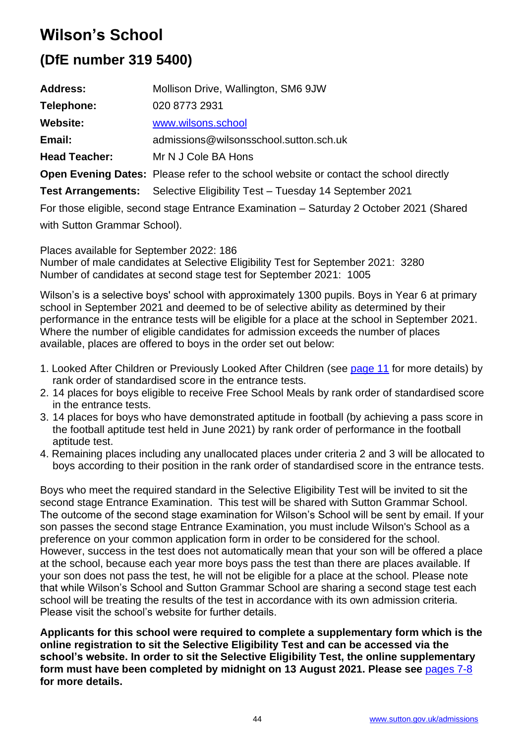# Wilson's School

## (DfE number 319 5400)

**Address:** Mollison Drive, Wallington, SM6 9JW

**Telephone:** 020 8773 2931

**Website:** [www.wilsons.school](www.wilsons.school)

**Email:** admissions@wilsonsschool.sutton.sch.uk

**Head Teacher:** Mr N J Cole BA Hons

**Open Evening Dates:** Please refer to the school website or contact the school directly

**Test Arrangements:** Selective Eligibility Test – Tuesday 14 September 2021

For those eligible, second stage Entrance Examination – Saturday 2 October 2021 (Shared with Sutton Grammar School).

Places available for September 2022: 186
Number of male candidates at Selective Eligibility Test for September 2021: 3280
Number of candidates at second stage test for September 2021: 1005

Wilson's is a selective boys' school with approximately 1300 pupils. Boys in Year 6 at primary school in September 2021 and deemed to be of selective ability as determined by their performance in the entrance tests will be eligible for a place at the school in September 2021. Where the number of eligible candidates for admission exceeds the number of places available, places are offered to boys in the order set out below:

1. Looked After Children or Previously Looked After Children (see [page 11]() for more details) by rank order of standardised score in the entrance tests.
2. 14 places for boys eligible to receive Free School Meals by rank order of standardised score in the entrance tests.
3. 14 places for boys who have demonstrated aptitude in football (by achieving a pass score in the football aptitude test held in June 2021) by rank order of performance in the football aptitude test.
4. Remaining places including any unallocated places under criteria 2 and 3 will be allocated to boys according to their position in the rank order of standardised score in the entrance tests.

Boys who meet the required standard in the Selective Eligibility Test will be invited to sit the second stage Entrance Examination. This test will be shared with Sutton Grammar School. The outcome of the second stage examination for Wilson's School will be sent by email. If your son passes the second stage Entrance Examination, you must include Wilson's School as a preference on your common application form in order to be considered for the school. However, success in the test does not automatically mean that your son will be offered a place at the school, because each year more boys pass the test than there are places available. If your son does not pass the test, he will not be eligible for a place at the school. Please note that while Wilson's School and Sutton Grammar School are sharing a second stage test each school will be treating the results of the test in accordance with its own admission criteria. Please visit the school's website for further details.

**Applicants for this school were required to complete a supplementary form which is the online registration to sit the Selective Eligibility Test and can be accessed via the school's website. In order to sit the Selective Eligibility Test, the online supplementary form must have been completed by midnight on 13 August 2021. Please see [pages 7-8]() for more details.**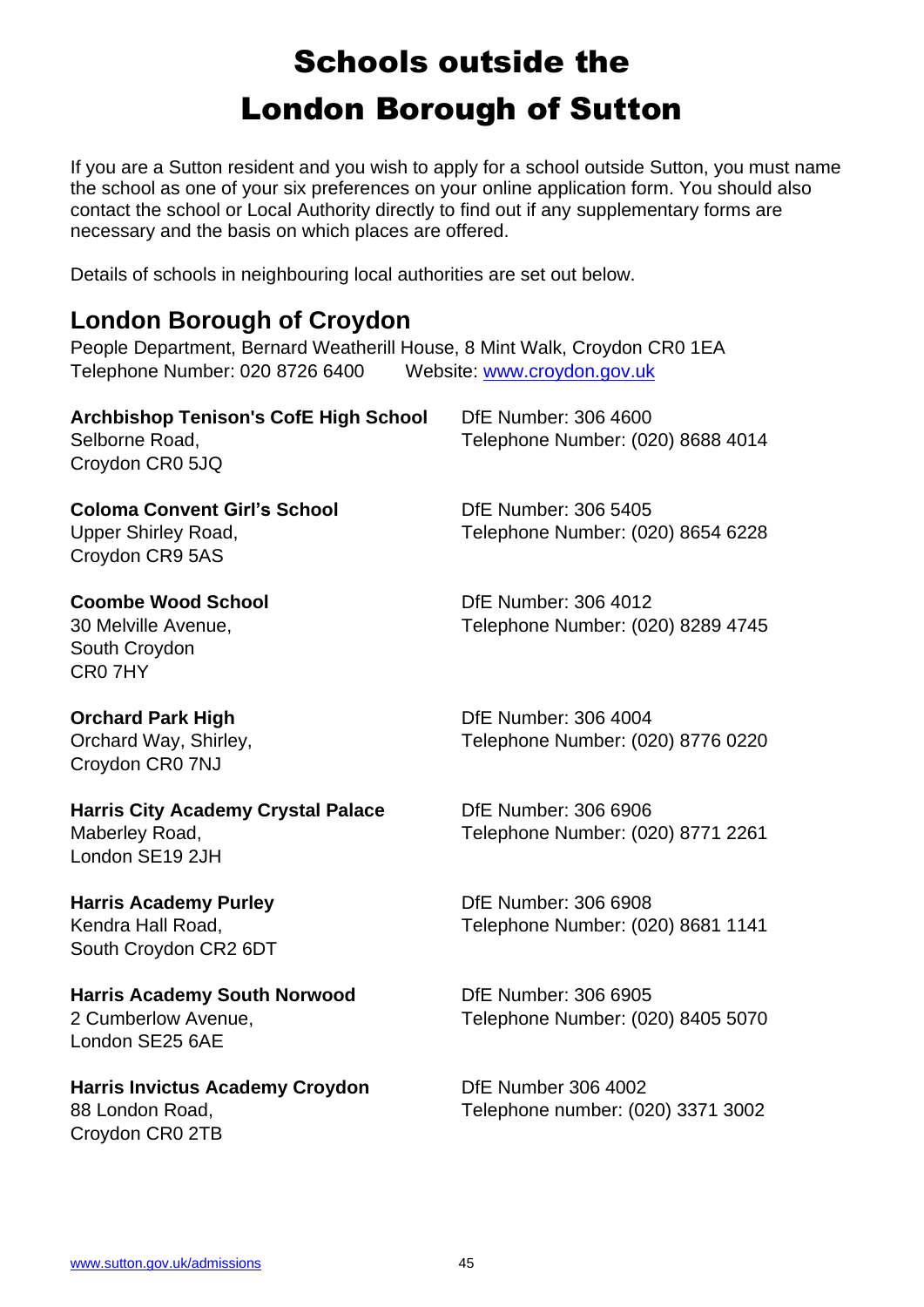# Schools outside the London Borough of Sutton

If you are a Sutton resident and you wish to apply for a school outside Sutton, you must name the school as one of your six preferences on your online application form. You should also contact the school or Local Authority directly to find out if any supplementary forms are necessary and the basis on which places are offered.

Details of schools in neighbouring local authorities are set out below.

## London Borough of Croydon

People Department, Bernard Weatherill House, 8 Mint Walk, Croydon CR0 1EA
Telephone Number: 020 8726 6400 Website: [www.croydon.gov.uk](http://www.croydon.gov.uk)

**Archbishop Tenison's CofE High School**
Selborne Road,
Croydon CR0 5JQ
DfE Number: 306 4600
Telephone Number: (020) 8688 4014

**Coloma Convent Girl's School**
Upper Shirley Road,
Croydon CR9 5AS
DfE Number: 306 5405
Telephone Number: (020) 8654 6228

**Coombe Wood School**
30 Melville Avenue,
South Croydon
CR0 7HY
DfE Number: 306 4012
Telephone Number: (020) 8289 4745

**Orchard Park High**
Orchard Way, Shirley,
Croydon CR0 7NJ
DfE Number: 306 4004
Telephone Number: (020) 8776 0220

**Harris City Academy Crystal Palace**
Maberley Road,
London SE19 2JH
DfE Number: 306 6906
Telephone Number: (020) 8771 2261

**Harris Academy Purley**
Kendra Hall Road,
South Croydon CR2 6DT
DfE Number: 306 6908
Telephone Number: (020) 8681 1141

**Harris Academy South Norwood**
2 Cumberlow Avenue,
London SE25 6AE
DfE Number: 306 6905
Telephone Number: (020) 8405 5070

**Harris Invictus Academy Croydon**
88 London Road,
Croydon CR0 2TB
DfE Number 306 4002
Telephone number: (020) 3371 3002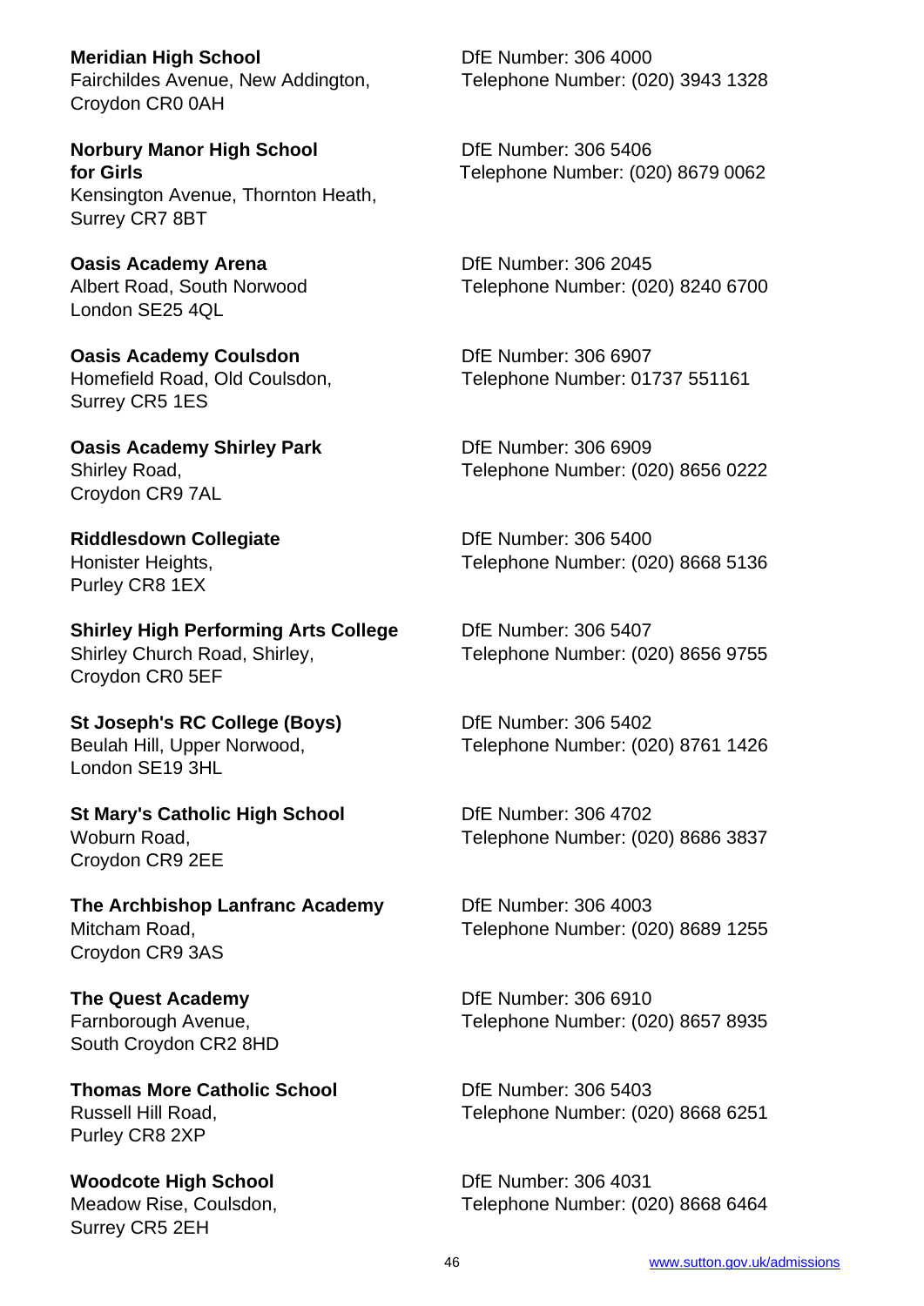**Meridian High School**
Fairchildes Avenue, New Addington,
Croydon CR0 0AH

DfE Number: 306 4000
Telephone Number: (020) 3943 1328

**Norbury Manor High School for Girls**
Kensington Avenue, Thornton Heath,
Surrey CR7 8BT

DfE Number: 306 5406
Telephone Number: (020) 8679 0062

**Oasis Academy Arena**
Albert Road, South Norwood
London SE25 4QL

DfE Number: 306 2045
Telephone Number: (020) 8240 6700

**Oasis Academy Coulsdon**
Homefield Road, Old Coulsdon,
Surrey CR5 1ES

DfE Number: 306 6907
Telephone Number: 01737 551161

**Oasis Academy Shirley Park**
Shirley Road,
Croydon CR9 7AL

DfE Number: 306 6909
Telephone Number: (020) 8656 0222

**Riddlesdown Collegiate**
Honister Heights,
Purley CR8 1EX

DfE Number: 306 5400
Telephone Number: (020) 8668 5136

**Shirley High Performing Arts College**
Shirley Church Road, Shirley,
Croydon CR0 5EF

DfE Number: 306 5407
Telephone Number: (020) 8656 9755

**St Joseph's RC College (Boys)**
Beulah Hill, Upper Norwood,
London SE19 3HL

DfE Number: 306 5402
Telephone Number: (020) 8761 1426

**St Mary's Catholic High School**
Woburn Road,
Croydon CR9 2EE

DfE Number: 306 4702
Telephone Number: (020) 8686 3837

**The Archbishop Lanfranc Academy**
Mitcham Road,
Croydon CR9 3AS

DfE Number: 306 4003
Telephone Number: (020) 8689 1255

**The Quest Academy**
Farnborough Avenue,
South Croydon CR2 8HD

DfE Number: 306 6910
Telephone Number: (020) 8657 8935

**Thomas More Catholic School**
Russell Hill Road,
Purley CR8 2XP

DfE Number: 306 5403
Telephone Number: (020) 8668 6251

**Woodcote High School**
Meadow Rise, Coulsdon,
Surrey CR5 2EH

DfE Number: 306 4031
Telephone Number: (020) 8668 6464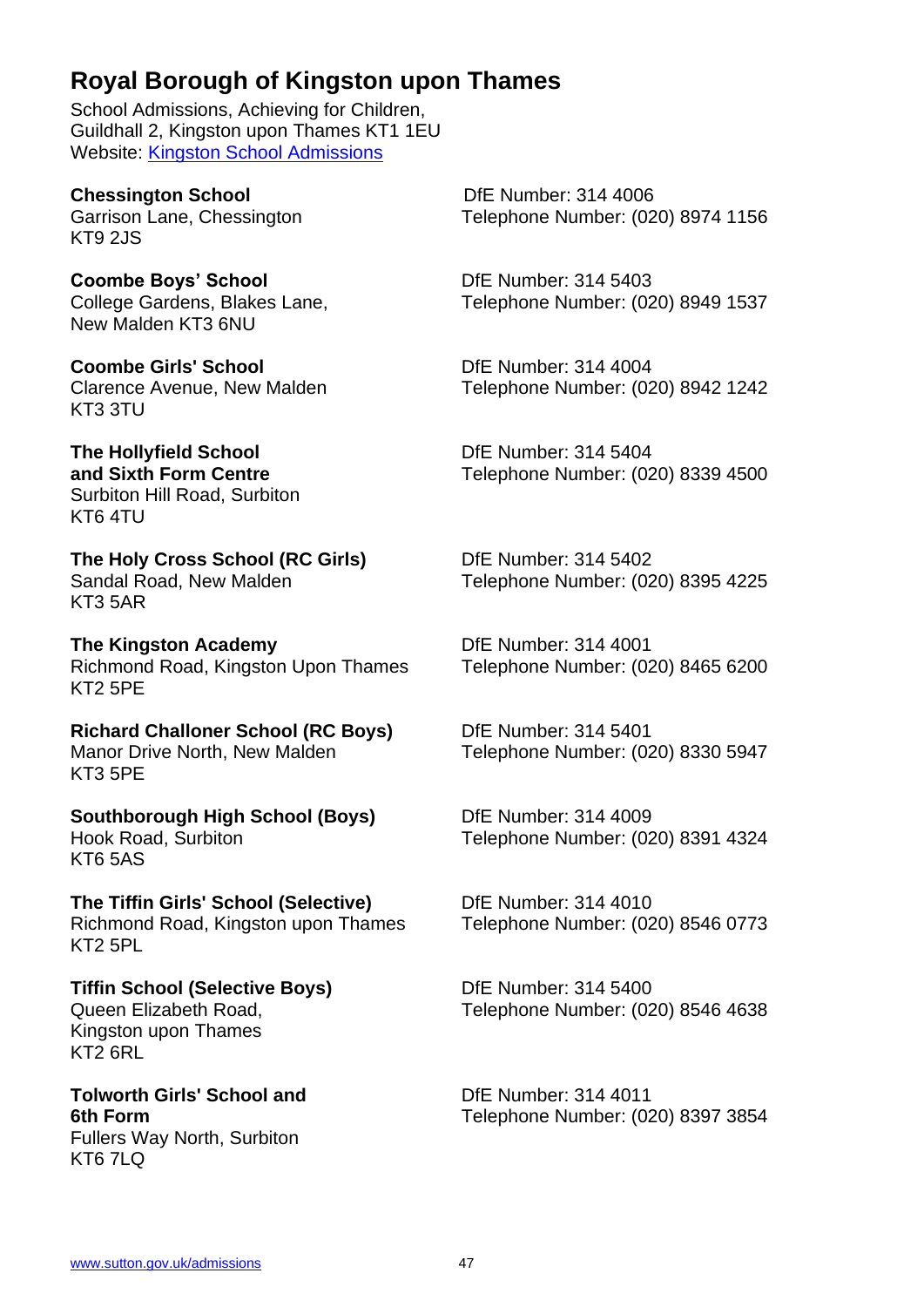## Royal Borough of Kingston upon Thames

School Admissions, Achieving for Children,
Guildhall 2, Kingston upon Thames KT1 1EU
Website: [Kingston School Admissions]()

**Chessington School**
Garrison Lane, Chessington
KT9 2JS
DfE Number: 314 4006
Telephone Number: (020) 8974 1156

**Coombe Boys' School**
College Gardens, Blakes Lane,
New Malden KT3 6NU
DfE Number: 314 5403
Telephone Number: (020) 8949 1537

**Coombe Girls' School**
Clarence Avenue, New Malden
KT3 3TU
DfE Number: 314 4004
Telephone Number: (020) 8942 1242

**The Hollyfield School and Sixth Form Centre**
Surbiton Hill Road, Surbiton
KT6 4TU
DfE Number: 314 5404
Telephone Number: (020) 8339 4500

**The Holy Cross School (RC Girls)**
Sandal Road, New Malden
KT3 5AR
DfE Number: 314 5402
Telephone Number: (020) 8395 4225

**The Kingston Academy**
Richmond Road, Kingston Upon Thames
KT2 5PE
DfE Number: 314 4001
Telephone Number: (020) 8465 6200

**Richard Challoner School (RC Boys)**
Manor Drive North, New Malden
KT3 5PE
DfE Number: 314 5401
Telephone Number: (020) 8330 5947

**Southborough High School (Boys)**
Hook Road, Surbiton
KT6 5AS
DfE Number: 314 4009
Telephone Number: (020) 8391 4324

**The Tiffin Girls' School (Selective)**
Richmond Road, Kingston upon Thames
KT2 5PL
DfE Number: 314 4010
Telephone Number: (020) 8546 0773

**Tiffin School (Selective Boys)**
Queen Elizabeth Road,
Kingston upon Thames
KT2 6RL
DfE Number: 314 5400
Telephone Number: (020) 8546 4638

**Tolworth Girls' School and 6th Form**
Fullers Way North, Surbiton
KT6 7LQ
DfE Number: 314 4011
Telephone Number: (020) 8397 3854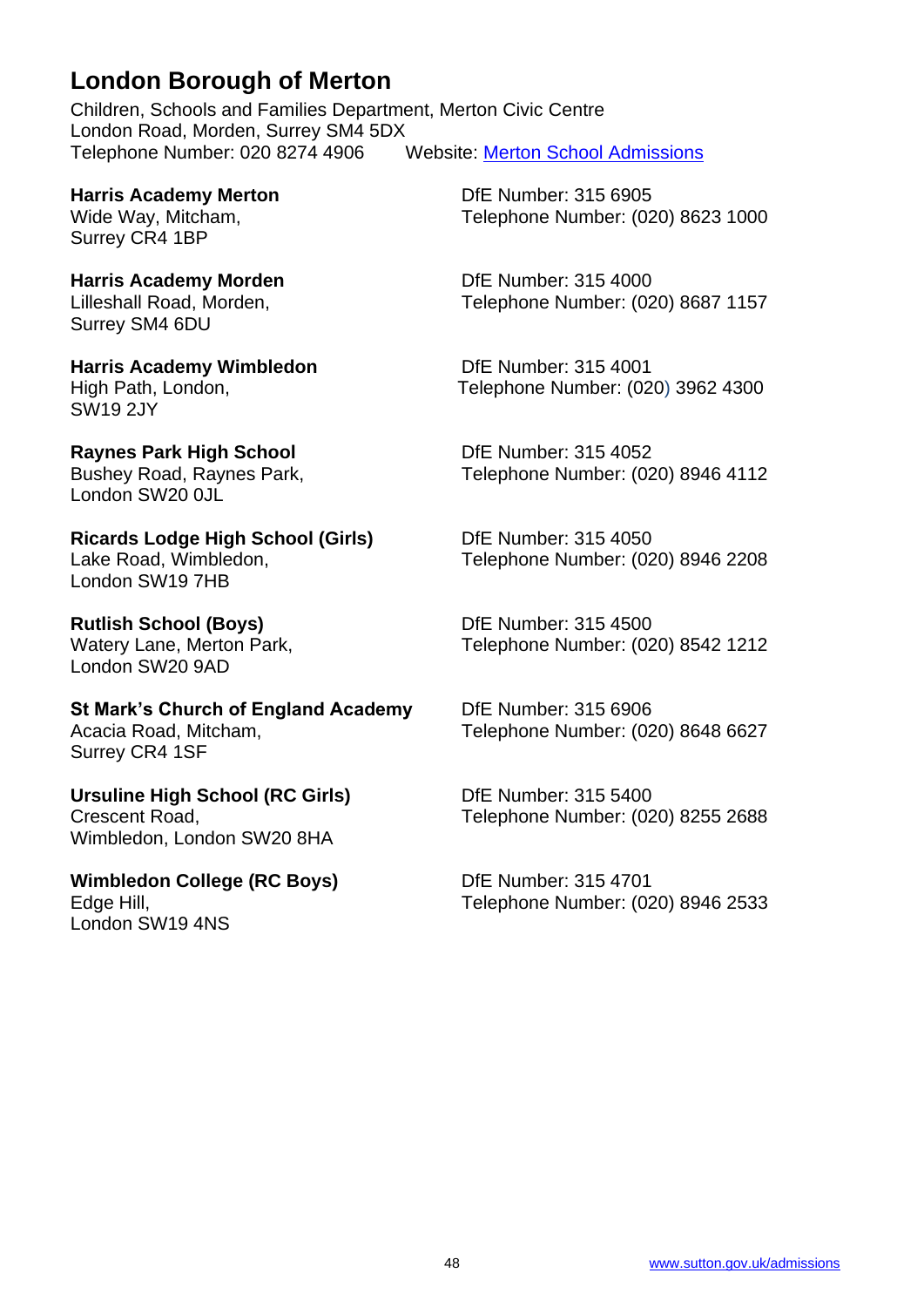## London Borough of Merton

Children, Schools and Families Department, Merton Civic Centre
London Road, Morden, Surrey SM4 5DX
Telephone Number: 020 8274 4906 Website: [Merton School Admissions]

**Harris Academy Merton**
Wide Way, Mitcham,
Surrey CR4 1BP
DfE Number: 315 6905
Telephone Number: (020) 8623 1000

**Harris Academy Morden**
Lilleshall Road, Morden,
Surrey SM4 6DU
DfE Number: 315 4000
Telephone Number: (020) 8687 1157

**Harris Academy Wimbledon**
High Path, London,
SW19 2JY
DfE Number: 315 4001
Telephone Number: (020) 3962 4300

**Raynes Park High School**
Bushey Road, Raynes Park,
London SW20 0JL
DfE Number: 315 4052
Telephone Number: (020) 8946 4112

**Ricards Lodge High School (Girls)**
Lake Road, Wimbledon,
London SW19 7HB
DfE Number: 315 4050
Telephone Number: (020) 8946 2208

**Rutlish School (Boys)**
Watery Lane, Merton Park,
London SW20 9AD
DfE Number: 315 4500
Telephone Number: (020) 8542 1212

**St Mark's Church of England Academy**
Acacia Road, Mitcham,
Surrey CR4 1SF
DfE Number: 315 6906
Telephone Number: (020) 8648 6627

**Ursuline High School (RC Girls)**
Crescent Road,
Wimbledon, London SW20 8HA
DfE Number: 315 5400
Telephone Number: (020) 8255 2688

**Wimbledon College (RC Boys)**
Edge Hill,
London SW19 4NS
DfE Number: 315 4701
Telephone Number: (020) 8946 2533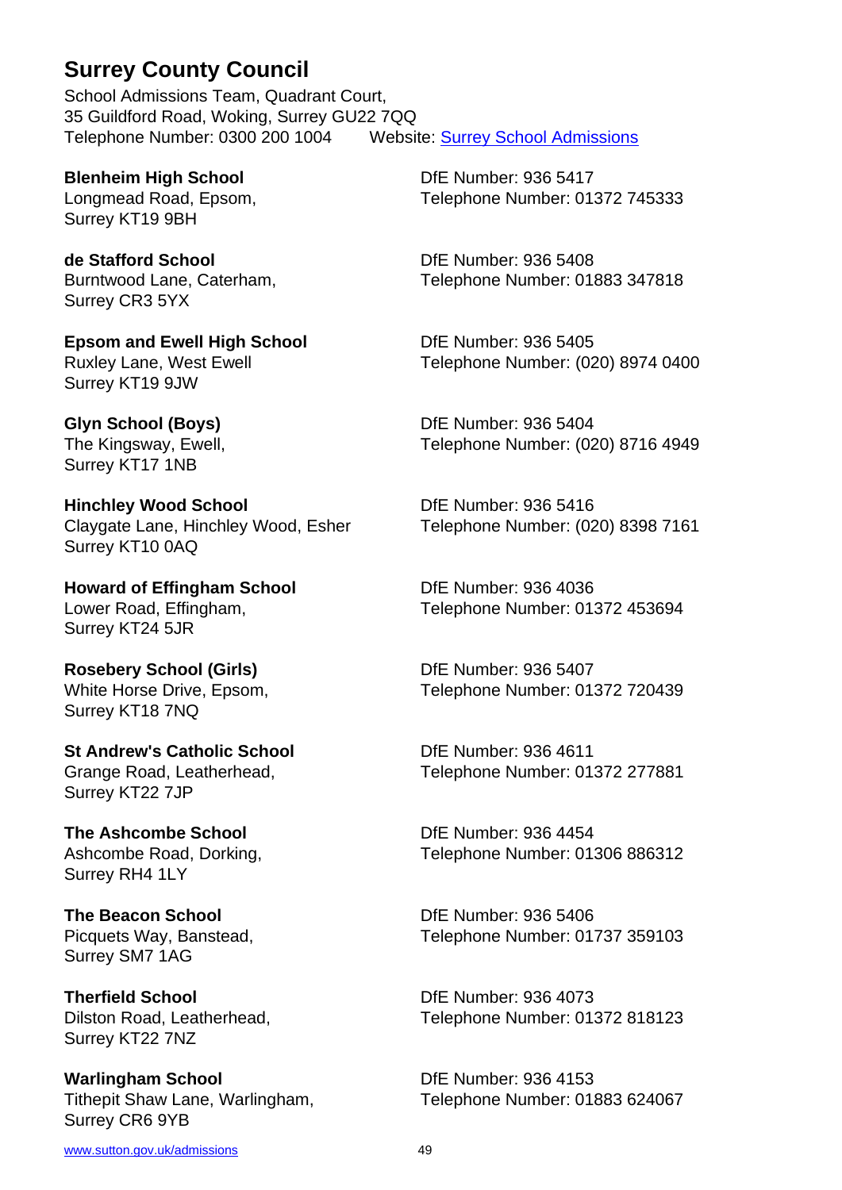## Surrey County Council

School Admissions Team, Quadrant Court,
35 Guildford Road, Woking, Surrey GU22 7QQ
Telephone Number: 0300 200 1004 Website: [Surrey School Admissions]

**Blenheim High School**
Longmead Road, Epsom,
Surrey KT19 9BH
DfE Number: 936 5417
Telephone Number: 01372 745333

**de Stafford School**
Burntwood Lane, Caterham,
Surrey CR3 5YX
DfE Number: 936 5408
Telephone Number: 01883 347818

**Epsom and Ewell High School**
Ruxley Lane, West Ewell
Surrey KT19 9JW
DfE Number: 936 5405
Telephone Number: (020) 8974 0400

**Glyn School (Boys)**
The Kingsway, Ewell,
Surrey KT17 1NB
DfE Number: 936 5404
Telephone Number: (020) 8716 4949

**Hinchley Wood School**
Claygate Lane, Hinchley Wood, Esher
Surrey KT10 0AQ
DfE Number: 936 5416
Telephone Number: (020) 8398 7161

**Howard of Effingham School**
Lower Road, Effingham,
Surrey KT24 5JR
DfE Number: 936 4036
Telephone Number: 01372 453694

**Rosebery School (Girls)**
White Horse Drive, Epsom,
Surrey KT18 7NQ
DfE Number: 936 5407
Telephone Number: 01372 720439

**St Andrew's Catholic School**
Grange Road, Leatherhead,
Surrey KT22 7JP
DfE Number: 936 4611
Telephone Number: 01372 277881

**The Ashcombe School**
Ashcombe Road, Dorking,
Surrey RH4 1LY
DfE Number: 936 4454
Telephone Number: 01306 886312

**The Beacon School**
Picquets Way, Banstead,
Surrey SM7 1AG
DfE Number: 936 5406
Telephone Number: 01737 359103

**Therfield School**
Dilston Road, Leatherhead,
Surrey KT22 7NZ
DfE Number: 936 4073
Telephone Number: 01372 818123

**Warlingham School**
Tithepit Shaw Lane, Warlingham,
Surrey CR6 9YB
DfE Number: 936 4153
Telephone Number: 01883 624067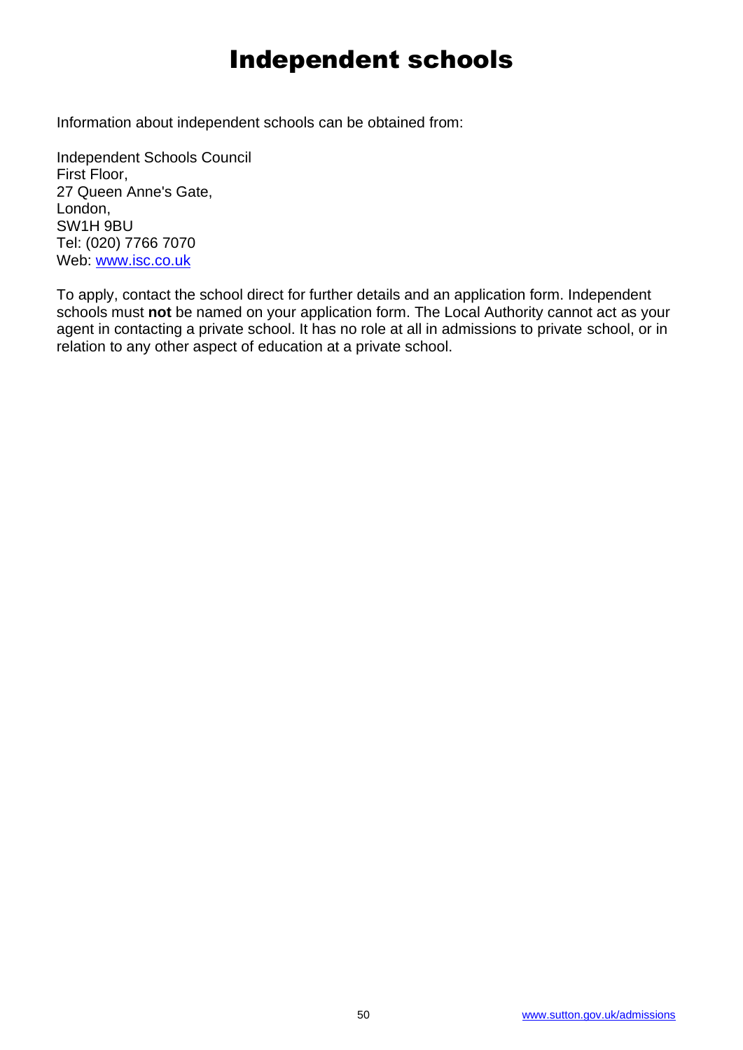# Independent schools

Information about independent schools can be obtained from:

Independent Schools Council  
First Floor,  
27 Queen Anne's Gate,  
London,  
SW1H 9BU  
Tel: (020) 7766 7070  
Web: [www.isc.co.uk](http://www.isc.co.uk)

To apply, contact the school direct for further details and an application form. Independent schools must **not** be named on your application form. The Local Authority cannot act as your agent in contacting a private school. It has no role at all in admissions to private school, or in relation to any other aspect of education at a private school.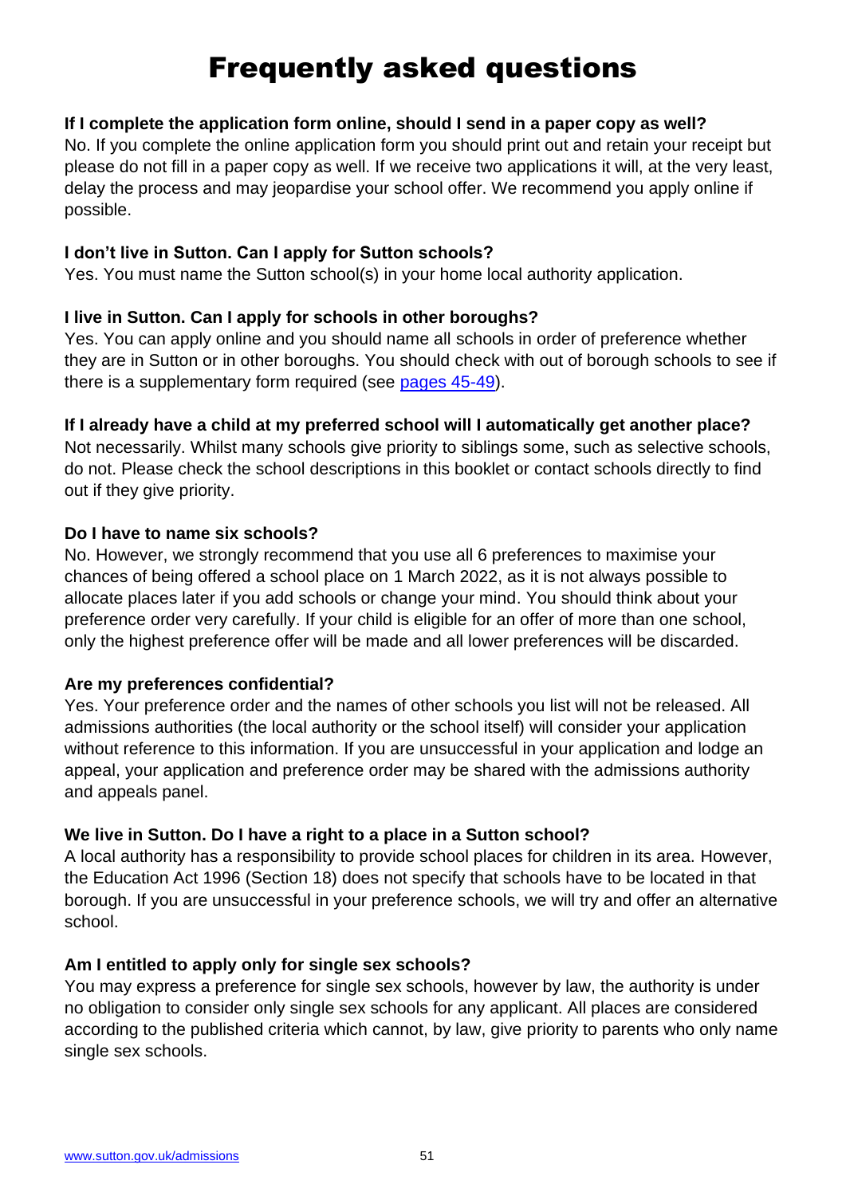# Frequently asked questions

**If I complete the application form online, should I send in a paper copy as well?**
No. If you complete the online application form you should print out and retain your receipt but please do not fill in a paper copy as well. If we receive two applications it will, at the very least, delay the process and may jeopardise your school offer. We recommend you apply online if possible.

**I don't live in Sutton. Can I apply for Sutton schools?**
Yes. You must name the Sutton school(s) in your home local authority application.

**I live in Sutton. Can I apply for schools in other boroughs?**
Yes. You can apply online and you should name all schools in order of preference whether they are in Sutton or in other boroughs. You should check with out of borough schools to see if there is a supplementary form required (see pages 45-49).

**If I already have a child at my preferred school will I automatically get another place?**
Not necessarily. Whilst many schools give priority to siblings some, such as selective schools, do not. Please check the school descriptions in this booklet or contact schools directly to find out if they give priority.

**Do I have to name six schools?**
No. However, we strongly recommend that you use all 6 preferences to maximise your chances of being offered a school place on 1 March 2022, as it is not always possible to allocate places later if you add schools or change your mind. You should think about your preference order very carefully. If your child is eligible for an offer of more than one school, only the highest preference offer will be made and all lower preferences will be discarded.

**Are my preferences confidential?**
Yes. Your preference order and the names of other schools you list will not be released. All admissions authorities (the local authority or the school itself) will consider your application without reference to this information. If you are unsuccessful in your application and lodge an appeal, your application and preference order may be shared with the admissions authority and appeals panel.

**We live in Sutton. Do I have a right to a place in a Sutton school?**
A local authority has a responsibility to provide school places for children in its area. However, the Education Act 1996 (Section 18) does not specify that schools have to be located in that borough. If you are unsuccessful in your preference schools, we will try and offer an alternative school.

**Am I entitled to apply only for single sex schools?**
You may express a preference for single sex schools, however by law, the authority is under no obligation to consider only single sex schools for any applicant. All places are considered according to the published criteria which cannot, by law, give priority to parents who only name single sex schools.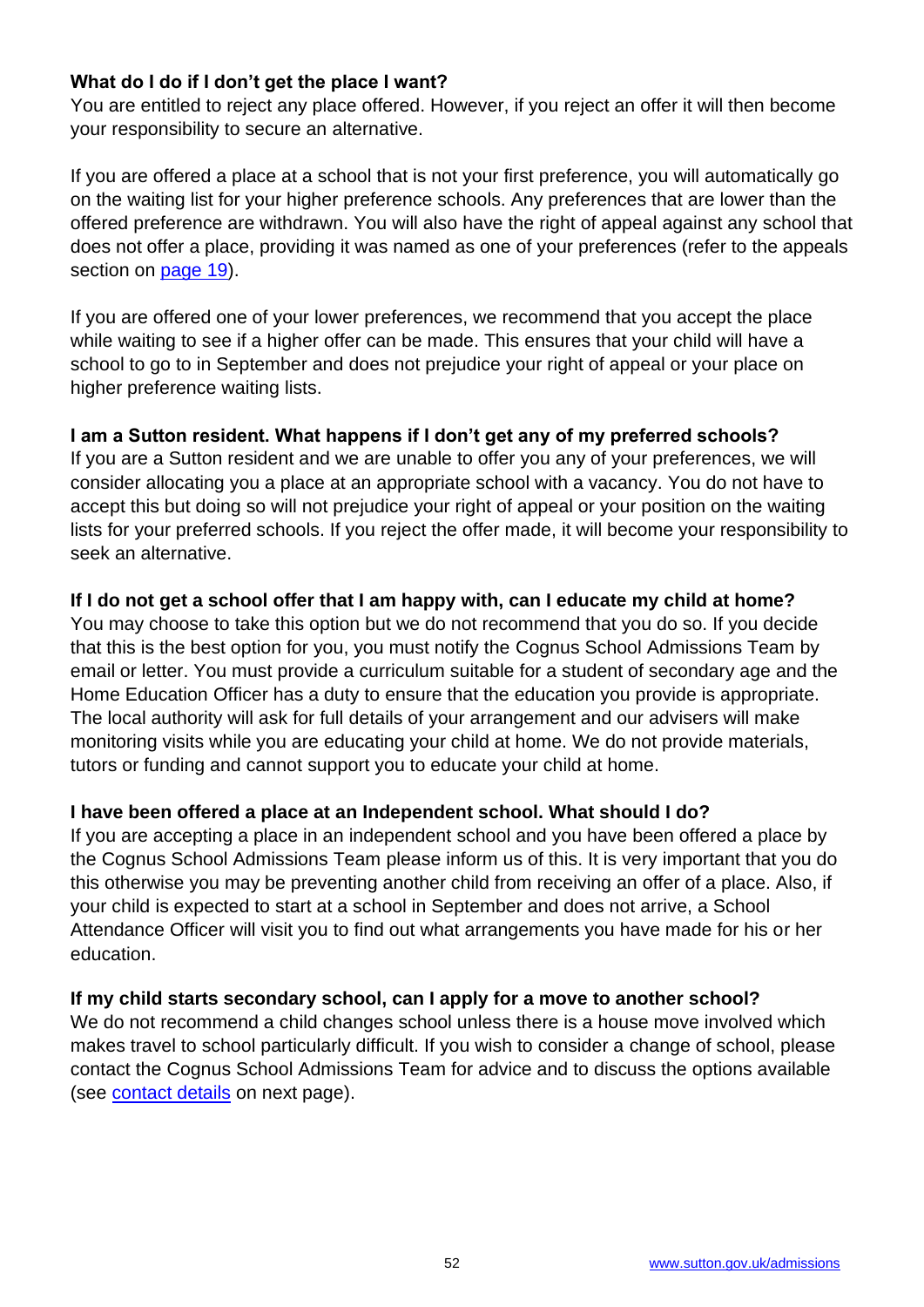**What do I do if I don't get the place I want?**

You are entitled to reject any place offered. However, if you reject an offer it will then become your responsibility to secure an alternative.

If you are offered a place at a school that is not your first preference, you will automatically go on the waiting list for your higher preference schools. Any preferences that are lower than the offered preference are withdrawn. You will also have the right of appeal against any school that does not offer a place, providing it was named as one of your preferences (refer to the appeals section on [page 19](#)).

If you are offered one of your lower preferences, we recommend that you accept the place while waiting to see if a higher offer can be made. This ensures that your child will have a school to go to in September and does not prejudice your right of appeal or your place on higher preference waiting lists.

**I am a Sutton resident. What happens if I don't get any of my preferred schools?**

If you are a Sutton resident and we are unable to offer you any of your preferences, we will consider allocating you a place at an appropriate school with a vacancy. You do not have to accept this but doing so will not prejudice your right of appeal or your position on the waiting lists for your preferred schools. If you reject the offer made, it will become your responsibility to seek an alternative.

**If I do not get a school offer that I am happy with, can I educate my child at home?**

You may choose to take this option but we do not recommend that you do so. If you decide that this is the best option for you, you must notify the Cognus School Admissions Team by email or letter. You must provide a curriculum suitable for a student of secondary age and the Home Education Officer has a duty to ensure that the education you provide is appropriate. The local authority will ask for full details of your arrangement and our advisers will make monitoring visits while you are educating your child at home. We do not provide materials, tutors or funding and cannot support you to educate your child at home.

**I have been offered a place at an Independent school. What should I do?**

If you are accepting a place in an independent school and you have been offered a place by the Cognus School Admissions Team please inform us of this. It is very important that you do this otherwise you may be preventing another child from receiving an offer of a place. Also, if your child is expected to start at a school in September and does not arrive, a School Attendance Officer will visit you to find out what arrangements you have made for his or her education.

**If my child starts secondary school, can I apply for a move to another school?**

We do not recommend a child changes school unless there is a house move involved which makes travel to school particularly difficult. If you wish to consider a change of school, please contact the Cognus School Admissions Team for advice and to discuss the options available (see [contact details](#) on next page).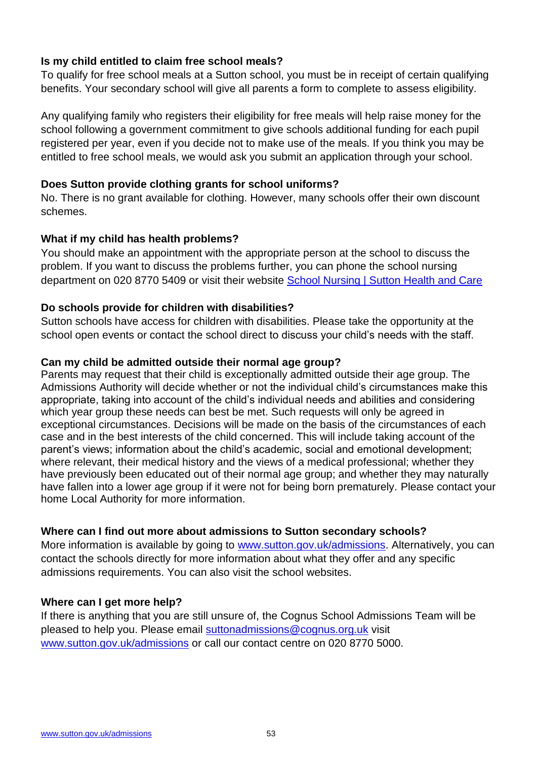**Is my child entitled to claim free school meals?**
To qualify for free school meals at a Sutton school, you must be in receipt of certain qualifying benefits. Your secondary school will give all parents a form to complete to assess eligibility.

Any qualifying family who registers their eligibility for free meals will help raise money for the school following a government commitment to give schools additional funding for each pupil registered per year, even if you decide not to make use of the meals. If you think you may be entitled to free school meals, we would ask you submit an application through your school.

**Does Sutton provide clothing grants for school uniforms?**
No. There is no grant available for clothing. However, many schools offer their own discount schemes.

**What if my child has health problems?**
You should make an appointment with the appropriate person at the school to discuss the problem. If you want to discuss the problems further, you can phone the school nursing department on 020 8770 5409 or visit their website School Nursing | Sutton Health and Care

**Do schools provide for children with disabilities?**
Sutton schools have access for children with disabilities. Please take the opportunity at the school open events or contact the school direct to discuss your child's needs with the staff.

**Can my child be admitted outside their normal age group?**
Parents may request that their child is exceptionally admitted outside their age group. The Admissions Authority will decide whether or not the individual child's circumstances make this appropriate, taking into account of the child's individual needs and abilities and considering which year group these needs can best be met. Such requests will only be agreed in exceptional circumstances. Decisions will be made on the basis of the circumstances of each case and in the best interests of the child concerned. This will include taking account of the parent's views; information about the child's academic, social and emotional development; where relevant, their medical history and the views of a medical professional; whether they have previously been educated out of their normal age group; and whether they may naturally have fallen into a lower age group if it were not for being born prematurely. Please contact your home Local Authority for more information.

**Where can I find out more about admissions to Sutton secondary schools?**
More information is available by going to www.sutton.gov.uk/admissions. Alternatively, you can contact the schools directly for more information about what they offer and any specific admissions requirements. You can also visit the school websites.

**Where can I get more help?**
If there is anything that you are still unsure of, the Cognus School Admissions Team will be pleased to help you. Please email suttonadmissions@cognus.org.uk visit www.sutton.gov.uk/admissions or call our contact centre on 020 8770 5000.